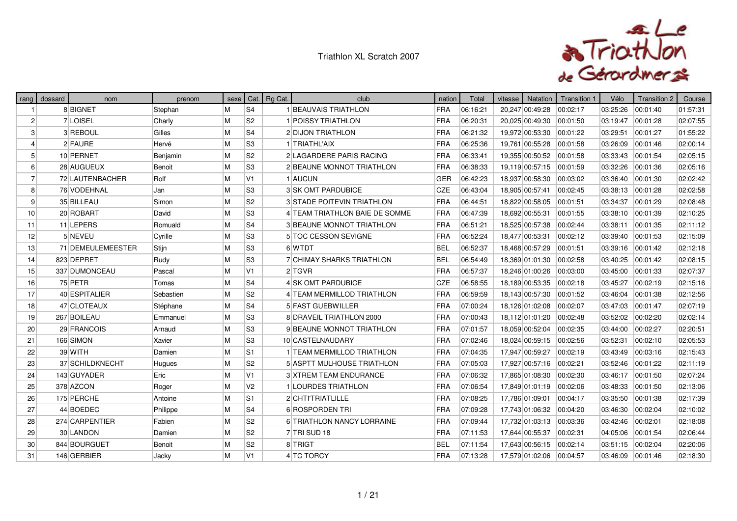# Triathlon XL Scratch 2007

| rang | dossard | nom | prenom | sexe | Cat. | Rg Cat. | club | nation | Total | vitesse | Natation | Transition 1 | Vélo | Transition 2 | Course |
|---|---|---|---|---|---|---|---|---|---|---|---|---|---|---|---|
| 1 | 8 | BIGNET | Stephan | M | S4 | 1 | BEAUVAIS TRIATHLON | FRA | 06:16:21 | 20,247 | 00:49:28 | 00:02:17 | 03:25:26 | 00:01:40 | 01:57:31 |
| 2 | 7 | LOISEL | Charly | M | S2 | 1 | POISSY TRIATHLON | FRA | 06:20:31 | 20,025 | 00:49:30 | 00:01:50 | 03:19:47 | 00:01:28 | 02:07:55 |
| 3 | 3 | REBOUL | Gilles | M | S4 | 2 | DIJON TRIATHLON | FRA | 06:21:32 | 19,972 | 00:53:30 | 00:01:22 | 03:29:51 | 00:01:27 | 01:55:22 |
| 4 | 2 | FAURE | Hervé | M | S3 | 1 | TRIATHL'AIX | FRA | 06:25:36 | 19,761 | 00:55:28 | 00:01:58 | 03:26:09 | 00:01:46 | 02:00:14 |
| 5 | 10 | PERNET | Benjamin | M | S2 | 2 | LAGARDERE PARIS RACING | FRA | 06:33:41 | 19,355 | 00:50:52 | 00:01:58 | 03:33:43 | 00:01:54 | 02:05:15 |
| 6 | 28 | AUGUEUX | Benoit | M | S3 | 2 | BEAUNE MONNOT TRIATHLON | FRA | 06:38:33 | 19,119 | 00:57:15 | 00:01:59 | 03:32:26 | 00:01:36 | 02:05:16 |
| 7 | 72 | LAUTENBACHER | Rolf | M | V1 | 1 | AUCUN | GER | 06:42:23 | 18,937 | 00:58:30 | 00:03:02 | 03:36:40 | 00:01:30 | 02:02:42 |
| 8 | 76 | VODEHNAL | Jan | M | S3 | 3 | SK OMT PARDUBICE | CZE | 06:43:04 | 18,905 | 00:57:41 | 00:02:45 | 03:38:13 | 00:01:28 | 02:02:58 |
| 9 | 35 | BILLEAU | Simon | M | S2 | 3 | STADE POITEVIN TRIATHLON | FRA | 06:44:51 | 18,822 | 00:58:05 | 00:01:51 | 03:34:37 | 00:01:29 | 02:08:48 |
| 10 | 20 | ROBART | David | M | S3 | 4 | TEAM TRIATHLON BAIE DE SOMME | FRA | 06:47:39 | 18,692 | 00:55:31 | 00:01:55 | 03:38:10 | 00:01:39 | 02:10:25 |
| 11 | 11 | LEPERS | Romuald | M | S4 | 3 | BEAUNE MONNOT TRIATHLON | FRA | 06:51:21 | 18,525 | 00:57:38 | 00:02:44 | 03:38:11 | 00:01:35 | 02:11:12 |
| 12 | 5 | NEVEU | Cyrille | M | S3 | 5 | TOC CESSON SEVIGNE | FRA | 06:52:24 | 18,477 | 00:53:31 | 00:02:12 | 03:39:40 | 00:01:53 | 02:15:09 |
| 13 | 71 | DEMEULEMEESTER | Stijn | M | S3 | 6 | WTDT | BEL | 06:52:37 | 18,468 | 00:57:29 | 00:01:51 | 03:39:16 | 00:01:42 | 02:12:18 |
| 14 | 823 | DEPRET | Rudy | M | S3 | 7 | CHIMAY SHARKS TRIATHLON | BEL | 06:54:49 | 18,369 | 01:01:30 | 00:02:58 | 03:40:25 | 00:01:42 | 02:08:15 |
| 15 | 337 | DUMONCEAU | Pascal | M | V1 | 2 | TGVR | FRA | 06:57:37 | 18,246 | 01:00:26 | 00:03:00 | 03:45:00 | 00:01:33 | 02:07:37 |
| 16 | 75 | PETR | Tomas | M | S4 | 4 | SK OMT PARDUBICE | CZE | 06:58:55 | 18,189 | 00:53:35 | 00:02:18 | 03:45:27 | 00:02:19 | 02:15:16 |
| 17 | 40 | ESPITALIER | Sebastien | M | S2 | 4 | TEAM MERMILLOD TRIATHLON | FRA | 06:59:59 | 18,143 | 00:57:30 | 00:01:52 | 03:46:04 | 00:01:38 | 02:12:56 |
| 18 | 47 | CLOTEAUX | Stéphane | M | S4 | 5 | FAST GUEBWILLER | FRA | 07:00:24 | 18,126 | 01:02:08 | 00:02:07 | 03:47:03 | 00:01:47 | 02:07:19 |
| 19 | 267 | BOILEAU | Emmanuel | M | S3 | 8 | DRAVEIL TRIATHLON 2000 | FRA | 07:00:43 | 18,112 | 01:01:20 | 00:02:48 | 03:52:02 | 00:02:20 | 02:02:14 |
| 20 | 29 | FRANCOIS | Arnaud | M | S3 | 9 | BEAUNE MONNOT TRIATHLON | FRA | 07:01:57 | 18,059 | 00:52:04 | 00:02:35 | 03:44:00 | 00:02:27 | 02:20:51 |
| 21 | 166 | SIMON | Xavier | M | S3 | 10 | CASTELNAUDARY | FRA | 07:02:46 | 18,024 | 00:59:15 | 00:02:56 | 03:52:31 | 00:02:10 | 02:05:53 |
| 22 | 39 | WITH | Damien | M | S1 | 1 | TEAM MERMILLOD TRIATHLON | FRA | 07:04:35 | 17,947 | 00:59:27 | 00:02:19 | 03:43:49 | 00:03:16 | 02:15:43 |
| 23 | 37 | SCHILDKNECHT | Hugues | M | S2 | 5 | ASPTT MULHOUSE TRIATHLON | FRA | 07:05:03 | 17,927 | 00:57:16 | 00:02:21 | 03:52:46 | 00:01:22 | 02:11:19 |
| 24 | 143 | GUYADER | Eric | M | V1 | 3 | XTREM TEAM ENDURANCE | FRA | 07:06:32 | 17,865 | 01:08:30 | 00:02:30 | 03:46:17 | 00:01:50 | 02:07:24 |
| 25 | 378 | AZCON | Roger | M | V2 | 1 | LOURDES TRIATHLON | FRA | 07:06:54 | 17,849 | 01:01:19 | 00:02:06 | 03:48:33 | 00:01:50 | 02:13:06 |
| 26 | 175 | PERCHE | Antoine | M | S1 | 2 | CHTI'TRIATLILLE | FRA | 07:08:25 | 17,786 | 01:09:01 | 00:04:17 | 03:35:50 | 00:01:38 | 02:17:39 |
| 27 | 44 | BOEDEC | Philippe | M | S4 | 6 | ROSPORDEN TRI | FRA | 07:09:28 | 17,743 | 01:06:32 | 00:04:20 | 03:46:30 | 00:02:04 | 02:10:02 |
| 28 | 274 | CARPENTIER | Fabien | M | S2 | 6 | TRIATHLON NANCY LORRAINE | FRA | 07:09:44 | 17,732 | 01:03:13 | 00:03:36 | 03:42:46 | 00:02:01 | 02:18:08 |
| 29 | 30 | LANDON | Damien | M | S2 | 7 | TRI SUD 18 | FRA | 07:11:53 | 17,644 | 00:55:37 | 00:02:31 | 04:05:06 | 00:01:54 | 02:06:44 |
| 30 | 844 | BOURGUET | Benoit | M | S2 | 8 | TRIGT | BEL | 07:11:54 | 17,643 | 00:56:15 | 00:02:14 | 03:51:15 | 00:02:04 | 02:20:06 |
| 31 | 146 | GERBIER | Jacky | M | V1 | 4 | TC TORCY | FRA | 07:13:28 | 17,579 | 01:02:06 | 00:04:57 | 03:46:09 | 00:01:46 | 02:18:30 |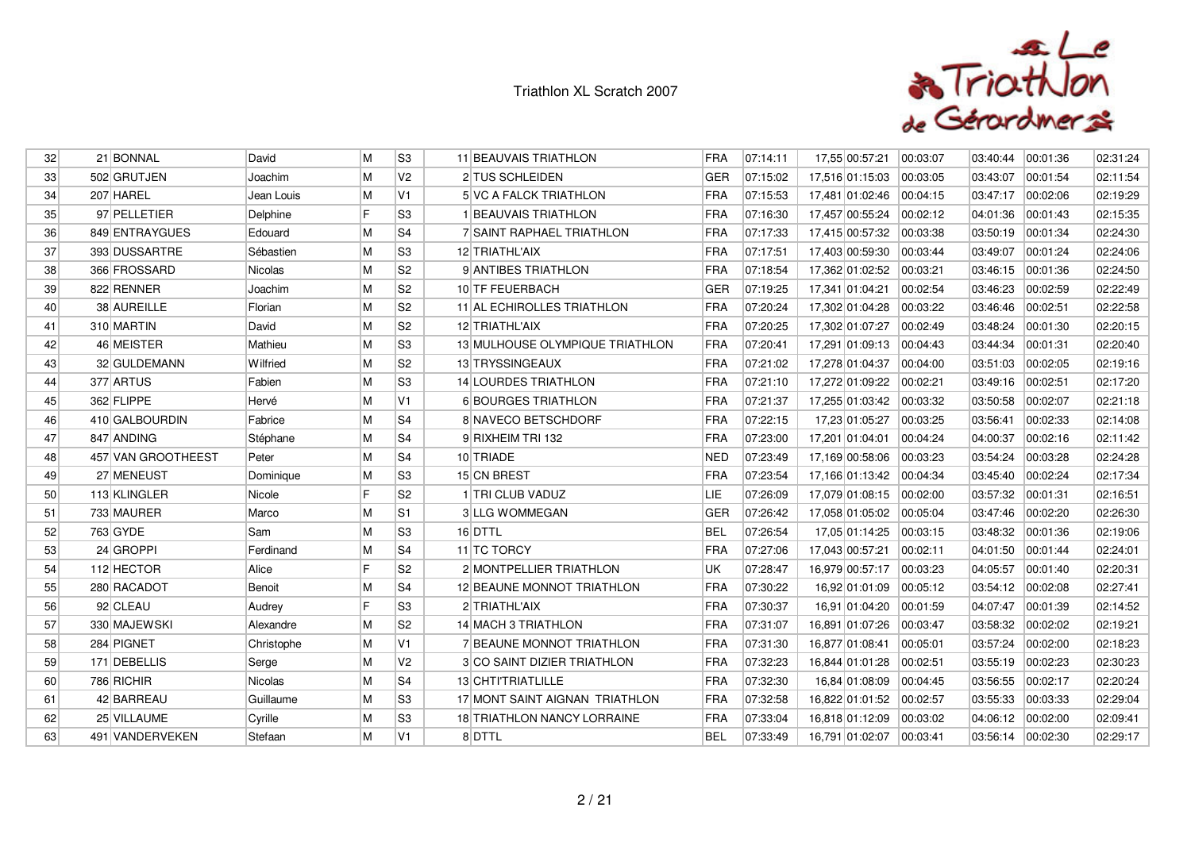# Triathlon XL Scratch 2007

| | | | | | | | | | | | | | | | |
|---|---|---|---|---|---|---|---|---|---|---|---|---|---|---|---|
| 32 | 21 | BONNAL | David | M | S3 | 11 | BEAUVAIS TRIATHLON | FRA | 07:14:11 | 17,55 | 00:57:21 | 00:03:07 | 03:40:44 | 00:01:36 | 02:31:24 |
| 33 | 502 | GRUTJEN | Joachim | M | V2 | 2 | TUS SCHLEIDEN | GER | 07:15:02 | 17,516 | 01:15:03 | 00:03:05 | 03:43:07 | 00:01:54 | 02:11:54 |
| 34 | 207 | HAREL | Jean Louis | M | V1 | 5 | VC A FALCK TRIATHLON | FRA | 07:15:53 | 17,481 | 01:02:46 | 00:04:15 | 03:47:17 | 00:02:06 | 02:19:29 |
| 35 | 97 | PELLETIER | Delphine | F | S3 | 1 | BEAUVAIS TRIATHLON | FRA | 07:16:30 | 17,457 | 00:55:24 | 00:02:12 | 04:01:36 | 00:01:43 | 02:15:35 |
| 36 | 849 | ENTRAYGUES | Edouard | M | S4 | 7 | SAINT RAPHAEL TRIATHLON | FRA | 07:17:33 | 17,415 | 00:57:32 | 00:03:38 | 03:50:19 | 00:01:34 | 02:24:30 |
| 37 | 393 | DUSSARTRE | Sébastien | M | S3 | 12 | TRIATHL'AIX | FRA | 07:17:51 | 17,403 | 00:59:30 | 00:03:44 | 03:49:07 | 00:01:24 | 02:24:06 |
| 38 | 366 | FROSSARD | Nicolas | M | S2 | 9 | ANTIBES TRIATHLON | FRA | 07:18:54 | 17,362 | 01:02:52 | 00:03:21 | 03:46:15 | 00:01:36 | 02:24:50 |
| 39 | 822 | RENNER | Joachim | M | S2 | 10 | TF FEUERBACH | GER | 07:19:25 | 17,341 | 01:04:21 | 00:02:54 | 03:46:23 | 00:02:59 | 02:22:49 |
| 40 | 38 | AUREILLE | Florian | M | S2 | 11 | AL ECHIROLLES TRIATHLON | FRA | 07:20:24 | 17,302 | 01:04:28 | 00:03:22 | 03:46:46 | 00:02:51 | 02:22:58 |
| 41 | 310 | MARTIN | David | M | S2 | 12 | TRIATHL'AIX | FRA | 07:20:25 | 17,302 | 01:07:27 | 00:02:49 | 03:48:24 | 00:01:30 | 02:20:15 |
| 42 | 46 | MEISTER | Mathieu | M | S3 | 13 | MULHOUSE OLYMPIQUE TRIATHLON | FRA | 07:20:41 | 17,291 | 01:09:13 | 00:04:43 | 03:44:34 | 00:01:31 | 02:20:40 |
| 43 | 32 | GULDEMANN | Wilfried | M | S2 | 13 | TRYSSINGEAUX | FRA | 07:21:02 | 17,278 | 01:04:37 | 00:04:00 | 03:51:03 | 00:02:05 | 02:19:16 |
| 44 | 377 | ARTUS | Fabien | M | S3 | 14 | LOURDES TRIATHLON | FRA | 07:21:10 | 17,272 | 01:09:22 | 00:02:21 | 03:49:16 | 00:02:51 | 02:17:20 |
| 45 | 362 | FLIPPE | Hervé | M | V1 | 6 | BOURGES TRIATHLON | FRA | 07:21:37 | 17,255 | 01:03:42 | 00:03:32 | 03:50:58 | 00:02:07 | 02:21:18 |
| 46 | 410 | GALBOURDIN | Fabrice | M | S4 | 8 | NAVECO BETSCHDORF | FRA | 07:22:15 | 17,23 | 01:05:27 | 00:03:25 | 03:56:41 | 00:02:33 | 02:14:08 |
| 47 | 847 | ANDING | Stéphane | M | S4 | 9 | RIXHEIM TRI 132 | FRA | 07:23:00 | 17,201 | 01:04:01 | 00:04:24 | 04:00:37 | 00:02:16 | 02:11:42 |
| 48 | 457 | VAN GROOTHEEST | Peter | M | S4 | 10 | TRIADE | NED | 07:23:49 | 17,169 | 00:58:06 | 00:03:23 | 03:54:24 | 00:03:28 | 02:24:28 |
| 49 | 27 | MENEUST | Dominique | M | S3 | 15 | CN BREST | FRA | 07:23:54 | 17,166 | 01:13:42 | 00:04:34 | 03:45:40 | 00:02:24 | 02:17:34 |
| 50 | 113 | KLINGLER | Nicole | F | S2 | 1 | TRI CLUB VADUZ | LIE | 07:26:09 | 17,079 | 01:08:15 | 00:02:00 | 03:57:32 | 00:01:31 | 02:16:51 |
| 51 | 733 | MAURER | Marco | M | S1 | 3 | LLG WOMMEGAN | GER | 07:26:42 | 17,058 | 01:05:02 | 00:05:04 | 03:47:46 | 00:02:20 | 02:26:30 |
| 52 | 763 | GYDE | Sam | M | S3 | 16 | DTTL | BEL | 07:26:54 | 17,05 | 01:14:25 | 00:03:15 | 03:48:32 | 00:01:36 | 02:19:06 |
| 53 | 24 | GROPPI | Ferdinand | M | S4 | 11 | TC TORCY | FRA | 07:27:06 | 17,043 | 00:57:21 | 00:02:11 | 04:01:50 | 00:01:44 | 02:24:01 |
| 54 | 112 | HECTOR | Alice | F | S2 | 2 | MONTPELLIER TRIATHLON | UK | 07:28:47 | 16,979 | 00:57:17 | 00:03:23 | 04:05:57 | 00:01:40 | 02:20:31 |
| 55 | 280 | RACADOT | Benoit | M | S4 | 12 | BEAUNE MONNOT TRIATHLON | FRA | 07:30:22 | 16,92 | 01:01:09 | 00:05:12 | 03:54:12 | 00:02:08 | 02:27:41 |
| 56 | 92 | CLEAU | Audrey | F | S3 | 2 | TRIATHL'AIX | FRA | 07:30:37 | 16,91 | 01:04:20 | 00:01:59 | 04:07:47 | 00:01:39 | 02:14:52 |
| 57 | 330 | MAJEWSKI | Alexandre | M | S2 | 14 | MACH 3 TRIATHLON | FRA | 07:31:07 | 16,891 | 01:07:26 | 00:03:47 | 03:58:32 | 00:02:02 | 02:19:21 |
| 58 | 284 | PIGNET | Christophe | M | V1 | 7 | BEAUNE MONNOT TRIATHLON | FRA | 07:31:30 | 16,877 | 01:08:41 | 00:05:01 | 03:57:24 | 00:02:00 | 02:18:23 |
| 59 | 171 | DEBELLIS | Serge | M | V2 | 3 | CO SAINT DIZIER TRIATHLON | FRA | 07:32:23 | 16,844 | 01:01:28 | 00:02:51 | 03:55:19 | 00:02:23 | 02:30:23 |
| 60 | 786 | RICHIR | Nicolas | M | S4 | 13 | CHTI'TRIATLILLE | FRA | 07:32:30 | 16,84 | 01:08:09 | 00:04:45 | 03:56:55 | 00:02:17 | 02:20:24 |
| 61 | 42 | BARREAU | Guillaume | M | S3 | 17 | MONT SAINT AIGNAN TRIATHLON | FRA | 07:32:58 | 16,822 | 01:01:52 | 00:02:57 | 03:55:33 | 00:03:33 | 02:29:04 |
| 62 | 25 | VILLAUME | Cyrille | M | S3 | 18 | TRIATHLON NANCY LORRAINE | FRA | 07:33:04 | 16,818 | 01:12:09 | 00:03:02 | 04:06:12 | 00:02:00 | 02:09:41 |
| 63 | 491 | VANDERVEKEN | Stefaan | M | V1 | 8 | DTTL | BEL | 07:33:49 | 16,791 | 01:02:07 | 00:03:41 | 03:56:14 | 00:02:30 | 02:29:17 |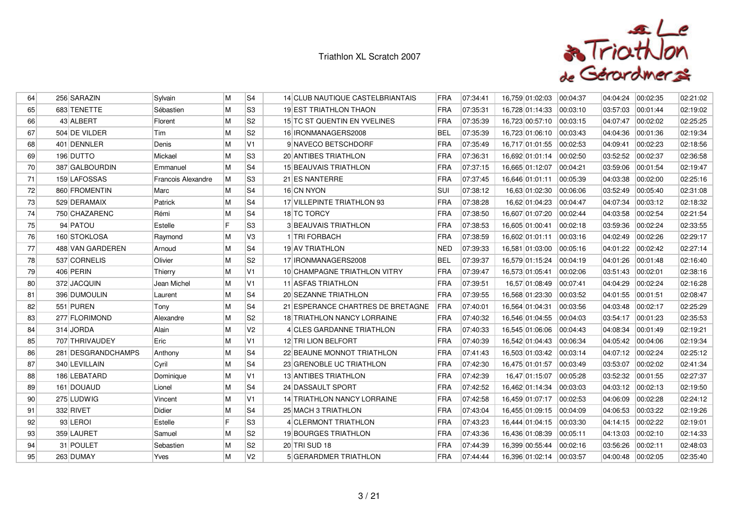Triathlon XL Scratch 2007

| | | | | | | | | | | | | | | | |
|---|---|---|---|---|---|---|---|---|---|---|---|---|---|---|---|
| 64 | 256 | SARAZIN | Sylvain | M | S4 | 14 | CLUB NAUTIQUE CASTELBRIANTAIS | FRA | 07:34:41 | 16,759 | 01:02:03 | 00:04:37 | 04:04:24 | 00:02:35 | 02:21:02 |
| 65 | 683 | TENETTE | Sébastien | M | S3 | 19 | EST TRIATHLON THAON | FRA | 07:35:31 | 16,728 | 01:14:33 | 00:03:10 | 03:57:03 | 00:01:44 | 02:19:02 |
| 66 | 43 | ALBERT | Florent | M | S2 | 15 | TC ST QUENTIN EN YVELINES | FRA | 07:35:39 | 16,723 | 00:57:10 | 00:03:15 | 04:07:47 | 00:02:02 | 02:25:25 |
| 67 | 504 | DE VILDER | Tim | M | S2 | 16 | IRONMANAGERS2008 | BEL | 07:35:39 | 16,723 | 01:06:10 | 00:03:43 | 04:04:36 | 00:01:36 | 02:19:34 |
| 68 | 401 | DENNLER | Denis | M | V1 | 9 | NAVECO BETSCHDORF | FRA | 07:35:49 | 16,717 | 01:01:55 | 00:02:53 | 04:09:41 | 00:02:23 | 02:18:56 |
| 69 | 196 | DUTTO | Mickael | M | S3 | 20 | ANTIBES TRIATHLON | FRA | 07:36:31 | 16,692 | 01:01:14 | 00:02:50 | 03:52:52 | 00:02:37 | 02:36:58 |
| 70 | 387 | GALBOURDIN | Emmanuel | M | S4 | 15 | BEAUVAIS TRIATHLON | FRA | 07:37:15 | 16,665 | 01:12:07 | 00:04:21 | 03:59:06 | 00:01:54 | 02:19:47 |
| 71 | 159 | LAFOSSAS | Francois Alexandre | M | S3 | 21 | ES NANTERRE | FRA | 07:37:45 | 16,646 | 01:01:11 | 00:05:39 | 04:03:38 | 00:02:00 | 02:25:16 |
| 72 | 860 | FROMENTIN | Marc | M | S4 | 16 | CN NYON | SUI | 07:38:12 | 16,63 | 01:02:30 | 00:06:06 | 03:52:49 | 00:05:40 | 02:31:08 |
| 73 | 529 | DERAMAIX | Patrick | M | S4 | 17 | VILLEPINTE TRIATHLON 93 | FRA | 07:38:28 | 16,62 | 01:04:23 | 00:04:47 | 04:07:34 | 00:03:12 | 02:18:32 |
| 74 | 750 | CHAZARENC | Rémi | M | S4 | 18 | TC TORCY | FRA | 07:38:50 | 16,607 | 01:07:20 | 00:02:44 | 04:03:58 | 00:02:54 | 02:21:54 |
| 75 | 94 | PATOU | Estelle | F | S3 | 3 | BEAUVAIS TRIATHLON | FRA | 07:38:53 | 16,605 | 01:00:41 | 00:02:18 | 03:59:36 | 00:02:24 | 02:33:55 |
| 76 | 160 | STOKLOSA | Raymond | M | V3 | 1 | TRI FORBACH | FRA | 07:38:59 | 16,602 | 01:01:11 | 00:03:16 | 04:02:49 | 00:02:26 | 02:29:17 |
| 77 | 488 | VAN GARDEREN | Arnoud | M | S4 | 19 | AV TRIATHLON | NED | 07:39:33 | 16,581 | 01:03:00 | 00:05:16 | 04:01:22 | 00:02:42 | 02:27:14 |
| 78 | 537 | CORNELIS | Olivier | M | S2 | 17 | IRONMANAGERS2008 | BEL | 07:39:37 | 16,579 | 01:15:24 | 00:04:19 | 04:01:26 | 00:01:48 | 02:16:40 |
| 79 | 406 | PERIN | Thierry | M | V1 | 10 | CHAMPAGNE TRIATHLON VITRY | FRA | 07:39:47 | 16,573 | 01:05:41 | 00:02:06 | 03:51:43 | 00:02:01 | 02:38:16 |
| 80 | 372 | JACQUIN | Jean Michel | M | V1 | 11 | ASFAS TRIATHLON | FRA | 07:39:51 | 16,57 | 01:08:49 | 00:07:41 | 04:04:29 | 00:02:24 | 02:16:28 |
| 81 | 396 | DUMOULIN | Laurent | M | S4 | 20 | SEZANNE TRIATHLON | FRA | 07:39:55 | 16,568 | 01:23:30 | 00:03:52 | 04:01:55 | 00:01:51 | 02:08:47 |
| 82 | 551 | PUREN | Tony | M | S4 | 21 | ESPERANCE CHARTRES DE BRETAGNE | FRA | 07:40:01 | 16,564 | 01:04:31 | 00:03:56 | 04:03:48 | 00:02:17 | 02:25:29 |
| 83 | 277 | FLORIMOND | Alexandre | M | S2 | 18 | TRIATHLON NANCY LORRAINE | FRA | 07:40:32 | 16,546 | 01:04:55 | 00:04:03 | 03:54:17 | 00:01:23 | 02:35:53 |
| 84 | 314 | JORDA | Alain | M | V2 | 4 | CLES GARDANNE TRIATHLON | FRA | 07:40:33 | 16,545 | 01:06:06 | 00:04:43 | 04:08:34 | 00:01:49 | 02:19:21 |
| 85 | 707 | THRIVAUDEY | Eric | M | V1 | 12 | TRI LION BELFORT | FRA | 07:40:39 | 16,542 | 01:04:43 | 00:06:34 | 04:05:42 | 00:04:06 | 02:19:34 |
| 86 | 281 | DESGRANDCHAMPS | Anthony | M | S4 | 22 | BEAUNE MONNOT TRIATHLON | FRA | 07:41:43 | 16,503 | 01:03:42 | 00:03:14 | 04:07:12 | 00:02:24 | 02:25:12 |
| 87 | 340 | LEVILLAIN | Cyril | M | S4 | 23 | GRENOBLE UC TRIATHLON | FRA | 07:42:30 | 16,475 | 01:01:57 | 00:03:49 | 03:53:07 | 00:02:02 | 02:41:34 |
| 88 | 186 | LEBATARD | Dominique | M | V1 | 13 | ANTIBES TRIATHLON | FRA | 07:42:39 | 16,47 | 01:15:07 | 00:05:28 | 03:52:32 | 00:01:55 | 02:27:37 |
| 89 | 161 | DOUAUD | Lionel | M | S4 | 24 | DASSAULT SPORT | FRA | 07:42:52 | 16,462 | 01:14:34 | 00:03:03 | 04:03:12 | 00:02:13 | 02:19:50 |
| 90 | 275 | LUDWIG | Vincent | M | V1 | 14 | TRIATHLON NANCY LORRAINE | FRA | 07:42:58 | 16,459 | 01:07:17 | 00:02:53 | 04:06:09 | 00:02:28 | 02:24:12 |
| 91 | 332 | RIVET | Didier | M | S4 | 25 | MACH 3 TRIATHLON | FRA | 07:43:04 | 16,455 | 01:09:15 | 00:04:09 | 04:06:53 | 00:03:22 | 02:19:26 |
| 92 | 93 | LEROI | Estelle | F | S3 | 4 | CLERMONT TRIATHLON | FRA | 07:43:23 | 16,444 | 01:04:15 | 00:03:30 | 04:14:15 | 00:02:22 | 02:19:01 |
| 93 | 359 | LAURET | Samuel | M | S2 | 19 | BOURGES TRIATHLON | FRA | 07:43:36 | 16,436 | 01:08:39 | 00:05:11 | 04:13:03 | 00:02:10 | 02:14:33 |
| 94 | 31 | POULET | Sebastien | M | S2 | 20 | TRI SUD 18 | FRA | 07:44:39 | 16,399 | 00:55:44 | 00:02:16 | 03:56:26 | 00:02:11 | 02:48:03 |
| 95 | 263 | DUMAY | Yves | M | V2 | 5 | GERARDMER TRIATHLON | FRA | 07:44:44 | 16,396 | 01:02:14 | 00:03:57 | 04:00:48 | 00:02:05 | 02:35:40 |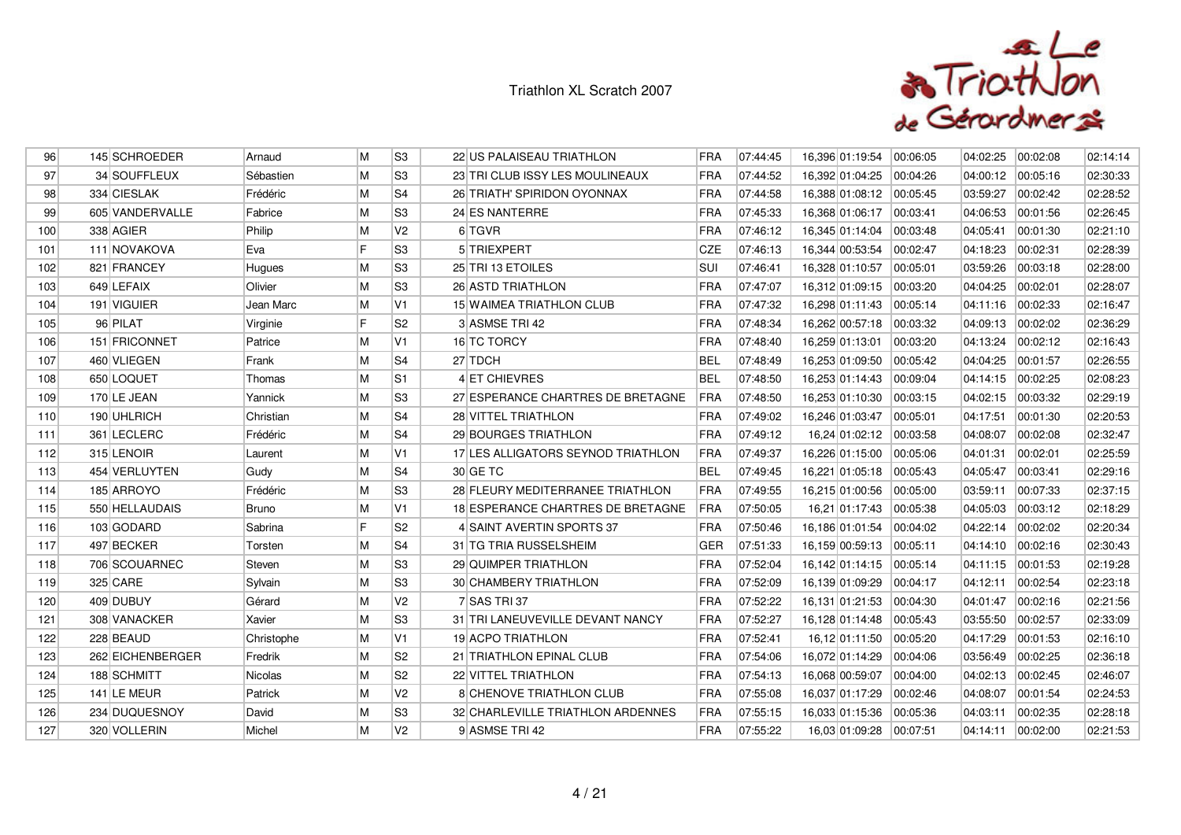# Triathlon XL Scratch 2007

| | | | | | | | | | | | | | | |
|---|---|---|---|---|---|---|---|---|---|---|---|---|---|---|
| 96 | 145 | SCHROEDER | Arnaud | M | S3 | 22 | US PALAISEAU TRIATHLON | FRA | 07:44:45 | 16,396 | 01:19:54 | 00:06:05 | 04:02:25 | 00:02:08 | 02:14:14 |
| 97 | 34 | SOUFFLEUX | Sébastien | M | S3 | 23 | TRI CLUB ISSY LES MOULINEAUX | FRA | 07:44:52 | 16,392 | 01:04:25 | 00:04:26 | 04:00:12 | 00:05:16 | 02:30:33 |
| 98 | 334 | CIESLAK | Frédéric | M | S4 | 26 | TRIATH' SPIRIDON OYONNAX | FRA | 07:44:58 | 16,388 | 01:08:12 | 00:05:45 | 03:59:27 | 00:02:42 | 02:28:52 |
| 99 | 605 | VANDERVALLE | Fabrice | M | S3 | 24 | ES NANTERRE | FRA | 07:45:33 | 16,368 | 01:06:17 | 00:03:41 | 04:06:53 | 00:01:56 | 02:26:45 |
| 100 | 338 | AGIER | Philip | M | V2 | 6 | TGVR | FRA | 07:46:12 | 16,345 | 01:14:04 | 00:03:48 | 04:05:41 | 00:01:30 | 02:21:10 |
| 101 | 111 | NOVAKOVA | Eva | F | S3 | 5 | TRIEXPERT | CZE | 07:46:13 | 16,344 | 00:53:54 | 00:02:47 | 04:18:23 | 00:02:31 | 02:28:39 |
| 102 | 821 | FRANCEY | Hugues | M | S3 | 25 | TRI 13 ETOILES | SUI | 07:46:41 | 16,328 | 01:10:57 | 00:05:01 | 03:59:26 | 00:03:18 | 02:28:00 |
| 103 | 649 | LEFAIX | Olivier | M | S3 | 26 | ASTD TRIATHLON | FRA | 07:47:07 | 16,312 | 01:09:15 | 00:03:20 | 04:04:25 | 00:02:01 | 02:28:07 |
| 104 | 191 | VIGUIER | Jean Marc | M | V1 | 15 | WAIMEA TRIATHLON CLUB | FRA | 07:47:32 | 16,298 | 01:11:43 | 00:05:14 | 04:11:16 | 00:02:33 | 02:16:47 |
| 105 | 96 | PILAT | Virginie | F | S2 | 3 | ASMSE TRI 42 | FRA | 07:48:34 | 16,262 | 00:57:18 | 00:03:32 | 04:09:13 | 00:02:02 | 02:36:29 |
| 106 | 151 | FRICONNET | Patrice | M | V1 | 16 | TC TORCY | FRA | 07:48:40 | 16,259 | 01:13:01 | 00:03:20 | 04:13:24 | 00:02:12 | 02:16:43 |
| 107 | 460 | VLIEGEN | Frank | M | S4 | 27 | TDCH | BEL | 07:48:49 | 16,253 | 01:09:50 | 00:05:42 | 04:04:25 | 00:01:57 | 02:26:55 |
| 108 | 650 | LOQUET | Thomas | M | S1 | 4 | ET CHIEVRES | BEL | 07:48:50 | 16,253 | 01:14:43 | 00:09:04 | 04:14:15 | 00:02:25 | 02:08:23 |
| 109 | 170 | LE JEAN | Yannick | M | S3 | 27 | ESPERANCE CHARTRES DE BRETAGNE | FRA | 07:48:50 | 16,253 | 01:10:30 | 00:03:15 | 04:02:15 | 00:03:32 | 02:29:19 |
| 110 | 190 | UHLRICH | Christian | M | S4 | 28 | VITTEL TRIATHLON | FRA | 07:49:02 | 16,246 | 01:03:47 | 00:05:01 | 04:17:51 | 00:01:30 | 02:20:53 |
| 111 | 361 | LECLERC | Frédéric | M | S4 | 29 | BOURGES TRIATHLON | FRA | 07:49:12 | 16,24 | 01:02:12 | 00:03:58 | 04:08:07 | 00:02:08 | 02:32:47 |
| 112 | 315 | LENOIR | Laurent | M | V1 | 17 | LES ALLIGATORS SEYNOD TRIATHLON | FRA | 07:49:37 | 16,226 | 01:15:00 | 00:05:06 | 04:01:31 | 00:02:01 | 02:25:59 |
| 113 | 454 | VERLUYTEN | Gudy | M | S4 | 30 | GE TC | BEL | 07:49:45 | 16,221 | 01:05:18 | 00:05:43 | 04:05:47 | 00:03:41 | 02:29:16 |
| 114 | 185 | ARROYO | Frédéric | M | S3 | 28 | FLEURY MEDITERRANEE TRIATHLON | FRA | 07:49:55 | 16,215 | 01:00:56 | 00:05:00 | 03:59:11 | 00:07:33 | 02:37:15 |
| 115 | 550 | HELLAUDAIS | Bruno | M | V1 | 18 | ESPERANCE CHARTRES DE BRETAGNE | FRA | 07:50:05 | 16,21 | 01:17:43 | 00:05:38 | 04:05:03 | 00:03:12 | 02:18:29 |
| 116 | 103 | GODARD | Sabrina | F | S2 | 4 | SAINT AVERTIN SPORTS 37 | FRA | 07:50:46 | 16,186 | 01:01:54 | 00:04:02 | 04:22:14 | 00:02:02 | 02:20:34 |
| 117 | 497 | BECKER | Torsten | M | S4 | 31 | TG TRIA RUSSELSHEIM | GER | 07:51:33 | 16,159 | 00:59:13 | 00:05:11 | 04:14:10 | 00:02:16 | 02:30:43 |
| 118 | 706 | SCOUARNEC | Steven | M | S3 | 29 | QUIMPER TRIATHLON | FRA | 07:52:04 | 16,142 | 01:14:15 | 00:05:14 | 04:11:15 | 00:01:53 | 02:19:28 |
| 119 | 325 | CARE | Sylvain | M | S3 | 30 | CHAMBERY TRIATHLON | FRA | 07:52:09 | 16,139 | 01:09:29 | 00:04:17 | 04:12:11 | 00:02:54 | 02:23:18 |
| 120 | 409 | DUBUY | Gérard | M | V2 | 7 | SAS TRI 37 | FRA | 07:52:22 | 16,131 | 01:21:53 | 00:04:30 | 04:01:47 | 00:02:16 | 02:21:56 |
| 121 | 308 | VANACKER | Xavier | M | S3 | 31 | TRI LANEUVEVILLE DEVANT NANCY | FRA | 07:52:27 | 16,128 | 01:14:48 | 00:05:43 | 03:55:50 | 00:02:57 | 02:33:09 |
| 122 | 228 | BEAUD | Christophe | M | V1 | 19 | ACPO TRIATHLON | FRA | 07:52:41 | 16,12 | 01:11:50 | 00:05:20 | 04:17:29 | 00:01:53 | 02:16:10 |
| 123 | 262 | EICHENBERGER | Fredrik | M | S2 | 21 | TRIATHLON EPINAL CLUB | FRA | 07:54:06 | 16,072 | 01:14:29 | 00:04:06 | 03:56:49 | 00:02:25 | 02:36:18 |
| 124 | 188 | SCHMITT | Nicolas | M | S2 | 22 | VITTEL TRIATHLON | FRA | 07:54:13 | 16,068 | 00:59:07 | 00:04:00 | 04:02:13 | 00:02:45 | 02:46:07 |
| 125 | 141 | LE MEUR | Patrick | M | V2 | 8 | CHENOVE TRIATHLON CLUB | FRA | 07:55:08 | 16,037 | 01:17:29 | 00:02:46 | 04:08:07 | 00:01:54 | 02:24:53 |
| 126 | 234 | DUQUESNOY | David | M | S3 | 32 | CHARLEVILLE TRIATHLON ARDENNES | FRA | 07:55:15 | 16,033 | 01:15:36 | 00:05:36 | 04:03:11 | 00:02:35 | 02:28:18 |
| 127 | 320 | VOLLERIN | Michel | M | V2 | 9 | ASMSE TRI 42 | FRA | 07:55:22 | 16,03 | 01:09:28 | 00:07:51 | 04:14:11 | 00:02:00 | 02:21:53 |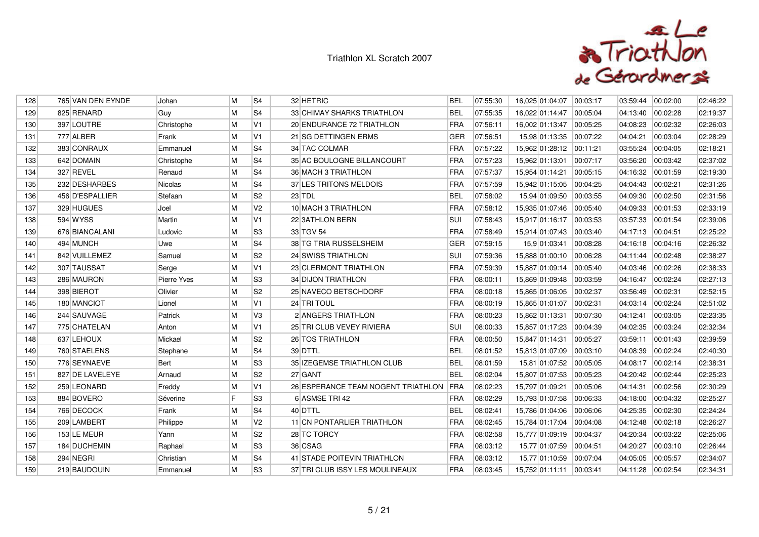# Triathlon XL Scratch 2007

| | | | | | | | | | | | | | | | |
|---|---|---|---|---|---|---|---|---|---|---|---|---|---|---|---|
| 128 | 765 | VAN DEN EYNDE | Johan | M | S4 | 32 | HETRIC | BEL | 07:55:30 | 16,025 | 01:04:07 | 00:03:17 | 03:59:44 | 00:02:00 | 02:46:22 |
| 129 | 825 | RENARD | Guy | M | S4 | 33 | CHIMAY SHARKS TRIATHLON | BEL | 07:55:35 | 16,022 | 01:14:47 | 00:05:04 | 04:13:40 | 00:02:28 | 02:19:37 |
| 130 | 397 | LOUTRE | Christophe | M | V1 | 20 | ENDURANCE 72 TRIATHLON | FRA | 07:56:11 | 16,002 | 01:13:47 | 00:05:25 | 04:08:23 | 00:02:32 | 02:26:03 |
| 131 | 777 | ALBER | Frank | M | V1 | 21 | SG DETTINGEN ERMS | GER | 07:56:51 | 15,98 | 01:13:35 | 00:07:22 | 04:04:21 | 00:03:04 | 02:28:29 |
| 132 | 383 | CONRAUX | Emmanuel | M | S4 | 34 | TAC COLMAR | FRA | 07:57:22 | 15,962 | 01:28:12 | 00:11:21 | 03:55:24 | 00:04:05 | 02:18:21 |
| 133 | 642 | DOMAIN | Christophe | M | S4 | 35 | AC BOULOGNE BILLANCOURT | FRA | 07:57:23 | 15,962 | 01:13:01 | 00:07:17 | 03:56:20 | 00:03:42 | 02:37:02 |
| 134 | 327 | REVEL | Renaud | M | S4 | 36 | MACH 3 TRIATHLON | FRA | 07:57:37 | 15,954 | 01:14:21 | 00:05:15 | 04:16:32 | 00:01:59 | 02:19:30 |
| 135 | 232 | DESHARBES | Nicolas | M | S4 | 37 | LES TRITONS MELDOIS | FRA | 07:57:59 | 15,942 | 01:15:05 | 00:04:25 | 04:04:43 | 00:02:21 | 02:31:26 |
| 136 | 456 | D'ESPALLIER | Stefaan | M | S2 | 23 | TDL | BEL | 07:58:02 | 15,94 | 01:09:50 | 00:03:55 | 04:09:30 | 00:02:50 | 02:31:56 |
| 137 | 329 | HUGUES | Joel | M | V2 | 10 | MACH 3 TRIATHLON | FRA | 07:58:12 | 15,935 | 01:07:46 | 00:05:40 | 04:09:33 | 00:01:53 | 02:33:19 |
| 138 | 594 | WYSS | Martin | M | V1 | 22 | 3ATHLON BERN | SUI | 07:58:43 | 15,917 | 01:16:17 | 00:03:53 | 03:57:33 | 00:01:54 | 02:39:06 |
| 139 | 676 | BIANCALANI | Ludovic | M | S3 | 33 | TGV 54 | FRA | 07:58:49 | 15,914 | 01:07:43 | 00:03:40 | 04:17:13 | 00:04:51 | 02:25:22 |
| 140 | 494 | MUNCH | Uwe | M | S4 | 38 | TG TRIA RUSSELSHEIM | GER | 07:59:15 | 15,9 | 01:03:41 | 00:08:28 | 04:16:18 | 00:04:16 | 02:26:32 |
| 141 | 842 | VUILLEMEZ | Samuel | M | S2 | 24 | SWISS TRIATHLON | SUI | 07:59:36 | 15,888 | 01:00:10 | 00:06:28 | 04:11:44 | 00:02:48 | 02:38:27 |
| 142 | 307 | TAUSSAT | Serge | M | V1 | 23 | CLERMONT TRIATHLON | FRA | 07:59:39 | 15,887 | 01:09:14 | 00:05:40 | 04:03:46 | 00:02:26 | 02:38:33 |
| 143 | 286 | MAURON | Pierre Yves | M | S3 | 34 | DIJON TRIATHLON | FRA | 08:00:11 | 15,869 | 01:09:48 | 00:03:59 | 04:16:47 | 00:02:24 | 02:27:13 |
| 144 | 398 | BIEROT | Olivier | M | S2 | 25 | NAVECO BETSCHDORF | FRA | 08:00:18 | 15,865 | 01:06:05 | 00:02:37 | 03:56:49 | 00:02:31 | 02:52:15 |
| 145 | 180 | MANCIOT | Lionel | M | V1 | 24 | TRI TOUL | FRA | 08:00:19 | 15,865 | 01:01:07 | 00:02:31 | 04:03:14 | 00:02:24 | 02:51:02 |
| 146 | 244 | SAUVAGE | Patrick | M | V3 | 2 | ANGERS TRIATHLON | FRA | 08:00:23 | 15,862 | 01:13:31 | 00:07:30 | 04:12:41 | 00:03:05 | 02:23:35 |
| 147 | 775 | CHATELAN | Anton | M | V1 | 25 | TRI CLUB VEVEY RIVIERA | SUI | 08:00:33 | 15,857 | 01:17:23 | 00:04:39 | 04:02:35 | 00:03:24 | 02:32:34 |
| 148 | 637 | LEHOUX | Mickael | M | S2 | 26 | TOS TRIATHLON | FRA | 08:00:50 | 15,847 | 01:14:31 | 00:05:27 | 03:59:11 | 00:01:43 | 02:39:59 |
| 149 | 760 | STAELENS | Stephane | M | S4 | 39 | DTTL | BEL | 08:01:52 | 15,813 | 01:07:09 | 00:03:10 | 04:08:39 | 00:02:24 | 02:40:30 |
| 150 | 776 | SEYNAEVE | Bert | M | S3 | 35 | IZEGEMSE TRIATHLON CLUB | BEL | 08:01:59 | 15,81 | 01:07:52 | 00:05:05 | 04:08:17 | 00:02:14 | 02:38:31 |
| 151 | 827 | DE LAVELEYE | Arnaud | M | S2 | 27 | GANT | BEL | 08:02:04 | 15,807 | 01:07:53 | 00:05:23 | 04:20:42 | 00:02:44 | 02:25:23 |
| 152 | 259 | LEONARD | Freddy | M | V1 | 26 | ESPERANCE TEAM NOGENT TRIATHLON | FRA | 08:02:23 | 15,797 | 01:09:21 | 00:05:06 | 04:14:31 | 00:02:56 | 02:30:29 |
| 153 | 884 | BOVERO | Séverine | F | S3 | 6 | ASMSE TRI 42 | FRA | 08:02:29 | 15,793 | 01:07:58 | 00:06:33 | 04:18:00 | 00:04:32 | 02:25:27 |
| 154 | 766 | DECOCK | Frank | M | S4 | 40 | DTTL | BEL | 08:02:41 | 15,786 | 01:04:06 | 00:06:06 | 04:25:35 | 00:02:30 | 02:24:24 |
| 155 | 209 | LAMBERT | Philippe | M | V2 | 11 | CN PONTARLIER TRIATHLON | FRA | 08:02:45 | 15,784 | 01:17:04 | 00:04:08 | 04:12:48 | 00:02:18 | 02:26:27 |
| 156 | 153 | LE MEUR | Yann | M | S2 | 28 | TC TORCY | FRA | 08:02:58 | 15,777 | 01:09:19 | 00:04:37 | 04:20:34 | 00:03:22 | 02:25:06 |
| 157 | 184 | DUCHEMIN | Raphael | M | S3 | 36 | CSAG | FRA | 08:03:12 | 15,77 | 01:07:59 | 00:04:51 | 04:20:27 | 00:03:10 | 02:26:44 |
| 158 | 294 | NEGRI | Christian | M | S4 | 41 | STADE POITEVIN TRIATHLON | FRA | 08:03:12 | 15,77 | 01:10:59 | 00:07:04 | 04:05:05 | 00:05:57 | 02:34:07 |
| 159 | 219 | BAUDOUIN | Emmanuel | M | S3 | 37 | TRI CLUB ISSY LES MOULINEAUX | FRA | 08:03:45 | 15,752 | 01:11:11 | 00:03:41 | 04:11:28 | 00:02:54 | 02:34:31 |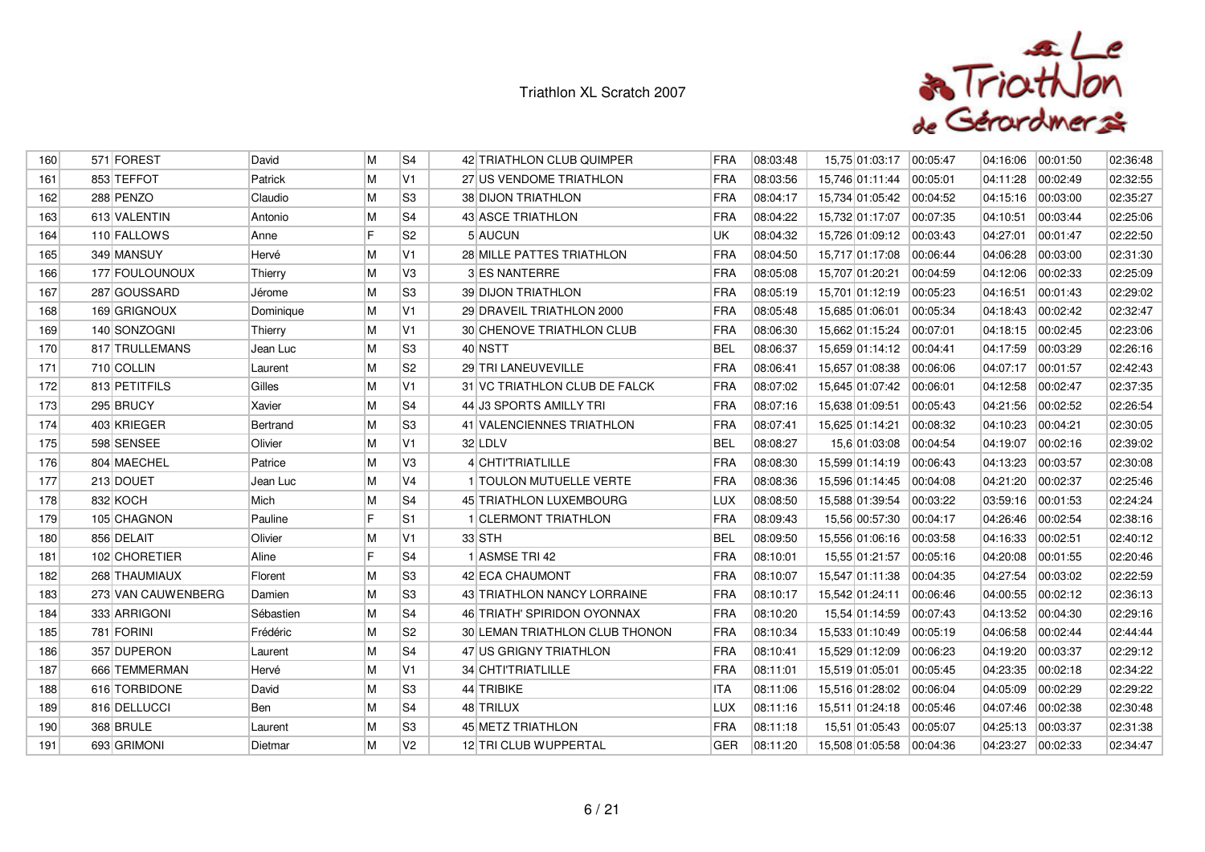# Triathlon XL Scratch 2007

| | | | | | | | | | | | | | | |
|---|---|---|---|---|---|---|---|---|---|---|---|---|---|---|
| 160 | 571 | FOREST | David | M | S4 | 42 | TRIATHLON CLUB QUIMPER | FRA | 08:03:48 | 15,75 | 01:03:17 | 00:05:47 | 04:16:06 | 00:01:50 | 02:36:48 |
| 161 | 853 | TEFFOT | Patrick | M | V1 | 27 | US VENDOME TRIATHLON | FRA | 08:03:56 | 15,746 | 01:11:44 | 00:05:01 | 04:11:28 | 00:02:49 | 02:32:55 |
| 162 | 288 | PENZO | Claudio | M | S3 | 38 | DIJON TRIATHLON | FRA | 08:04:17 | 15,734 | 01:05:42 | 00:04:52 | 04:15:16 | 00:03:00 | 02:35:27 |
| 163 | 613 | VALENTIN | Antonio | M | S4 | 43 | ASCE TRIATHLON | FRA | 08:04:22 | 15,732 | 01:17:07 | 00:07:35 | 04:10:51 | 00:03:44 | 02:25:06 |
| 164 | 110 | FALLOWS | Anne | F | S2 | 5 | AUCUN | UK | 08:04:32 | 15,726 | 01:09:12 | 00:03:43 | 04:27:01 | 00:01:47 | 02:22:50 |
| 165 | 349 | MANSUY | Hervé | M | V1 | 28 | MILLE PATTES TRIATHLON | FRA | 08:04:50 | 15,717 | 01:17:08 | 00:06:44 | 04:06:28 | 00:03:00 | 02:31:30 |
| 166 | 177 | FOULOUNOUX | Thierry | M | V3 | 3 | ES NANTERRE | FRA | 08:05:08 | 15,707 | 01:20:21 | 00:04:59 | 04:12:06 | 00:02:33 | 02:25:09 |
| 167 | 287 | GOUSSARD | Jérome | M | S3 | 39 | DIJON TRIATHLON | FRA | 08:05:19 | 15,701 | 01:12:19 | 00:05:23 | 04:16:51 | 00:01:43 | 02:29:02 |
| 168 | 169 | GRIGNOUX | Dominique | M | V1 | 29 | DRAVEIL TRIATHLON 2000 | FRA | 08:05:48 | 15,685 | 01:06:01 | 00:05:34 | 04:18:43 | 00:02:42 | 02:32:47 |
| 169 | 140 | SONZOGNI | Thierry | M | V1 | 30 | CHENOVE TRIATHLON CLUB | FRA | 08:06:30 | 15,662 | 01:15:24 | 00:07:01 | 04:18:15 | 00:02:45 | 02:23:06 |
| 170 | 817 | TRULLEMANS | Jean Luc | M | S3 | 40 | NSTT | BEL | 08:06:37 | 15,659 | 01:14:12 | 00:04:41 | 04:17:59 | 00:03:29 | 02:26:16 |
| 171 | 710 | COLLIN | Laurent | M | S2 | 29 | TRI LANEUVEVILLE | FRA | 08:06:41 | 15,657 | 01:08:38 | 00:06:06 | 04:07:17 | 00:01:57 | 02:42:43 |
| 172 | 813 | PETITFILS | Gilles | M | V1 | 31 | VC TRIATHLON CLUB DE FALCK | FRA | 08:07:02 | 15,645 | 01:07:42 | 00:06:01 | 04:12:58 | 00:02:47 | 02:37:35 |
| 173 | 295 | BRUCY | Xavier | M | S4 | 44 | J3 SPORTS AMILLY TRI | FRA | 08:07:16 | 15,638 | 01:09:51 | 00:05:43 | 04:21:56 | 00:02:52 | 02:26:54 |
| 174 | 403 | KRIEGER | Bertrand | M | S3 | 41 | VALENCIENNES TRIATHLON | FRA | 08:07:41 | 15,625 | 01:14:21 | 00:08:32 | 04:10:23 | 00:04:21 | 02:30:05 |
| 175 | 598 | SENSEE | Olivier | M | V1 | 32 | LDLV | BEL | 08:08:27 | 15,6 | 01:03:08 | 00:04:54 | 04:19:07 | 00:02:16 | 02:39:02 |
| 176 | 804 | MAECHEL | Patrice | M | V3 | 4 | CHTI'TRIATLILLE | FRA | 08:08:30 | 15,599 | 01:14:19 | 00:06:43 | 04:13:23 | 00:03:57 | 02:30:08 |
| 177 | 213 | DOUET | Jean Luc | M | V4 | 1 | TOULON MUTUELLE VERTE | FRA | 08:08:36 | 15,596 | 01:14:45 | 00:04:08 | 04:21:20 | 00:02:37 | 02:25:46 |
| 178 | 832 | KOCH | Mich | M | S4 | 45 | TRIATHLON LUXEMBOURG | LUX | 08:08:50 | 15,588 | 01:39:54 | 00:03:22 | 03:59:16 | 00:01:53 | 02:24:24 |
| 179 | 105 | CHAGNON | Pauline | F | S1 | 1 | CLERMONT TRIATHLON | FRA | 08:09:43 | 15,56 | 00:57:30 | 00:04:17 | 04:26:46 | 00:02:54 | 02:38:16 |
| 180 | 856 | DELAIT | Olivier | M | V1 | 33 | STH | BEL | 08:09:50 | 15,556 | 01:06:16 | 00:03:58 | 04:16:33 | 00:02:51 | 02:40:12 |
| 181 | 102 | CHORETIER | Aline | F | S4 | 1 | ASMSE TRI 42 | FRA | 08:10:01 | 15,55 | 01:21:57 | 00:05:16 | 04:20:08 | 00:01:55 | 02:20:46 |
| 182 | 268 | THAUMIAUX | Florent | M | S3 | 42 | ECA CHAUMONT | FRA | 08:10:07 | 15,547 | 01:11:38 | 00:04:35 | 04:27:54 | 00:03:02 | 02:22:59 |
| 183 | 273 | VAN CAUWENBERG | Damien | M | S3 | 43 | TRIATHLON NANCY LORRAINE | FRA | 08:10:17 | 15,542 | 01:24:11 | 00:06:46 | 04:00:55 | 00:02:12 | 02:36:13 |
| 184 | 333 | ARRIGONI | Sébastien | M | S4 | 46 | TRIATH' SPIRIDON OYONNAX | FRA | 08:10:20 | 15,54 | 01:14:59 | 00:07:43 | 04:13:52 | 00:04:30 | 02:29:16 |
| 185 | 781 | FORINI | Frédéric | M | S2 | 30 | LEMAN TRIATHLON CLUB THONON | FRA | 08:10:34 | 15,533 | 01:10:49 | 00:05:19 | 04:06:58 | 00:02:44 | 02:44:44 |
| 186 | 357 | DUPERON | Laurent | M | S4 | 47 | US GRIGNY TRIATHLON | FRA | 08:10:41 | 15,529 | 01:12:09 | 00:06:23 | 04:19:20 | 00:03:37 | 02:29:12 |
| 187 | 666 | TEMMERMAN | Hervé | M | V1 | 34 | CHTI'TRIATLILLE | FRA | 08:11:01 | 15,519 | 01:05:01 | 00:05:45 | 04:23:35 | 00:02:18 | 02:34:22 |
| 188 | 616 | TORBIDONE | David | M | S3 | 44 | TRIBIKE | ITA | 08:11:06 | 15,516 | 01:28:02 | 00:06:04 | 04:05:09 | 00:02:29 | 02:29:22 |
| 189 | 816 | DELLUCCI | Ben | M | S4 | 48 | TRILUX | LUX | 08:11:16 | 15,511 | 01:24:18 | 00:05:46 | 04:07:46 | 00:02:38 | 02:30:48 |
| 190 | 368 | BRULE | Laurent | M | S3 | 45 | METZ TRIATHLON | FRA | 08:11:18 | 15,51 | 01:05:43 | 00:05:07 | 04:25:13 | 00:03:37 | 02:31:38 |
| 191 | 693 | GRIMONI | Dietmar | M | V2 | 12 | TRI CLUB WUPPERTAL | GER | 08:11:20 | 15,508 | 01:05:58 | 00:04:36 | 04:23:27 | 00:02:33 | 02:34:47 |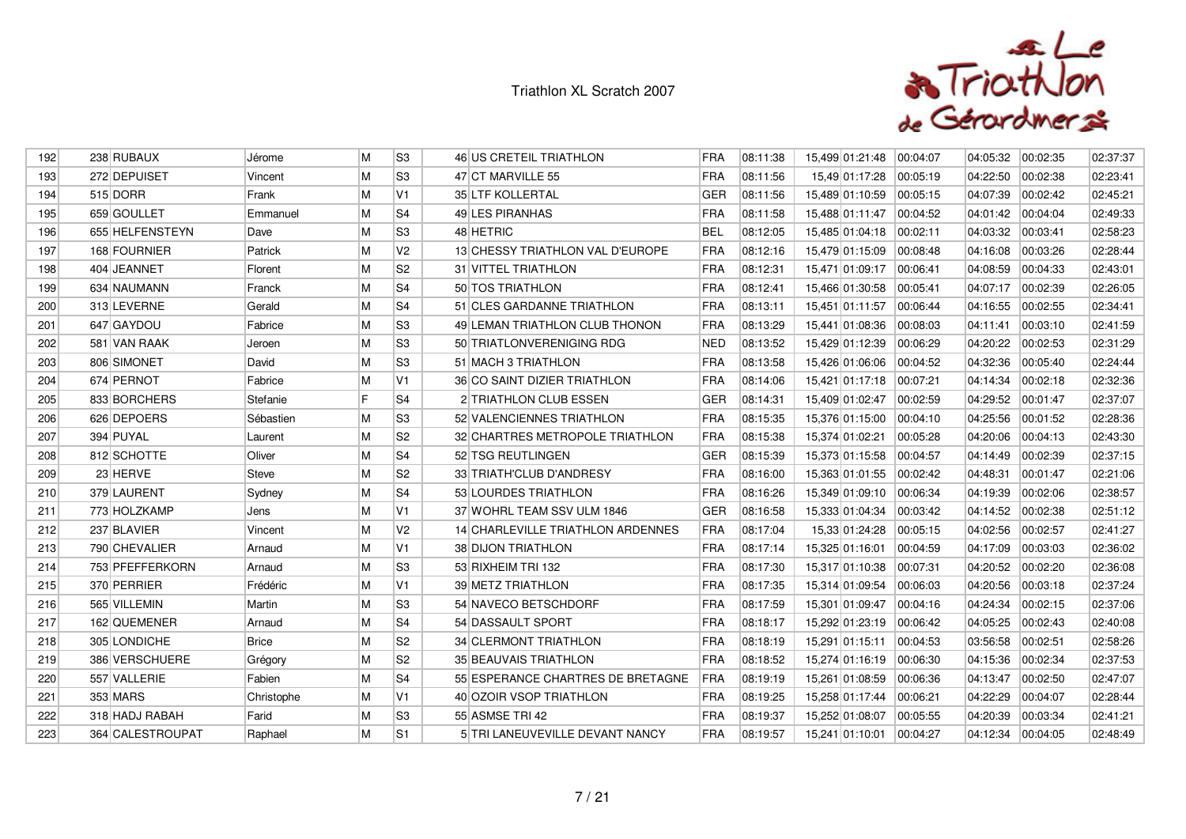# Triathlon XL Scratch 2007

| | | | | | | | | | | | | | | | |
|---|---|---|---|---|---|---|---|---|---|---|---|---|---|---|---|
| 192 | 238 | RUBAUX | Jérome | M | S3 | 46 | US CRETEIL TRIATHLON | FRA | 08:11:38 | 15,499 | 01:21:48 | 00:04:07 | 04:05:32 | 00:02:35 | 02:37:37 |
| 193 | 272 | DEPUISET | Vincent | M | S3 | 47 | CT MARVILLE 55 | FRA | 08:11:56 | 15,49 | 01:17:28 | 00:05:19 | 04:22:50 | 00:02:38 | 02:23:41 |
| 194 | 515 | DORR | Frank | M | V1 | 35 | LTF KOLLERTAL | GER | 08:11:56 | 15,489 | 01:10:59 | 00:05:15 | 04:07:39 | 00:02:42 | 02:45:21 |
| 195 | 659 | GOULLET | Emmanuel | M | S4 | 49 | LES PIRANHAS | FRA | 08:11:58 | 15,488 | 01:11:47 | 00:04:52 | 04:01:42 | 00:04:04 | 02:49:33 |
| 196 | 655 | HELFENSTEYN | Dave | M | S3 | 48 | HETRIC | BEL | 08:12:05 | 15,485 | 01:04:18 | 00:02:11 | 04:03:32 | 00:03:41 | 02:58:23 |
| 197 | 168 | FOURNIER | Patrick | M | V2 | 13 | CHESSY TRIATHLON VAL D'EUROPE | FRA | 08:12:16 | 15,479 | 01:15:09 | 00:08:48 | 04:16:08 | 00:03:26 | 02:28:44 |
| 198 | 404 | JEANNET | Florent | M | S2 | 31 | VITTEL TRIATHLON | FRA | 08:12:31 | 15,471 | 01:09:17 | 00:06:41 | 04:08:59 | 00:04:33 | 02:43:01 |
| 199 | 634 | NAUMANN | Franck | M | S4 | 50 | TOS TRIATHLON | FRA | 08:12:41 | 15,466 | 01:30:58 | 00:05:41 | 04:07:17 | 00:02:39 | 02:26:05 |
| 200 | 313 | LEVERNE | Gerald | M | S4 | 51 | CLES GARDANNE TRIATHLON | FRA | 08:13:11 | 15,451 | 01:11:57 | 00:06:44 | 04:16:55 | 00:02:55 | 02:34:41 |
| 201 | 647 | GAYDOU | Fabrice | M | S3 | 49 | LEMAN TRIATHLON CLUB THONON | FRA | 08:13:29 | 15,441 | 01:08:36 | 00:08:03 | 04:11:41 | 00:03:10 | 02:41:59 |
| 202 | 581 | VAN RAAK | Jeroen | M | S3 | 50 | TRIATLONVERENIGING RDG | NED | 08:13:52 | 15,429 | 01:12:39 | 00:06:29 | 04:20:22 | 00:02:53 | 02:31:29 |
| 203 | 806 | SIMONET | David | M | S3 | 51 | MACH 3 TRIATHLON | FRA | 08:13:58 | 15,426 | 01:06:06 | 00:04:52 | 04:32:36 | 00:05:40 | 02:24:44 |
| 204 | 674 | PERNOT | Fabrice | M | V1 | 36 | CO SAINT DIZIER TRIATHLON | FRA | 08:14:06 | 15,421 | 01:17:18 | 00:07:21 | 04:14:34 | 00:02:18 | 02:32:36 |
| 205 | 833 | BORCHERS | Stefanie | F | S4 | 2 | TRIATHLON CLUB ESSEN | GER | 08:14:31 | 15,409 | 01:02:47 | 00:02:59 | 04:29:52 | 00:01:47 | 02:37:07 |
| 206 | 626 | DEPOERS | Sébastien | M | S3 | 52 | VALENCIENNES TRIATHLON | FRA | 08:15:35 | 15,376 | 01:15:00 | 00:04:10 | 04:25:56 | 00:01:52 | 02:28:36 |
| 207 | 394 | PUYAL | Laurent | M | S2 | 32 | CHARTRES METROPOLE TRIATHLON | FRA | 08:15:38 | 15,374 | 01:02:21 | 00:05:28 | 04:20:06 | 00:04:13 | 02:43:30 |
| 208 | 812 | SCHOTTE | Oliver | M | S4 | 52 | TSG REUTLINGEN | GER | 08:15:39 | 15,373 | 01:15:58 | 00:04:57 | 04:14:49 | 00:02:39 | 02:37:15 |
| 209 | 23 | HERVE | Steve | M | S2 | 33 | TRIATH'CLUB D'ANDRESY | FRA | 08:16:00 | 15,363 | 01:01:55 | 00:02:42 | 04:48:31 | 00:01:47 | 02:21:06 |
| 210 | 379 | LAURENT | Sydney | M | S4 | 53 | LOURDES TRIATHLON | FRA | 08:16:26 | 15,349 | 01:09:10 | 00:06:34 | 04:19:39 | 00:02:06 | 02:38:57 |
| 211 | 773 | HOLZKAMP | Jens | M | V1 | 37 | WOHRL TEAM SSV ULM 1846 | GER | 08:16:58 | 15,333 | 01:04:34 | 00:03:42 | 04:14:52 | 00:02:38 | 02:51:12 |
| 212 | 237 | BLAVIER | Vincent | M | V2 | 14 | CHARLEVILLE TRIATHLON ARDENNES | FRA | 08:17:04 | 15,33 | 01:24:28 | 00:05:15 | 04:02:56 | 00:02:57 | 02:41:27 |
| 213 | 790 | CHEVALIER | Arnaud | M | V1 | 38 | DIJON TRIATHLON | FRA | 08:17:14 | 15,325 | 01:16:01 | 00:04:59 | 04:17:09 | 00:03:03 | 02:36:02 |
| 214 | 753 | PFEFFERKORN | Arnaud | M | S3 | 53 | RIXHEIM TRI 132 | FRA | 08:17:30 | 15,317 | 01:10:38 | 00:07:31 | 04:20:52 | 00:02:20 | 02:36:08 |
| 215 | 370 | PERRIER | Frédéric | M | V1 | 39 | METZ TRIATHLON | FRA | 08:17:35 | 15,314 | 01:09:54 | 00:06:03 | 04:20:56 | 00:03:18 | 02:37:24 |
| 216 | 565 | VILLEMIN | Martin | M | S3 | 54 | NAVECO BETSCHDORF | FRA | 08:17:59 | 15,301 | 01:09:47 | 00:04:16 | 04:24:34 | 00:02:15 | 02:37:06 |
| 217 | 162 | QUEMENER | Arnaud | M | S4 | 54 | DASSAULT SPORT | FRA | 08:18:17 | 15,292 | 01:23:19 | 00:06:42 | 04:05:25 | 00:02:43 | 02:40:08 |
| 218 | 305 | LONDICHE | Brice | M | S2 | 34 | CLERMONT TRIATHLON | FRA | 08:18:19 | 15,291 | 01:15:11 | 00:04:53 | 03:56:58 | 00:02:51 | 02:58:26 |
| 219 | 386 | VERSCHUERE | Grégory | M | S2 | 35 | BEAUVAIS TRIATHLON | FRA | 08:18:52 | 15,274 | 01:16:19 | 00:06:30 | 04:15:36 | 00:02:34 | 02:37:53 |
| 220 | 557 | VALLERIE | Fabien | M | S4 | 55 | ESPERANCE CHARTRES DE BRETAGNE | FRA | 08:19:19 | 15,261 | 01:08:59 | 00:06:36 | 04:13:47 | 00:02:50 | 02:47:07 |
| 221 | 353 | MARS | Christophe | M | V1 | 40 | OZOIR VSOP TRIATHLON | FRA | 08:19:25 | 15,258 | 01:17:44 | 00:06:21 | 04:22:29 | 00:04:07 | 02:28:44 |
| 222 | 318 | HADJ RABAH | Farid | M | S3 | 55 | ASMSE TRI 42 | FRA | 08:19:37 | 15,252 | 01:08:07 | 00:05:55 | 04:20:39 | 00:03:34 | 02:41:21 |
| 223 | 364 | CALESTROUPAT | Raphael | M | S1 | 5 | TRI LANEUVEVILLE DEVANT NANCY | FRA | 08:19:57 | 15,241 | 01:10:01 | 00:04:27 | 04:12:34 | 00:04:05 | 02:48:49 |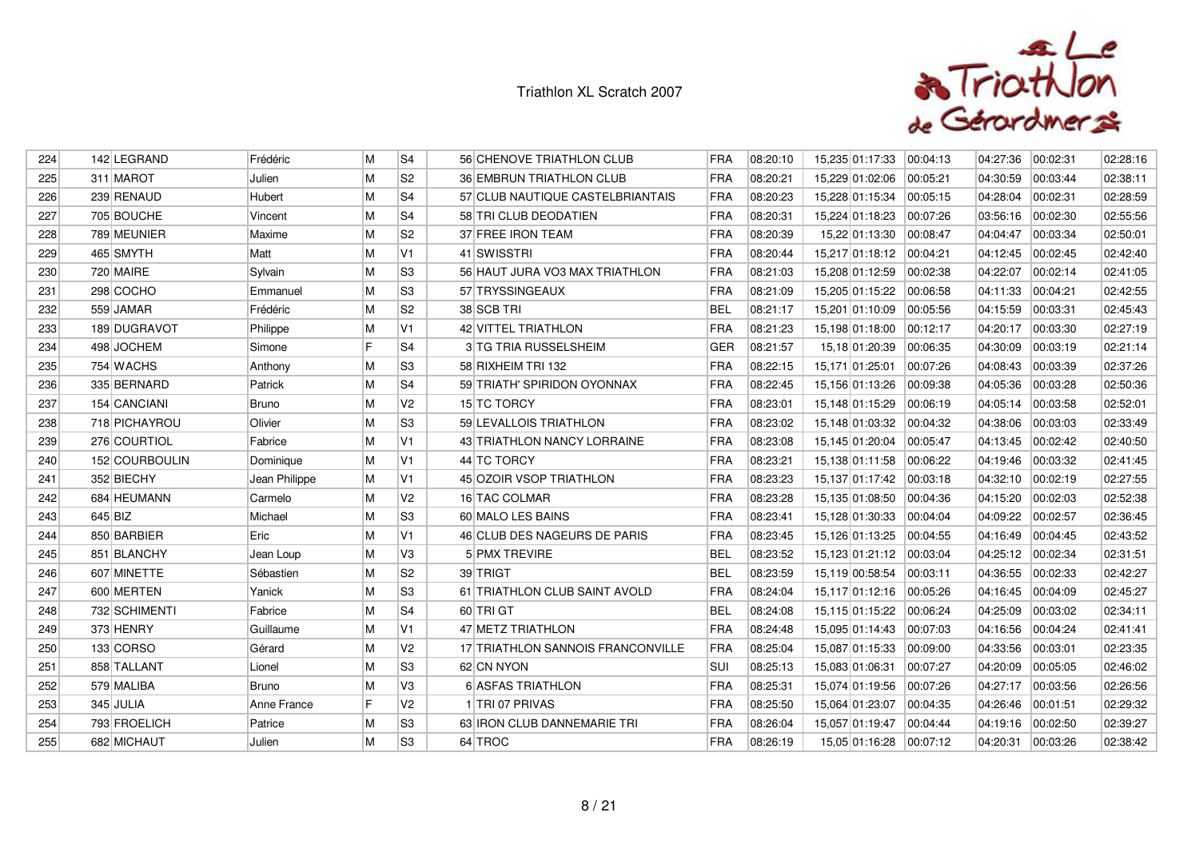# Triathlon XL Scratch 2007

| | | | | | | | | | | | | | | | | |
|---|---|---|---|---|---|---|---|---|---|---|---|---|---|---|---|---|
| 224 | 142 | LEGRAND | Frédéric | M | S4 | 56 | CHENOVE TRIATHLON CLUB | FRA | 08:20:10 | 15,235 | 01:17:33 | 00:04:13 | 04:27:36 | 00:02:31 | 02:28:16 |
| 225 | 311 | MAROT | Julien | M | S2 | 36 | EMBRUN TRIATHLON CLUB | FRA | 08:20:21 | 15,229 | 01:02:06 | 00:05:21 | 04:30:59 | 00:03:44 | 02:38:11 |
| 226 | 239 | RENAUD | Hubert | M | S4 | 57 | CLUB NAUTIQUE CASTELBRIANTAIS | FRA | 08:20:23 | 15,228 | 01:15:34 | 00:05:15 | 04:28:04 | 00:02:31 | 02:28:59 |
| 227 | 705 | BOUCHE | Vincent | M | S4 | 58 | TRI CLUB DEODATIEN | FRA | 08:20:31 | 15,224 | 01:18:23 | 00:07:26 | 03:56:16 | 00:02:30 | 02:55:56 |
| 228 | 789 | MEUNIER | Maxime | M | S2 | 37 | FREE IRON TEAM | FRA | 08:20:39 | 15,22 | 01:13:30 | 00:08:47 | 04:04:47 | 00:03:34 | 02:50:01 |
| 229 | 465 | SMYTH | Matt | M | V1 | 41 | SWISSTRI | FRA | 08:20:44 | 15,217 | 01:18:12 | 00:04:21 | 04:12:45 | 00:02:45 | 02:42:40 |
| 230 | 720 | MAIRE | Sylvain | M | S3 | 56 | HAUT JURA VO3 MAX TRIATHLON | FRA | 08:21:03 | 15,208 | 01:12:59 | 00:02:38 | 04:22:07 | 00:02:14 | 02:41:05 |
| 231 | 298 | COCHO | Emmanuel | M | S3 | 57 | TRYSSINGEAUX | FRA | 08:21:09 | 15,205 | 01:15:22 | 00:06:58 | 04:11:33 | 00:04:21 | 02:42:55 |
| 232 | 559 | JAMAR | Frédéric | M | S2 | 38 | SCB TRI | BEL | 08:21:17 | 15,201 | 01:10:09 | 00:05:56 | 04:15:59 | 00:03:31 | 02:45:43 |
| 233 | 189 | DUGRAVOT | Philippe | M | V1 | 42 | VITTEL TRIATHLON | FRA | 08:21:23 | 15,198 | 01:18:00 | 00:12:17 | 04:20:17 | 00:03:30 | 02:27:19 |
| 234 | 498 | JOCHEM | Simone | F | S4 | 3 | TG TRIA RUSSELSHEIM | GER | 08:21:57 | 15,18 | 01:20:39 | 00:06:35 | 04:30:09 | 00:03:19 | 02:21:14 |
| 235 | 754 | WACHS | Anthony | M | S3 | 58 | RIXHEIM TRI 132 | FRA | 08:22:15 | 15,171 | 01:25:01 | 00:07:26 | 04:08:43 | 00:03:39 | 02:37:26 |
| 236 | 335 | BERNARD | Patrick | M | S4 | 59 | TRIATH' SPIRIDON OYONNAX | FRA | 08:22:45 | 15,156 | 01:13:26 | 00:09:38 | 04:05:36 | 00:03:28 | 02:50:36 |
| 237 | 154 | CANCIANI | Bruno | M | V2 | 15 | TC TORCY | FRA | 08:23:01 | 15,148 | 01:15:29 | 00:06:19 | 04:05:14 | 00:03:58 | 02:52:01 |
| 238 | 718 | PICHAYROU | Olivier | M | S3 | 59 | LEVALLOIS TRIATHLON | FRA | 08:23:02 | 15,148 | 01:03:32 | 00:04:32 | 04:38:06 | 00:03:03 | 02:33:49 |
| 239 | 276 | COURTIOL | Fabrice | M | V1 | 43 | TRIATHLON NANCY LORRAINE | FRA | 08:23:08 | 15,145 | 01:20:04 | 00:05:47 | 04:13:45 | 00:02:42 | 02:40:50 |
| 240 | 152 | COURBOULIN | Dominique | M | V1 | 44 | TC TORCY | FRA | 08:23:21 | 15,138 | 01:11:58 | 00:06:22 | 04:19:46 | 00:03:32 | 02:41:45 |
| 241 | 352 | BIECHY | Jean Philippe | M | V1 | 45 | OZOIR VSOP TRIATHLON | FRA | 08:23:23 | 15,137 | 01:17:42 | 00:03:18 | 04:32:10 | 00:02:19 | 02:27:55 |
| 242 | 684 | HEUMANN | Carmelo | M | V2 | 16 | TAC COLMAR | FRA | 08:23:28 | 15,135 | 01:08:50 | 00:04:36 | 04:15:20 | 00:02:03 | 02:52:38 |
| 243 | 645 | BIZ | Michael | M | S3 | 60 | MALO LES BAINS | FRA | 08:23:41 | 15,128 | 01:30:33 | 00:04:04 | 04:09:22 | 00:02:57 | 02:36:45 |
| 244 | 850 | BARBIER | Eric | M | V1 | 46 | CLUB DES NAGEURS DE PARIS | FRA | 08:23:45 | 15,126 | 01:13:25 | 00:04:55 | 04:16:49 | 00:04:45 | 02:43:52 |
| 245 | 851 | BLANCHY | Jean Loup | M | V3 | 5 | PMX TREVIRE | BEL | 08:23:52 | 15,123 | 01:21:12 | 00:03:04 | 04:25:12 | 00:02:34 | 02:31:51 |
| 246 | 607 | MINETTE | Sébastien | M | S2 | 39 | TRIGT | BEL | 08:23:59 | 15,119 | 00:58:54 | 00:03:11 | 04:36:55 | 00:02:33 | 02:42:27 |
| 247 | 600 | MERTEN | Yanick | M | S3 | 61 | TRIATHLON CLUB SAINT AVOLD | FRA | 08:24:04 | 15,117 | 01:12:16 | 00:05:26 | 04:16:45 | 00:04:09 | 02:45:27 |
| 248 | 732 | SCHIMENTI | Fabrice | M | S4 | 60 | TRI GT | BEL | 08:24:08 | 15,115 | 01:15:22 | 00:06:24 | 04:25:09 | 00:03:02 | 02:34:11 |
| 249 | 373 | HENRY | Guillaume | M | V1 | 47 | METZ TRIATHLON | FRA | 08:24:48 | 15,095 | 01:14:43 | 00:07:03 | 04:16:56 | 00:04:24 | 02:41:41 |
| 250 | 133 | CORSO | Gérard | M | V2 | 17 | TRIATHLON SANNOIS FRANCONVILLE | FRA | 08:25:04 | 15,087 | 01:15:33 | 00:09:00 | 04:33:56 | 00:03:01 | 02:23:35 |
| 251 | 858 | TALLANT | Lionel | M | S3 | 62 | CN NYON | SUI | 08:25:13 | 15,083 | 01:06:31 | 00:07:27 | 04:20:09 | 00:05:05 | 02:46:02 |
| 252 | 579 | MALIBA | Bruno | M | V3 | 6 | ASFAS TRIATHLON | FRA | 08:25:31 | 15,074 | 01:19:56 | 00:07:26 | 04:27:17 | 00:03:56 | 02:26:56 |
| 253 | 345 | JULIA | Anne France | F | V2 | 1 | TRI 07 PRIVAS | FRA | 08:25:50 | 15,064 | 01:23:07 | 00:04:35 | 04:26:46 | 00:01:51 | 02:29:32 |
| 254 | 793 | FROELICH | Patrice | M | S3 | 63 | IRON CLUB DANNEMARIE TRI | FRA | 08:26:04 | 15,057 | 01:19:47 | 00:04:44 | 04:19:16 | 00:02:50 | 02:39:27 |
| 255 | 682 | MICHAUT | Julien | M | S3 | 64 | TROC | FRA | 08:26:19 | 15,05 | 01:16:28 | 00:07:12 | 04:20:31 | 00:03:26 | 02:38:42 |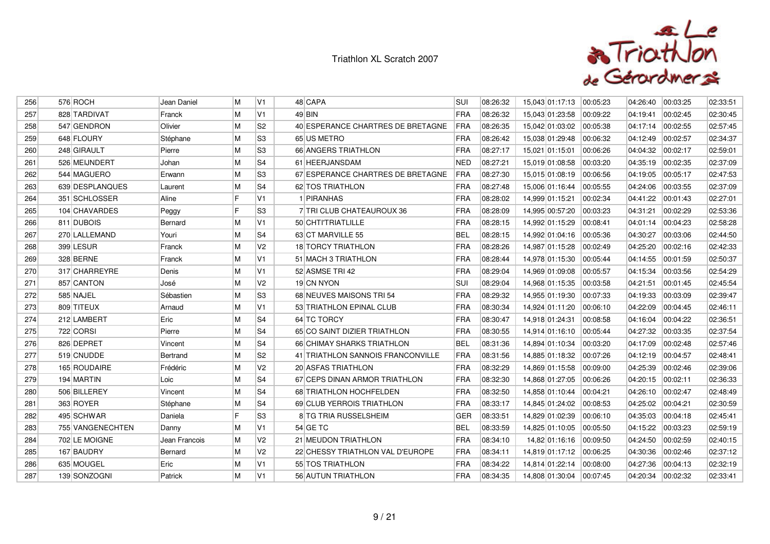# Triathlon XL Scratch 2007

| | | | | | | | | | | | | | | | |
|---|---|---|---|---|---|---|---|---|---|---|---|---|---|---|---|
| 256 | 576 | ROCH | Jean Daniel | M | V1 | 48 | CAPA | SUI | 08:26:32 | 15,043 | 01:17:13 | 00:05:23 | 04:26:40 | 00:03:25 | 02:33:51 |
| 257 | 828 | TARDIVAT | Franck | M | V1 | 49 | BIN | FRA | 08:26:32 | 15,043 | 01:23:58 | 00:09:22 | 04:19:41 | 00:02:45 | 02:30:45 |
| 258 | 547 | GENDRON | Olivier | M | S2 | 40 | ESPERANCE CHARTRES DE BRETAGNE | FRA | 08:26:35 | 15,042 | 01:03:02 | 00:05:38 | 04:17:14 | 00:02:55 | 02:57:45 |
| 259 | 648 | FLOURY | Stéphane | M | S3 | 65 | US METRO | FRA | 08:26:42 | 15,038 | 01:29:48 | 00:06:32 | 04:12:49 | 00:02:57 | 02:34:37 |
| 260 | 248 | GIRAULT | Pierre | M | S3 | 66 | ANGERS TRIATHLON | FRA | 08:27:17 | 15,021 | 01:15:01 | 00:06:26 | 04:04:32 | 00:02:17 | 02:59:01 |
| 261 | 526 | MEIJNDERT | Johan | M | S4 | 61 | HEERJANSDAM | NED | 08:27:21 | 15,019 | 01:08:58 | 00:03:20 | 04:35:19 | 00:02:35 | 02:37:09 |
| 262 | 544 | MAGUERO | Erwann | M | S3 | 67 | ESPERANCE CHARTRES DE BRETAGNE | FRA | 08:27:30 | 15,015 | 01:08:19 | 00:06:56 | 04:19:05 | 00:05:17 | 02:47:53 |
| 263 | 639 | DESPLANQUES | Laurent | M | S4 | 62 | TOS TRIATHLON | FRA | 08:27:48 | 15,006 | 01:16:44 | 00:05:55 | 04:24:06 | 00:03:55 | 02:37:09 |
| 264 | 351 | SCHLOSSER | Aline | F | V1 | 1 | PIRANHAS | FRA | 08:28:02 | 14,999 | 01:15:21 | 00:02:34 | 04:41:22 | 00:01:43 | 02:27:01 |
| 265 | 104 | CHAVARDES | Peggy | F | S3 | 7 | TRI CLUB CHATEAUROUX 36 | FRA | 08:28:09 | 14,995 | 00:57:20 | 00:03:23 | 04:31:21 | 00:02:29 | 02:53:36 |
| 266 | 811 | DUBOIS | Bernard | M | V1 | 50 | CHTI'TRIATLILLE | FRA | 08:28:15 | 14,992 | 01:15:29 | 00:08:41 | 04:01:14 | 00:04:23 | 02:58:28 |
| 267 | 270 | LALLEMAND | Youri | M | S4 | 63 | CT MARVILLE 55 | BEL | 08:28:15 | 14,992 | 01:04:16 | 00:05:36 | 04:30:27 | 00:03:06 | 02:44:50 |
| 268 | 399 | LESUR | Franck | M | V2 | 18 | TORCY TRIATHLON | FRA | 08:28:26 | 14,987 | 01:15:28 | 00:02:49 | 04:25:20 | 00:02:16 | 02:42:33 |
| 269 | 328 | BERNE | Franck | M | V1 | 51 | MACH 3 TRIATHLON | FRA | 08:28:44 | 14,978 | 01:15:30 | 00:05:44 | 04:14:55 | 00:01:59 | 02:50:37 |
| 270 | 317 | CHARREYRE | Denis | M | V1 | 52 | ASMSE TRI 42 | FRA | 08:29:04 | 14,969 | 01:09:08 | 00:05:57 | 04:15:34 | 00:03:56 | 02:54:29 |
| 271 | 857 | CANTON | José | M | V2 | 19 | CN NYON | SUI | 08:29:04 | 14,968 | 01:15:35 | 00:03:58 | 04:21:51 | 00:01:45 | 02:45:54 |
| 272 | 585 | NAJEL | Sébastien | M | S3 | 68 | NEUVES MAISONS TRI 54 | FRA | 08:29:32 | 14,955 | 01:19:30 | 00:07:33 | 04:19:33 | 00:03:09 | 02:39:47 |
| 273 | 809 | TITEUX | Arnaud | M | V1 | 53 | TRIATHLON EPINAL CLUB | FRA | 08:30:34 | 14,924 | 01:11:20 | 00:06:10 | 04:22:09 | 00:04:45 | 02:46:11 |
| 274 | 212 | LAMBERT | Eric | M | S4 | 64 | TC TORCY | FRA | 08:30:47 | 14,918 | 01:24:31 | 00:08:58 | 04:16:04 | 00:04:22 | 02:36:51 |
| 275 | 722 | CORSI | Pierre | M | S4 | 65 | CO SAINT DIZIER TRIATHLON | FRA | 08:30:55 | 14,914 | 01:16:10 | 00:05:44 | 04:27:32 | 00:03:35 | 02:37:54 |
| 276 | 826 | DEPRET | Vincent | M | S4 | 66 | CHIMAY SHARKS TRIATHLON | BEL | 08:31:36 | 14,894 | 01:10:34 | 00:03:20 | 04:17:09 | 00:02:48 | 02:57:46 |
| 277 | 519 | CNUDDE | Bertrand | M | S2 | 41 | TRIATHLON SANNOIS FRANCONVILLE | FRA | 08:31:56 | 14,885 | 01:18:32 | 00:07:26 | 04:12:19 | 00:04:57 | 02:48:41 |
| 278 | 165 | ROUDAIRE | Frédéric | M | V2 | 20 | ASFAS TRIATHLON | FRA | 08:32:29 | 14,869 | 01:15:58 | 00:09:00 | 04:25:39 | 00:02:46 | 02:39:06 |
| 279 | 194 | MARTIN | Loic | M | S4 | 67 | CEPS DINAN ARMOR TRIATHLON | FRA | 08:32:30 | 14,868 | 01:27:05 | 00:06:26 | 04:20:15 | 00:02:11 | 02:36:33 |
| 280 | 506 | BILLEREY | Vincent | M | S4 | 68 | TRIATHLON HOCHFELDEN | FRA | 08:32:50 | 14,858 | 01:10:44 | 00:04:21 | 04:26:10 | 00:02:47 | 02:48:49 |
| 281 | 363 | ROYER | Stéphane | M | S4 | 69 | CLUB YERROIS TRIATHLON | FRA | 08:33:17 | 14,845 | 01:24:02 | 00:08:53 | 04:25:02 | 00:04:21 | 02:30:59 |
| 282 | 495 | SCHWAR | Daniela | F | S3 | 8 | TG TRIA RUSSELSHEIM | GER | 08:33:51 | 14,829 | 01:02:39 | 00:06:10 | 04:35:03 | 00:04:18 | 02:45:41 |
| 283 | 755 | VANGENECHTEN | Danny | M | V1 | 54 | GE TC | BEL | 08:33:59 | 14,825 | 01:10:05 | 00:05:50 | 04:15:22 | 00:03:23 | 02:59:19 |
| 284 | 702 | LE MOIGNE | Jean Francois | M | V2 | 21 | MEUDON TRIATHLON | FRA | 08:34:10 | 14,82 | 01:16:16 | 00:09:50 | 04:24:50 | 00:02:59 | 02:40:15 |
| 285 | 167 | BAUDRY | Bernard | M | V2 | 22 | CHESSY TRIATHLON VAL D'EUROPE | FRA | 08:34:11 | 14,819 | 01:17:12 | 00:06:25 | 04:30:36 | 00:02:46 | 02:37:12 |
| 286 | 635 | MOUGEL | Eric | M | V1 | 55 | TOS TRIATHLON | FRA | 08:34:22 | 14,814 | 01:22:14 | 00:08:00 | 04:27:36 | 00:04:13 | 02:32:19 |
| 287 | 139 | SONZOGNI | Patrick | M | V1 | 56 | AUTUN TRIATHLON | FRA | 08:34:35 | 14,808 | 01:30:04 | 00:07:45 | 04:20:34 | 00:02:32 | 02:33:41 |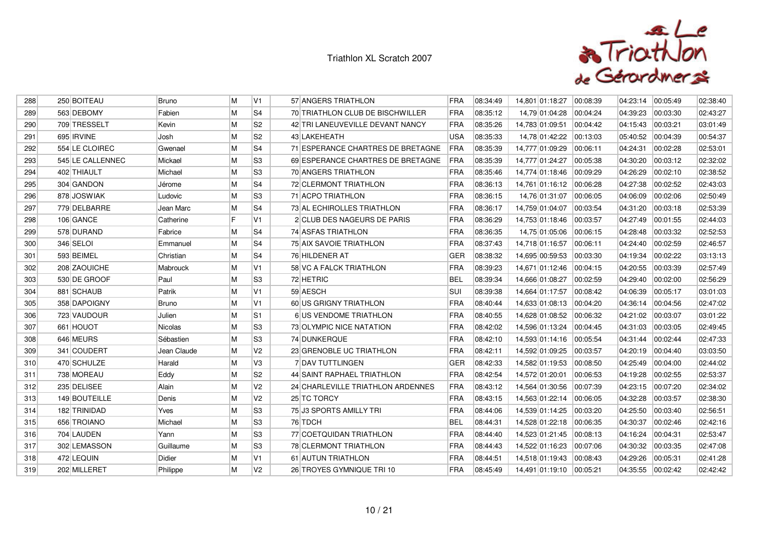# Triathlon XL Scratch 2007

| | | | | | | | | | | | | | | | |
|---|---|---|---|---|---|---|---|---|---|---|---|---|---|---|---|
| 288 | 250 | BOITEAU | Bruno | M | V1 | 57 | ANGERS TRIATHLON | FRA | 08:34:49 | 14,801 | 01:18:27 | 00:08:39 | 04:23:14 | 00:05:49 | 02:38:40 |
| 289 | 563 | DEBOMY | Fabien | M | S4 | 70 | TRIATHLON CLUB DE BISCHWILLER | FRA | 08:35:12 | 14,79 | 01:04:28 | 00:04:24 | 04:39:23 | 00:03:30 | 02:43:27 |
| 290 | 709 | TRESSELT | Kevin | M | S2 | 42 | TRI LANEUVEVILLE DEVANT NANCY | FRA | 08:35:26 | 14,783 | 01:09:51 | 00:04:42 | 04:15:43 | 00:03:21 | 03:01:49 |
| 291 | 695 | IRVINE | Josh | M | S2 | 43 | LAKEHEATH | USA | 08:35:33 | 14,78 | 01:42:22 | 00:13:03 | 05:40:52 | 00:04:39 | 00:54:37 |
| 292 | 554 | LE CLOIREC | Gwenael | M | S4 | 71 | ESPERANCE CHARTRES DE BRETAGNE | FRA | 08:35:39 | 14,777 | 01:09:29 | 00:06:11 | 04:24:31 | 00:02:28 | 02:53:01 |
| 293 | 545 | LE CALLENNEC | Mickael | M | S3 | 69 | ESPERANCE CHARTRES DE BRETAGNE | FRA | 08:35:39 | 14,777 | 01:24:27 | 00:05:38 | 04:30:20 | 00:03:12 | 02:32:02 |
| 294 | 402 | THIAULT | Michael | M | S3 | 70 | ANGERS TRIATHLON | FRA | 08:35:46 | 14,774 | 01:18:46 | 00:09:29 | 04:26:29 | 00:02:10 | 02:38:52 |
| 295 | 304 | GANDON | Jérome | M | S4 | 72 | CLERMONT TRIATHLON | FRA | 08:36:13 | 14,761 | 01:16:12 | 00:06:28 | 04:27:38 | 00:02:52 | 02:43:03 |
| 296 | 878 | JOSWIAK | Ludovic | M | S3 | 71 | ACPO TRIATHLON | FRA | 08:36:15 | 14,76 | 01:31:07 | 00:06:05 | 04:06:09 | 00:02:06 | 02:50:49 |
| 297 | 779 | DELBARRE | Jean Marc | M | S4 | 73 | AL ECHIROLLES TRIATHLON | FRA | 08:36:17 | 14,759 | 01:04:07 | 00:03:54 | 04:31:20 | 00:03:18 | 02:53:39 |
| 298 | 106 | GANCE | Catherine | F | V1 | 2 | CLUB DES NAGEURS DE PARIS | FRA | 08:36:29 | 14,753 | 01:18:46 | 00:03:57 | 04:27:49 | 00:01:55 | 02:44:03 |
| 299 | 578 | DURAND | Fabrice | M | S4 | 74 | ASFAS TRIATHLON | FRA | 08:36:35 | 14,75 | 01:05:06 | 00:06:15 | 04:28:48 | 00:03:32 | 02:52:53 |
| 300 | 346 | SELOI | Emmanuel | M | S4 | 75 | AIX SAVOIE TRIATHLON | FRA | 08:37:43 | 14,718 | 01:16:57 | 00:06:11 | 04:24:40 | 00:02:59 | 02:46:57 |
| 301 | 593 | BEIMEL | Christian | M | S4 | 76 | HILDENER AT | GER | 08:38:32 | 14,695 | 00:59:53 | 00:03:30 | 04:19:34 | 00:02:22 | 03:13:13 |
| 302 | 208 | ZAOUICHE | Mabrouck | M | V1 | 58 | VC A FALCK TRIATHLON | FRA | 08:39:23 | 14,671 | 01:12:46 | 00:04:15 | 04:20:55 | 00:03:39 | 02:57:49 |
| 303 | 530 | DE GROOF | Paul | M | S3 | 72 | HETRIC | BEL | 08:39:34 | 14,666 | 01:08:27 | 00:02:59 | 04:29:40 | 00:02:00 | 02:56:29 |
| 304 | 881 | SCHAUB | Patrik | M | V1 | 59 | AESCH | SUI | 08:39:38 | 14,664 | 01:17:57 | 00:08:42 | 04:06:39 | 00:05:17 | 03:01:03 |
| 305 | 358 | DAPOIGNY | Bruno | M | V1 | 60 | US GRIGNY TRIATHLON | FRA | 08:40:44 | 14,633 | 01:08:13 | 00:04:20 | 04:36:14 | 00:04:56 | 02:47:02 |
| 306 | 723 | VAUDOUR | Julien | M | S1 | 6 | US VENDOME TRIATHLON | FRA | 08:40:55 | 14,628 | 01:08:52 | 00:06:32 | 04:21:02 | 00:03:07 | 03:01:22 |
| 307 | 661 | HOUOT | Nicolas | M | S3 | 73 | OLYMPIC NICE NATATION | FRA | 08:42:02 | 14,596 | 01:13:24 | 00:04:45 | 04:31:03 | 00:03:05 | 02:49:45 |
| 308 | 646 | MEURS | Sébastien | M | S3 | 74 | DUNKERQUE | FRA | 08:42:10 | 14,593 | 01:14:16 | 00:05:54 | 04:31:44 | 00:02:44 | 02:47:33 |
| 309 | 341 | COUDERT | Jean Claude | M | V2 | 23 | GRENOBLE UC TRIATHLON | FRA | 08:42:11 | 14,592 | 01:09:25 | 00:03:57 | 04:20:19 | 00:04:40 | 03:03:50 |
| 310 | 470 | SCHULZE | Harald | M | V3 | 7 | DAV TUTTLINGEN | GER | 08:42:33 | 14,582 | 01:19:53 | 00:08:50 | 04:25:49 | 00:04:00 | 02:44:02 |
| 311 | 738 | MOREAU | Eddy | M | S2 | 44 | SAINT RAPHAEL TRIATHLON | FRA | 08:42:54 | 14,572 | 01:20:01 | 00:06:53 | 04:19:28 | 00:02:55 | 02:53:37 |
| 312 | 235 | DELISEE | Alain | M | V2 | 24 | CHARLEVILLE TRIATHLON ARDENNES | FRA | 08:43:12 | 14,564 | 01:30:56 | 00:07:39 | 04:23:15 | 00:07:20 | 02:34:02 |
| 313 | 149 | BOUTEILLE | Denis | M | V2 | 25 | TC TORCY | FRA | 08:43:15 | 14,563 | 01:22:14 | 00:06:05 | 04:32:28 | 00:03:57 | 02:38:30 |
| 314 | 182 | TRINIDAD | Yves | M | S3 | 75 | J3 SPORTS AMILLY TRI | FRA | 08:44:06 | 14,539 | 01:14:25 | 00:03:20 | 04:25:50 | 00:03:40 | 02:56:51 |
| 315 | 656 | TROIANO | Michael | M | S3 | 76 | TDCH | BEL | 08:44:31 | 14,528 | 01:22:18 | 00:06:35 | 04:30:37 | 00:02:46 | 02:42:16 |
| 316 | 704 | LAUDEN | Yann | M | S3 | 77 | COETQUIDAN TRIATHLON | FRA | 08:44:40 | 14,523 | 01:21:45 | 00:08:13 | 04:16:24 | 00:04:31 | 02:53:47 |
| 317 | 302 | LEMASSON | Guillaume | M | S3 | 78 | CLERMONT TRIATHLON | FRA | 08:44:43 | 14,522 | 01:16:23 | 00:07:06 | 04:30:32 | 00:03:35 | 02:47:08 |
| 318 | 472 | LEQUIN | Didier | M | V1 | 61 | AUTUN TRIATHLON | FRA | 08:44:51 | 14,518 | 01:19:43 | 00:08:43 | 04:29:26 | 00:05:31 | 02:41:28 |
| 319 | 202 | MILLERET | Philippe | M | V2 | 26 | TROYES GYMNIQUE TRI 10 | FRA | 08:45:49 | 14,491 | 01:19:10 | 00:05:21 | 04:35:55 | 00:02:42 | 02:42:42 |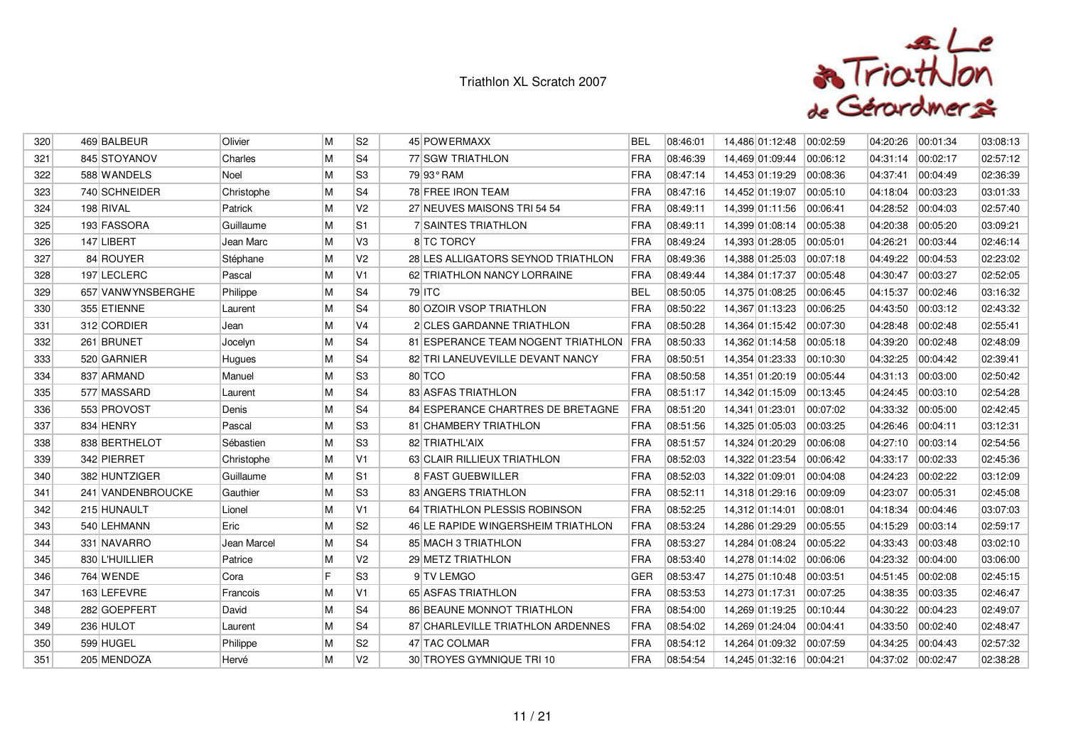# Triathlon XL Scratch 2007

| | | | | | | | | | | | | | | |
|---|---|---|---|---|---|---|---|---|---|---|---|---|---|---|
| 320 | 469 | BALBEUR | Olivier | M | S2 | 45 | POWERMAXX | BEL | 08:46:01 | 14,486 | 01:12:48 | 00:02:59 | 04:20:26 | 00:01:34 | 03:08:13 |
| 321 | 845 | STOYANOV | Charles | M | S4 | 77 | SGW TRIATHLON | FRA | 08:46:39 | 14,469 | 01:09:44 | 00:06:12 | 04:31:14 | 00:02:17 | 02:57:12 |
| 322 | 588 | WANDELS | Noel | M | S3 | 79 | 93° RAM | FRA | 08:47:14 | 14,453 | 01:19:29 | 00:08:36 | 04:37:41 | 00:04:49 | 02:36:39 |
| 323 | 740 | SCHNEIDER | Christophe | M | S4 | 78 | FREE IRON TEAM | FRA | 08:47:16 | 14,452 | 01:19:07 | 00:05:10 | 04:18:04 | 00:03:23 | 03:01:33 |
| 324 | 198 | RIVAL | Patrick | M | V2 | 27 | NEUVES MAISONS TRI 54 54 | FRA | 08:49:11 | 14,399 | 01:11:56 | 00:06:41 | 04:28:52 | 00:04:03 | 02:57:40 |
| 325 | 193 | FASSORA | Guillaume | M | S1 | 7 | SAINTES TRIATHLON | FRA | 08:49:11 | 14,399 | 01:08:14 | 00:05:38 | 04:20:38 | 00:05:20 | 03:09:21 |
| 326 | 147 | LIBERT | Jean Marc | M | V3 | 8 | TC TORCY | FRA | 08:49:24 | 14,393 | 01:28:05 | 00:05:01 | 04:26:21 | 00:03:44 | 02:46:14 |
| 327 | 84 | ROUYER | Stéphane | M | V2 | 28 | LES ALLIGATORS SEYNOD TRIATHLON | FRA | 08:49:36 | 14,388 | 01:25:03 | 00:07:18 | 04:49:22 | 00:04:53 | 02:23:02 |
| 328 | 197 | LECLERC | Pascal | M | V1 | 62 | TRIATHLON NANCY LORRAINE | FRA | 08:49:44 | 14,384 | 01:17:37 | 00:05:48 | 04:30:47 | 00:03:27 | 02:52:05 |
| 329 | 657 | VANWYNSBERGHE | Philippe | M | S4 | 79 | ITC | BEL | 08:50:05 | 14,375 | 01:08:25 | 00:06:45 | 04:15:37 | 00:02:46 | 03:16:32 |
| 330 | 355 | ETIENNE | Laurent | M | S4 | 80 | OZOIR VSOP TRIATHLON | FRA | 08:50:22 | 14,367 | 01:13:23 | 00:06:25 | 04:43:50 | 00:03:12 | 02:43:32 |
| 331 | 312 | CORDIER | Jean | M | V4 | 2 | CLES GARDANNE TRIATHLON | FRA | 08:50:28 | 14,364 | 01:15:42 | 00:07:30 | 04:28:48 | 00:02:48 | 02:55:41 |
| 332 | 261 | BRUNET | Jocelyn | M | S4 | 81 | ESPERANCE TEAM NOGENT TRIATHLON | FRA | 08:50:33 | 14,362 | 01:14:58 | 00:05:18 | 04:39:20 | 00:02:48 | 02:48:09 |
| 333 | 520 | GARNIER | Hugues | M | S4 | 82 | TRI LANEUVEVILLE DEVANT NANCY | FRA | 08:50:51 | 14,354 | 01:23:33 | 00:10:30 | 04:32:25 | 00:04:42 | 02:39:41 |
| 334 | 837 | ARMAND | Manuel | M | S3 | 80 | TCO | FRA | 08:50:58 | 14,351 | 01:20:19 | 00:05:44 | 04:31:13 | 00:03:00 | 02:50:42 |
| 335 | 577 | MASSARD | Laurent | M | S4 | 83 | ASFAS TRIATHLON | FRA | 08:51:17 | 14,342 | 01:15:09 | 00:13:45 | 04:24:45 | 00:03:10 | 02:54:28 |
| 336 | 553 | PROVOST | Denis | M | S4 | 84 | ESPERANCE CHARTRES DE BRETAGNE | FRA | 08:51:20 | 14,341 | 01:23:01 | 00:07:02 | 04:33:32 | 00:05:00 | 02:42:45 |
| 337 | 834 | HENRY | Pascal | M | S3 | 81 | CHAMBERY TRIATHLON | FRA | 08:51:56 | 14,325 | 01:05:03 | 00:03:25 | 04:26:46 | 00:04:11 | 03:12:31 |
| 338 | 838 | BERTHELOT | Sébastien | M | S3 | 82 | TRIATHL'AIX | FRA | 08:51:57 | 14,324 | 01:20:29 | 00:06:08 | 04:27:10 | 00:03:14 | 02:54:56 |
| 339 | 342 | PIERRET | Christophe | M | V1 | 63 | CLAIR RILLIEUX TRIATHLON | FRA | 08:52:03 | 14,322 | 01:23:54 | 00:06:42 | 04:33:17 | 00:02:33 | 02:45:36 |
| 340 | 382 | HUNTZIGER | Guillaume | M | S1 | 8 | FAST GUEBWILLER | FRA | 08:52:03 | 14,322 | 01:09:01 | 00:04:08 | 04:24:23 | 00:02:22 | 03:12:09 |
| 341 | 241 | VANDENBROUCKE | Gauthier | M | S3 | 83 | ANGERS TRIATHLON | FRA | 08:52:11 | 14,318 | 01:29:16 | 00:09:09 | 04:23:07 | 00:05:31 | 02:45:08 |
| 342 | 215 | HUNAULT | Lionel | M | V1 | 64 | TRIATHLON PLESSIS ROBINSON | FRA | 08:52:25 | 14,312 | 01:14:01 | 00:08:01 | 04:18:34 | 00:04:46 | 03:07:03 |
| 343 | 540 | LEHMANN | Eric | M | S2 | 46 | LE RAPIDE WINGERSHEIM TRIATHLON | FRA | 08:53:24 | 14,286 | 01:29:29 | 00:05:55 | 04:15:29 | 00:03:14 | 02:59:17 |
| 344 | 331 | NAVARRO | Jean Marcel | M | S4 | 85 | MACH 3 TRIATHLON | FRA | 08:53:27 | 14,284 | 01:08:24 | 00:05:22 | 04:33:43 | 00:03:48 | 03:02:10 |
| 345 | 830 | L'HUILLIER | Patrice | M | V2 | 29 | METZ TRIATHLON | FRA | 08:53:40 | 14,278 | 01:14:02 | 00:06:06 | 04:23:32 | 00:04:00 | 03:06:00 |
| 346 | 764 | WENDE | Cora | F | S3 | 9 | TV LEMGO | GER | 08:53:47 | 14,275 | 01:10:48 | 00:03:51 | 04:51:45 | 00:02:08 | 02:45:15 |
| 347 | 163 | LEFEVRE | Francois | M | V1 | 65 | ASFAS TRIATHLON | FRA | 08:53:53 | 14,273 | 01:17:31 | 00:07:25 | 04:38:35 | 00:03:35 | 02:46:47 |
| 348 | 282 | GOEPFERT | David | M | S4 | 86 | BEAUNE MONNOT TRIATHLON | FRA | 08:54:00 | 14,269 | 01:19:25 | 00:10:44 | 04:30:22 | 00:04:23 | 02:49:07 |
| 349 | 236 | HULOT | Laurent | M | S4 | 87 | CHARLEVILLE TRIATHLON ARDENNES | FRA | 08:54:02 | 14,269 | 01:24:04 | 00:04:41 | 04:33:50 | 00:02:40 | 02:48:47 |
| 350 | 599 | HUGEL | Philippe | M | S2 | 47 | TAC COLMAR | FRA | 08:54:12 | 14,264 | 01:09:32 | 00:07:59 | 04:34:25 | 00:04:43 | 02:57:32 |
| 351 | 205 | MENDOZA | Hervé | M | V2 | 30 | TROYES GYMNIQUE TRI 10 | FRA | 08:54:54 | 14,245 | 01:32:16 | 00:04:21 | 04:37:02 | 00:02:47 | 02:38:28 |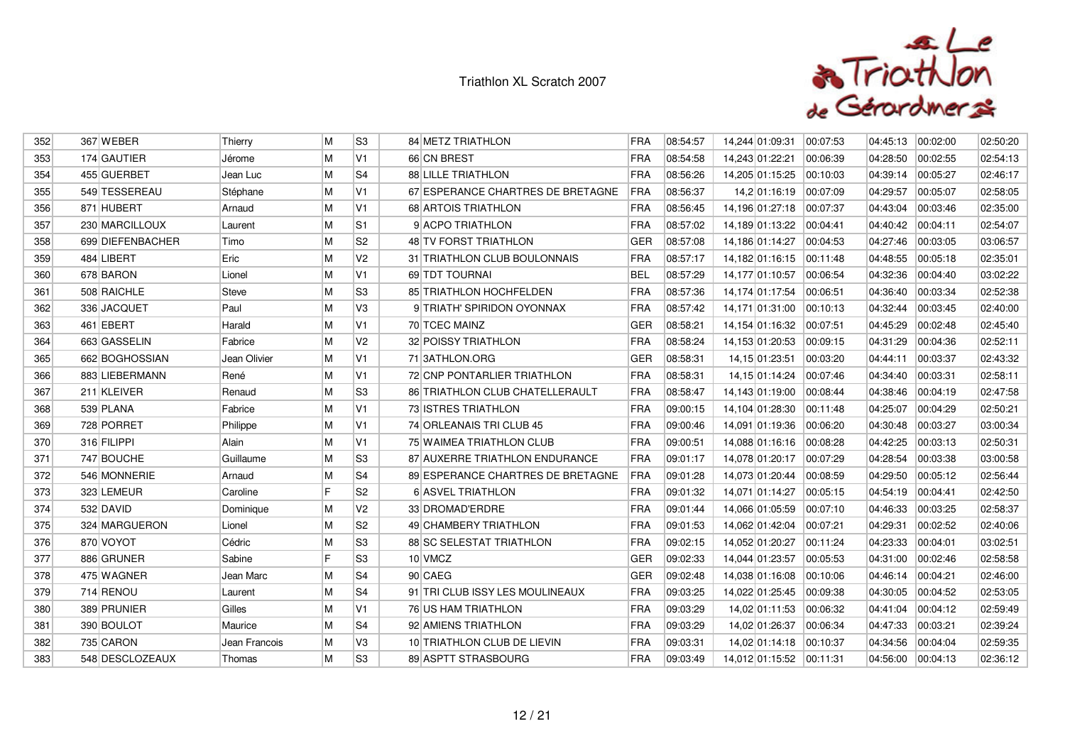# Triathlon XL Scratch 2007

| | | | | | | | | | | | | | | |
|---|---|---|---|---|---|---|---|---|---|---|---|---|---|---|
| 352 | 367 | WEBER | Thierry | M | S3 | 84 | METZ TRIATHLON | FRA | 08:54:57 | 14,244 | 01:09:31 | 00:07:53 | 04:45:13 | 00:02:00 | 02:50:20 |
| 353 | 174 | GAUTIER | Jérome | M | V1 | 66 | CN BREST | FRA | 08:54:58 | 14,243 | 01:22:21 | 00:06:39 | 04:28:50 | 00:02:55 | 02:54:13 |
| 354 | 455 | GUERBET | Jean Luc | M | S4 | 88 | LILLE TRIATHLON | FRA | 08:56:26 | 14,205 | 01:15:25 | 00:10:03 | 04:39:14 | 00:05:27 | 02:46:17 |
| 355 | 549 | TESSEREAU | Stéphane | M | V1 | 67 | ESPERANCE CHARTRES DE BRETAGNE | FRA | 08:56:37 | 14,2 | 01:16:19 | 00:07:09 | 04:29:57 | 00:05:07 | 02:58:05 |
| 356 | 871 | HUBERT | Arnaud | M | V1 | 68 | ARTOIS TRIATHLON | FRA | 08:56:45 | 14,196 | 01:27:18 | 00:07:37 | 04:43:04 | 00:03:46 | 02:35:00 |
| 357 | 230 | MARCILLOUX | Laurent | M | S1 | 9 | ACPO TRIATHLON | FRA | 08:57:02 | 14,189 | 01:13:22 | 00:04:41 | 04:40:42 | 00:04:11 | 02:54:07 |
| 358 | 699 | DIEFENBACHER | Timo | M | S2 | 48 | TV FORST TRIATHLON | GER | 08:57:08 | 14,186 | 01:14:27 | 00:04:53 | 04:27:46 | 00:03:05 | 03:06:57 |
| 359 | 484 | LIBERT | Eric | M | V2 | 31 | TRIATHLON CLUB BOULONNAIS | FRA | 08:57:17 | 14,182 | 01:16:15 | 00:11:48 | 04:48:55 | 00:05:18 | 02:35:01 |
| 360 | 678 | BARON | Lionel | M | V1 | 69 | TDT TOURNAI | BEL | 08:57:29 | 14,177 | 01:10:57 | 00:06:54 | 04:32:36 | 00:04:40 | 03:02:22 |
| 361 | 508 | RAICHLE | Steve | M | S3 | 85 | TRIATHLON HOCHFELDEN | FRA | 08:57:36 | 14,174 | 01:17:54 | 00:06:51 | 04:36:40 | 00:03:34 | 02:52:38 |
| 362 | 336 | JACQUET | Paul | M | V3 | 9 | TRIATH' SPIRIDON OYONNAX | FRA | 08:57:42 | 14,171 | 01:31:00 | 00:10:13 | 04:32:44 | 00:03:45 | 02:40:00 |
| 363 | 461 | EBERT | Harald | M | V1 | 70 | TCEC MAINZ | GER | 08:58:21 | 14,154 | 01:16:32 | 00:07:51 | 04:45:29 | 00:02:48 | 02:45:40 |
| 364 | 663 | GASSELIN | Fabrice | M | V2 | 32 | POISSY TRIATHLON | FRA | 08:58:24 | 14,153 | 01:20:53 | 00:09:15 | 04:31:29 | 00:04:36 | 02:52:11 |
| 365 | 662 | BOGHOSSIAN | Jean Olivier | M | V1 | 71 | 3ATHLON.ORG | GER | 08:58:31 | 14,15 | 01:23:51 | 00:03:20 | 04:44:11 | 00:03:37 | 02:43:32 |
| 366 | 883 | LIEBERMANN | René | M | V1 | 72 | CNP PONTARLIER TRIATHLON | FRA | 08:58:31 | 14,15 | 01:14:24 | 00:07:46 | 04:34:40 | 00:03:31 | 02:58:11 |
| 367 | 211 | KLEIVER | Renaud | M | S3 | 86 | TRIATHLON CLUB CHATELLERAULT | FRA | 08:58:47 | 14,143 | 01:19:00 | 00:08:44 | 04:38:46 | 00:04:19 | 02:47:58 |
| 368 | 539 | PLANA | Fabrice | M | V1 | 73 | ISTRES TRIATHLON | FRA | 09:00:15 | 14,104 | 01:28:30 | 00:11:48 | 04:25:07 | 00:04:29 | 02:50:21 |
| 369 | 728 | PORRET | Philippe | M | V1 | 74 | ORLEANAIS TRI CLUB 45 | FRA | 09:00:46 | 14,091 | 01:19:36 | 00:06:20 | 04:30:48 | 00:03:27 | 03:00:34 |
| 370 | 316 | FILIPPI | Alain | M | V1 | 75 | WAIMEA TRIATHLON CLUB | FRA | 09:00:51 | 14,088 | 01:16:16 | 00:08:28 | 04:42:25 | 00:03:13 | 02:50:31 |
| 371 | 747 | BOUCHE | Guillaume | M | S3 | 87 | AUXERRE TRIATHLON ENDURANCE | FRA | 09:01:17 | 14,078 | 01:20:17 | 00:07:29 | 04:28:54 | 00:03:38 | 03:00:58 |
| 372 | 546 | MONNERIE | Arnaud | M | S4 | 89 | ESPERANCE CHARTRES DE BRETAGNE | FRA | 09:01:28 | 14,073 | 01:20:44 | 00:08:59 | 04:29:50 | 00:05:12 | 02:56:44 |
| 373 | 323 | LEMEUR | Caroline | F | S2 | 6 | ASVEL TRIATHLON | FRA | 09:01:32 | 14,071 | 01:14:27 | 00:05:15 | 04:54:19 | 00:04:41 | 02:42:50 |
| 374 | 532 | DAVID | Dominique | M | V2 | 33 | DROMAD'ERDRE | FRA | 09:01:44 | 14,066 | 01:05:59 | 00:07:10 | 04:46:33 | 00:03:25 | 02:58:37 |
| 375 | 324 | MARGUERON | Lionel | M | S2 | 49 | CHAMBERY TRIATHLON | FRA | 09:01:53 | 14,062 | 01:42:04 | 00:07:21 | 04:29:31 | 00:02:52 | 02:40:06 |
| 376 | 870 | VOYOT | Cédric | M | S3 | 88 | SC SELESTAT TRIATHLON | FRA | 09:02:15 | 14,052 | 01:20:27 | 00:11:24 | 04:23:33 | 00:04:01 | 03:02:51 |
| 377 | 886 | GRUNER | Sabine | F | S3 | 10 | VMCZ | GER | 09:02:33 | 14,044 | 01:23:57 | 00:05:53 | 04:31:00 | 00:02:46 | 02:58:58 |
| 378 | 475 | WAGNER | Jean Marc | M | S4 | 90 | CAEG | GER | 09:02:48 | 14,038 | 01:16:08 | 00:10:06 | 04:46:14 | 00:04:21 | 02:46:00 |
| 379 | 714 | RENOU | Laurent | M | S4 | 91 | TRI CLUB ISSY LES MOULINEAUX | FRA | 09:03:25 | 14,022 | 01:25:45 | 00:09:38 | 04:30:05 | 00:04:52 | 02:53:05 |
| 380 | 389 | PRUNIER | Gilles | M | V1 | 76 | US HAM TRIATHLON | FRA | 09:03:29 | 14,02 | 01:11:53 | 00:06:32 | 04:41:04 | 00:04:12 | 02:59:49 |
| 381 | 390 | BOULOT | Maurice | M | S4 | 92 | AMIENS TRIATHLON | FRA | 09:03:29 | 14,02 | 01:26:37 | 00:06:34 | 04:47:33 | 00:03:21 | 02:39:24 |
| 382 | 735 | CARON | Jean Francois | M | V3 | 10 | TRIATHLON CLUB DE LIEVIN | FRA | 09:03:31 | 14,02 | 01:14:18 | 00:10:37 | 04:34:56 | 00:04:04 | 02:59:35 |
| 383 | 548 | DESCLOZEAUX | Thomas | M | S3 | 89 | ASPTT STRASBOURG | FRA | 09:03:49 | 14,012 | 01:15:52 | 00:11:31 | 04:56:00 | 00:04:13 | 02:36:12 |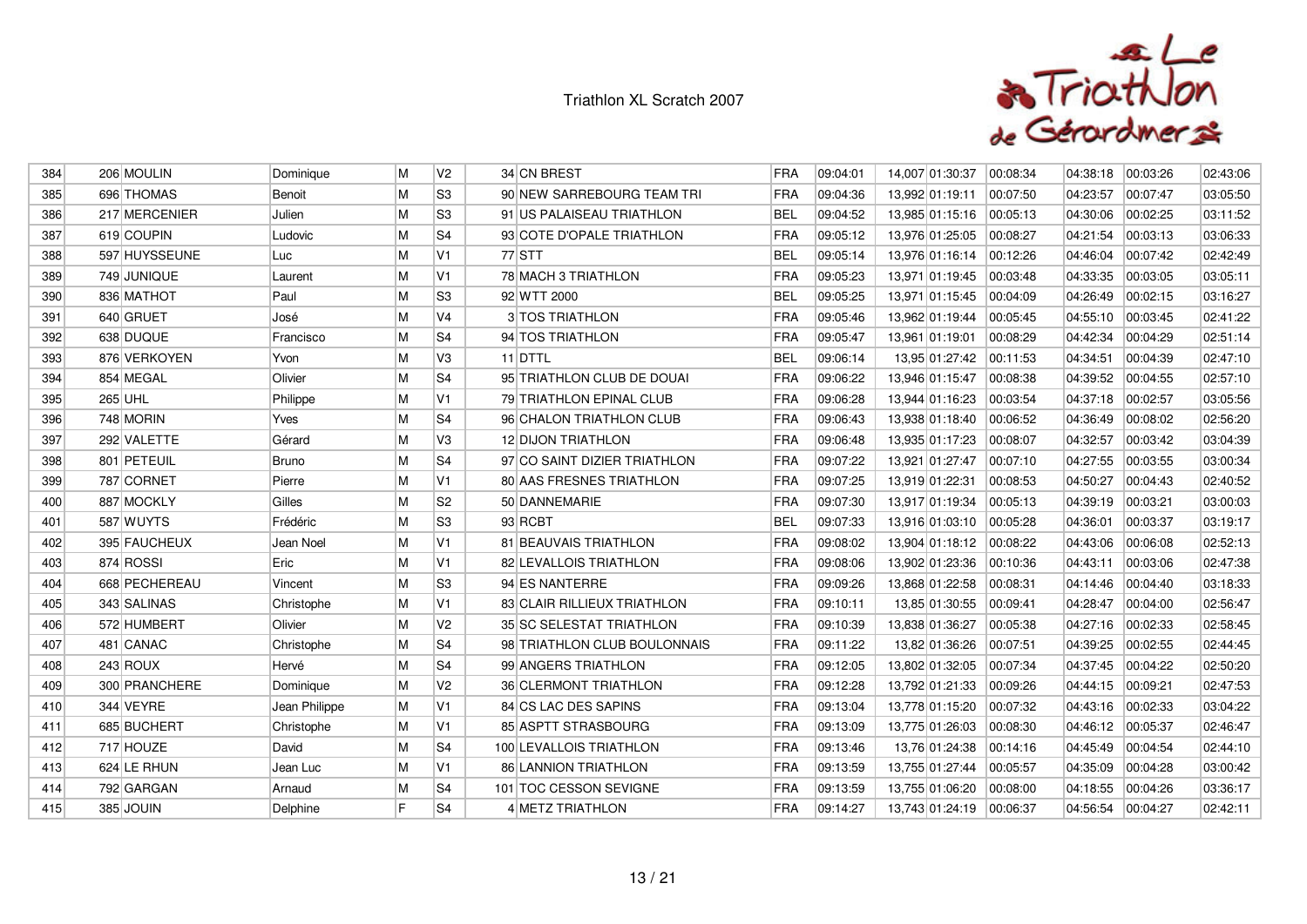# Triathlon XL Scratch 2007

| | | | | | | | | | | | | | | |
|---|---|---|---|---|---|---|---|---|---|---|---|---|---|---|
| 384 | 206 | MOULIN | Dominique | M | V2 | 34 | CN BREST | FRA | 09:04:01 | 14,007 | 01:30:37 | 00:08:34 | 04:38:18 | 00:03:26 | 02:43:06 |
| 385 | 696 | THOMAS | Benoit | M | S3 | 90 | NEW SARREBOURG TEAM TRI | FRA | 09:04:36 | 13,992 | 01:19:11 | 00:07:50 | 04:23:57 | 00:07:47 | 03:05:50 |
| 386 | 217 | MERCENIER | Julien | M | S3 | 91 | US PALAISEAU TRIATHLON | BEL | 09:04:52 | 13,985 | 01:15:16 | 00:05:13 | 04:30:06 | 00:02:25 | 03:11:52 |
| 387 | 619 | COUPIN | Ludovic | M | S4 | 93 | COTE D'OPALE TRIATHLON | FRA | 09:05:12 | 13,976 | 01:25:05 | 00:08:27 | 04:21:54 | 00:03:13 | 03:06:33 |
| 388 | 597 | HUYSSEUNE | Luc | M | V1 | 77 | STT | BEL | 09:05:14 | 13,976 | 01:16:14 | 00:12:26 | 04:46:04 | 00:07:42 | 02:42:49 |
| 389 | 749 | JUNIQUE | Laurent | M | V1 | 78 | MACH 3 TRIATHLON | FRA | 09:05:23 | 13,971 | 01:19:45 | 00:03:48 | 04:33:35 | 00:03:05 | 03:05:11 |
| 390 | 836 | MATHOT | Paul | M | S3 | 92 | WTT 2000 | BEL | 09:05:25 | 13,971 | 01:15:45 | 00:04:09 | 04:26:49 | 00:02:15 | 03:16:27 |
| 391 | 640 | GRUET | José | M | V4 | 3 | TOS TRIATHLON | FRA | 09:05:46 | 13,962 | 01:19:44 | 00:05:45 | 04:55:10 | 00:03:45 | 02:41:22 |
| 392 | 638 | DUQUE | Francisco | M | S4 | 94 | TOS TRIATHLON | FRA | 09:05:47 | 13,961 | 01:19:01 | 00:08:29 | 04:42:34 | 00:04:29 | 02:51:14 |
| 393 | 876 | VERKOYEN | Yvon | M | V3 | 11 | DTTL | BEL | 09:06:14 | 13,95 | 01:27:42 | 00:11:53 | 04:34:51 | 00:04:39 | 02:47:10 |
| 394 | 854 | MEGAL | Olivier | M | S4 | 95 | TRIATHLON CLUB DE DOUAI | FRA | 09:06:22 | 13,946 | 01:15:47 | 00:08:38 | 04:39:52 | 00:04:55 | 02:57:10 |
| 395 | 265 | UHL | Philippe | M | V1 | 79 | TRIATHLON EPINAL CLUB | FRA | 09:06:28 | 13,944 | 01:16:23 | 00:03:54 | 04:37:18 | 00:02:57 | 03:05:56 |
| 396 | 748 | MORIN | Yves | M | S4 | 96 | CHALON TRIATHLON CLUB | FRA | 09:06:43 | 13,938 | 01:18:40 | 00:06:52 | 04:36:49 | 00:08:02 | 02:56:20 |
| 397 | 292 | VALETTE | Gérard | M | V3 | 12 | DIJON TRIATHLON | FRA | 09:06:48 | 13,935 | 01:17:23 | 00:08:07 | 04:32:57 | 00:03:42 | 03:04:39 |
| 398 | 801 | PETEUIL | Bruno | M | S4 | 97 | CO SAINT DIZIER TRIATHLON | FRA | 09:07:22 | 13,921 | 01:27:47 | 00:07:10 | 04:27:55 | 00:03:55 | 03:00:34 |
| 399 | 787 | CORNET | Pierre | M | V1 | 80 | AAS FRESNES TRIATHLON | FRA | 09:07:25 | 13,919 | 01:22:31 | 00:08:53 | 04:50:27 | 00:04:43 | 02:40:52 |
| 400 | 887 | MOCKLY | Gilles | M | S2 | 50 | DANNEMARIE | FRA | 09:07:30 | 13,917 | 01:19:34 | 00:05:13 | 04:39:19 | 00:03:21 | 03:00:03 |
| 401 | 587 | WUYTS | Frédéric | M | S3 | 93 | RCBT | BEL | 09:07:33 | 13,916 | 01:03:10 | 00:05:28 | 04:36:01 | 00:03:37 | 03:19:17 |
| 402 | 395 | FAUCHEUX | Jean Noel | M | V1 | 81 | BEAUVAIS TRIATHLON | FRA | 09:08:02 | 13,904 | 01:18:12 | 00:08:22 | 04:43:06 | 00:06:08 | 02:52:13 |
| 403 | 874 | ROSSI | Eric | M | V1 | 82 | LEVALLOIS TRIATHLON | FRA | 09:08:06 | 13,902 | 01:23:36 | 00:10:36 | 04:43:11 | 00:03:06 | 02:47:38 |
| 404 | 668 | PECHEREAU | Vincent | M | S3 | 94 | ES NANTERRE | FRA | 09:09:26 | 13,868 | 01:22:58 | 00:08:31 | 04:14:46 | 00:04:40 | 03:18:33 |
| 405 | 343 | SALINAS | Christophe | M | V1 | 83 | CLAIR RILLIEUX TRIATHLON | FRA | 09:10:11 | 13,85 | 01:30:55 | 00:09:41 | 04:28:47 | 00:04:00 | 02:56:47 |
| 406 | 572 | HUMBERT | Olivier | M | V2 | 35 | SC SELESTAT TRIATHLON | FRA | 09:10:39 | 13,838 | 01:36:27 | 00:05:38 | 04:27:16 | 00:02:33 | 02:58:45 |
| 407 | 481 | CANAC | Christophe | M | S4 | 98 | TRIATHLON CLUB BOULONNAIS | FRA | 09:11:22 | 13,82 | 01:36:26 | 00:07:51 | 04:39:25 | 00:02:55 | 02:44:45 |
| 408 | 243 | ROUX | Hervé | M | S4 | 99 | ANGERS TRIATHLON | FRA | 09:12:05 | 13,802 | 01:32:05 | 00:07:34 | 04:37:45 | 00:04:22 | 02:50:20 |
| 409 | 300 | PRANCHERE | Dominique | M | V2 | 36 | CLERMONT TRIATHLON | FRA | 09:12:28 | 13,792 | 01:21:33 | 00:09:26 | 04:44:15 | 00:09:21 | 02:47:53 |
| 410 | 344 | VEYRE | Jean Philippe | M | V1 | 84 | CS LAC DES SAPINS | FRA | 09:13:04 | 13,778 | 01:15:20 | 00:07:32 | 04:43:16 | 00:02:33 | 03:04:22 |
| 411 | 685 | BUCHERT | Christophe | M | V1 | 85 | ASPTT STRASBOURG | FRA | 09:13:09 | 13,775 | 01:26:03 | 00:08:30 | 04:46:12 | 00:05:37 | 02:46:47 |
| 412 | 717 | HOUZE | David | M | S4 | 100 | LEVALLOIS TRIATHLON | FRA | 09:13:46 | 13,76 | 01:24:38 | 00:14:16 | 04:45:49 | 00:04:54 | 02:44:10 |
| 413 | 624 | LE RHUN | Jean Luc | M | V1 | 86 | LANNION TRIATHLON | FRA | 09:13:59 | 13,755 | 01:27:44 | 00:05:57 | 04:35:09 | 00:04:28 | 03:00:42 |
| 414 | 792 | GARGAN | Arnaud | M | S4 | 101 | TOC CESSON SEVIGNE | FRA | 09:13:59 | 13,755 | 01:06:20 | 00:08:00 | 04:18:55 | 00:04:26 | 03:36:17 |
| 415 | 385 | JOUIN | Delphine | F | S4 | 4 | METZ TRIATHLON | FRA | 09:14:27 | 13,743 | 01:24:19 | 00:06:37 | 04:56:54 | 00:04:27 | 02:42:11 |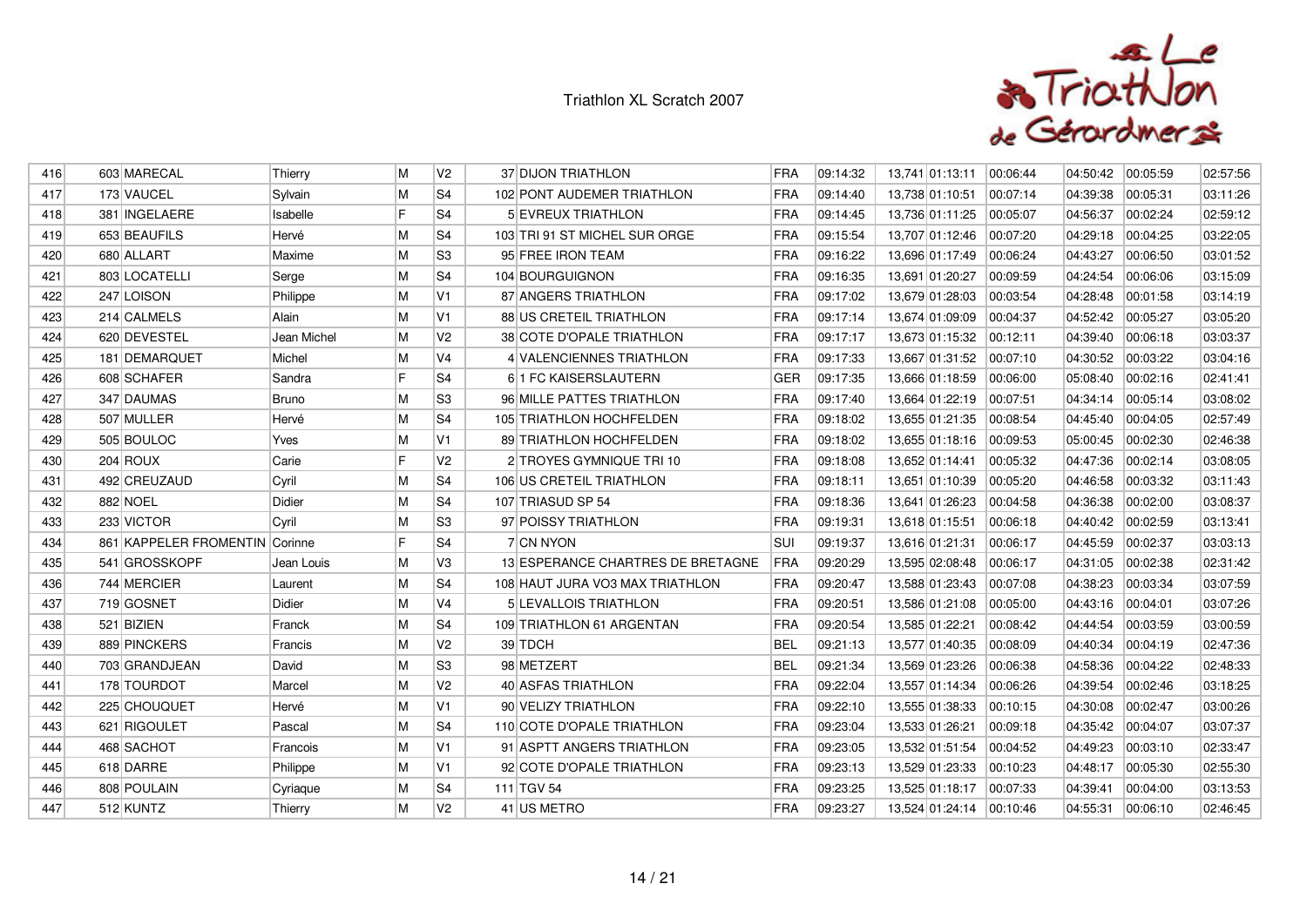# Triathlon XL Scratch 2007

| | | | | | | | | | | | | | | | |
|---|---|---|---|---|---|---|---|---|---|---|---|---|---|---|---|
| 416 | 603 | MARECAL | Thierry | M | V2 | 37 | DIJON TRIATHLON | FRA | 09:14:32 | 13,741 | 01:13:11 | 00:06:44 | 04:50:42 | 00:05:59 | 02:57:56 |
| 417 | 173 | VAUCEL | Sylvain | M | S4 | 102 | PONT AUDEMER TRIATHLON | FRA | 09:14:40 | 13,738 | 01:10:51 | 00:07:14 | 04:39:38 | 00:05:31 | 03:11:26 |
| 418 | 381 | INGELAERE | Isabelle | F | S4 | 5 | EVREUX TRIATHLON | FRA | 09:14:45 | 13,736 | 01:11:25 | 00:05:07 | 04:56:37 | 00:02:24 | 02:59:12 |
| 419 | 653 | BEAUFILS | Hervé | M | S4 | 103 | TRI 91 ST MICHEL SUR ORGE | FRA | 09:15:54 | 13,707 | 01:12:46 | 00:07:20 | 04:29:18 | 00:04:25 | 03:22:05 |
| 420 | 680 | ALLART | Maxime | M | S3 | 95 | FREE IRON TEAM | FRA | 09:16:22 | 13,696 | 01:17:49 | 00:06:24 | 04:43:27 | 00:06:50 | 03:01:52 |
| 421 | 803 | LOCATELLI | Serge | M | S4 | 104 | BOURGUIGNON | FRA | 09:16:35 | 13,691 | 01:20:27 | 00:09:59 | 04:24:54 | 00:06:06 | 03:15:09 |
| 422 | 247 | LOISON | Philippe | M | V1 | 87 | ANGERS TRIATHLON | FRA | 09:17:02 | 13,679 | 01:28:03 | 00:03:54 | 04:28:48 | 00:01:58 | 03:14:19 |
| 423 | 214 | CALMELS | Alain | M | V1 | 88 | US CRETEIL TRIATHLON | FRA | 09:17:14 | 13,674 | 01:09:09 | 00:04:37 | 04:52:42 | 00:05:27 | 03:05:20 |
| 424 | 620 | DEVESTEL | Jean Michel | M | V2 | 38 | COTE D'OPALE TRIATHLON | FRA | 09:17:17 | 13,673 | 01:15:32 | 00:12:11 | 04:39:40 | 00:06:18 | 03:03:37 |
| 425 | 181 | DEMARQUET | Michel | M | V4 | 4 | VALENCIENNES TRIATHLON | FRA | 09:17:33 | 13,667 | 01:31:52 | 00:07:10 | 04:30:52 | 00:03:22 | 03:04:16 |
| 426 | 608 | SCHAFER | Sandra | F | S4 | 6 | 1 FC KAISERSLAUTERN | GER | 09:17:35 | 13,666 | 01:18:59 | 00:06:00 | 05:08:40 | 00:02:16 | 02:41:41 |
| 427 | 347 | DAUMAS | Bruno | M | S3 | 96 | MILLE PATTES TRIATHLON | FRA | 09:17:40 | 13,664 | 01:22:19 | 00:07:51 | 04:34:14 | 00:05:14 | 03:08:02 |
| 428 | 507 | MULLER | Hervé | M | S4 | 105 | TRIATHLON HOCHFELDEN | FRA | 09:18:02 | 13,655 | 01:21:35 | 00:08:54 | 04:45:40 | 00:04:05 | 02:57:49 |
| 429 | 505 | BOULOC | Yves | M | V1 | 89 | TRIATHLON HOCHFELDEN | FRA | 09:18:02 | 13,655 | 01:18:16 | 00:09:53 | 05:00:45 | 00:02:30 | 02:46:38 |
| 430 | 204 | ROUX | Carie | F | V2 | 2 | TROYES GYMNIQUE TRI 10 | FRA | 09:18:08 | 13,652 | 01:14:41 | 00:05:32 | 04:47:36 | 00:02:14 | 03:08:05 |
| 431 | 492 | CREUZAUD | Cyril | M | S4 | 106 | US CRETEIL TRIATHLON | FRA | 09:18:11 | 13,651 | 01:10:39 | 00:05:20 | 04:46:58 | 00:03:32 | 03:11:43 |
| 432 | 882 | NOEL | Didier | M | S4 | 107 | TRIASUD SP 54 | FRA | 09:18:36 | 13,641 | 01:26:23 | 00:04:58 | 04:36:38 | 00:02:00 | 03:08:37 |
| 433 | 233 | VICTOR | Cyril | M | S3 | 97 | POISSY TRIATHLON | FRA | 09:19:31 | 13,618 | 01:15:51 | 00:06:18 | 04:40:42 | 00:02:59 | 03:13:41 |
| 434 | 861 | KAPPELER FROMENTIN | Corinne | F | S4 | 7 | CN NYON | SUI | 09:19:37 | 13,616 | 01:21:31 | 00:06:17 | 04:45:59 | 00:02:37 | 03:03:13 |
| 435 | 541 | GROSSKOPF | Jean Louis | M | V3 | 13 | ESPERANCE CHARTRES DE BRETAGNE | FRA | 09:20:29 | 13,595 | 02:08:48 | 00:06:17 | 04:31:05 | 00:02:38 | 02:31:42 |
| 436 | 744 | MERCIER | Laurent | M | S4 | 108 | HAUT JURA VO3 MAX TRIATHLON | FRA | 09:20:47 | 13,588 | 01:23:43 | 00:07:08 | 04:38:23 | 00:03:34 | 03:07:59 |
| 437 | 719 | GOSNET | Didier | M | V4 | 5 | LEVALLOIS TRIATHLON | FRA | 09:20:51 | 13,586 | 01:21:08 | 00:05:00 | 04:43:16 | 00:04:01 | 03:07:26 |
| 438 | 521 | BIZIEN | Franck | M | S4 | 109 | TRIATHLON 61 ARGENTAN | FRA | 09:20:54 | 13,585 | 01:22:21 | 00:08:42 | 04:44:54 | 00:03:59 | 03:00:59 |
| 439 | 889 | PINCKERS | Francis | M | V2 | 39 | TDCH | BEL | 09:21:13 | 13,577 | 01:40:35 | 00:08:09 | 04:40:34 | 00:04:19 | 02:47:36 |
| 440 | 703 | GRANDJEAN | David | M | S3 | 98 | METZERT | BEL | 09:21:34 | 13,569 | 01:23:26 | 00:06:38 | 04:58:36 | 00:04:22 | 02:48:33 |
| 441 | 178 | TOURDOT | Marcel | M | V2 | 40 | ASFAS TRIATHLON | FRA | 09:22:04 | 13,557 | 01:14:34 | 00:06:26 | 04:39:54 | 00:02:46 | 03:18:25 |
| 442 | 225 | CHOUQUET | Hervé | M | V1 | 90 | VELIZY TRIATHLON | FRA | 09:22:10 | 13,555 | 01:38:33 | 00:10:15 | 04:30:08 | 00:02:47 | 03:00:26 |
| 443 | 621 | RIGOULET | Pascal | M | S4 | 110 | COTE D'OPALE TRIATHLON | FRA | 09:23:04 | 13,533 | 01:26:21 | 00:09:18 | 04:35:42 | 00:04:07 | 03:07:37 |
| 444 | 468 | SACHOT | Francois | M | V1 | 91 | ASPTT ANGERS TRIATHLON | FRA | 09:23:05 | 13,532 | 01:51:54 | 00:04:52 | 04:49:23 | 00:03:10 | 02:33:47 |
| 445 | 618 | DARRE | Philippe | M | V1 | 92 | COTE D'OPALE TRIATHLON | FRA | 09:23:13 | 13,529 | 01:23:33 | 00:10:23 | 04:48:17 | 00:05:30 | 02:55:30 |
| 446 | 808 | POULAIN | Cyriaque | M | S4 | 111 | TGV 54 | FRA | 09:23:25 | 13,525 | 01:18:17 | 00:07:33 | 04:39:41 | 00:04:00 | 03:13:53 |
| 447 | 512 | KUNTZ | Thierry | M | V2 | 41 | US METRO | FRA | 09:23:27 | 13,524 | 01:24:14 | 00:10:46 | 04:55:31 | 00:06:10 | 02:46:45 |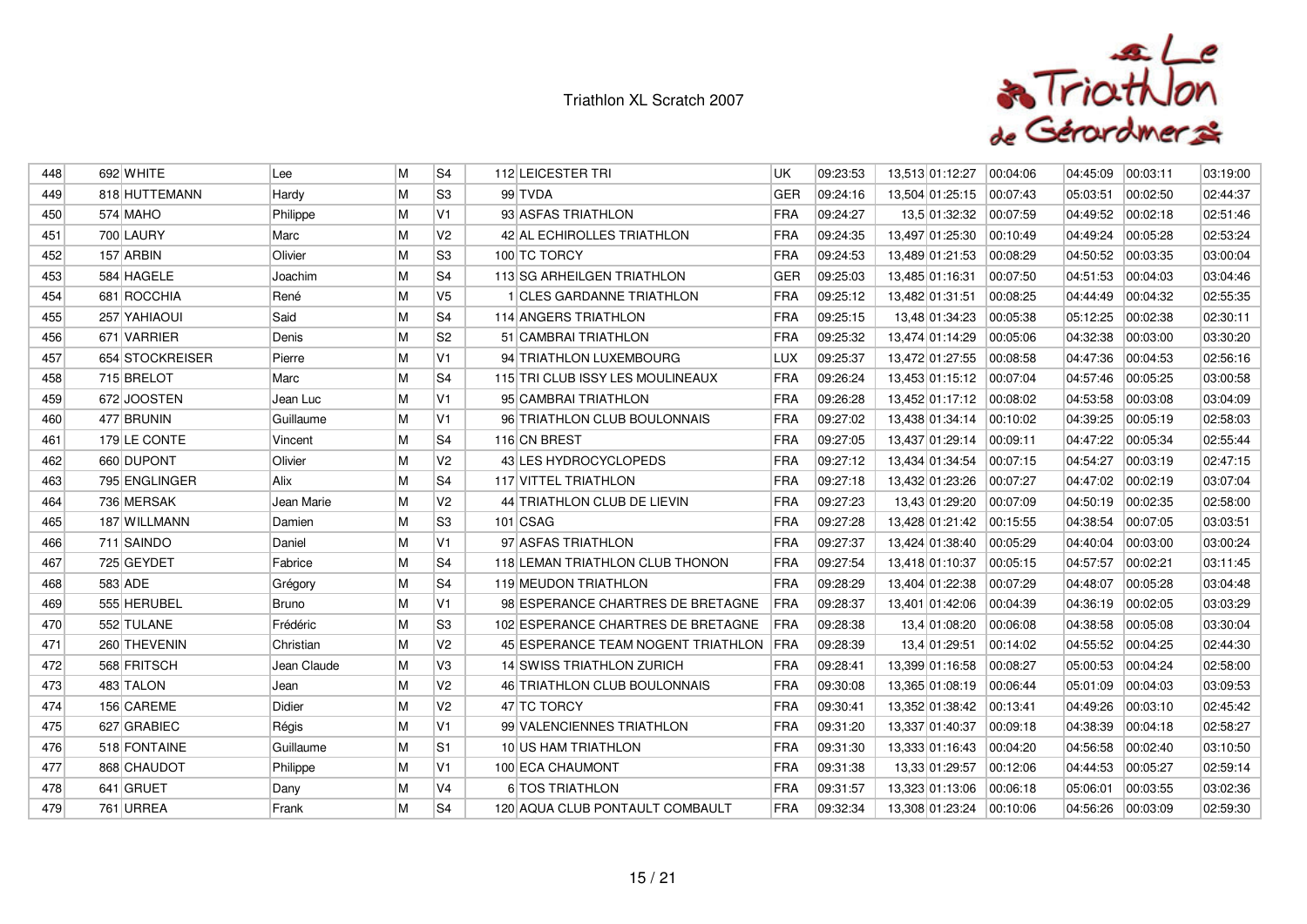Triathlon XL Scratch 2007

| | | | | | | | | | | | | | | | |
|---|---|---|---|---|---|---|---|---|---|---|---|---|---|---|---|
| 448 | 692 | WHITE | Lee | M | S4 | 112 | LEICESTER TRI | UK | 09:23:53 | 13,513 | 01:12:27 | 00:04:06 | 04:45:09 | 00:03:11 | 03:19:00 |
| 449 | 818 | HUTTEMANN | Hardy | M | S3 | 99 | TVDA | GER | 09:24:16 | 13,504 | 01:25:15 | 00:07:43 | 05:03:51 | 00:02:50 | 02:44:37 |
| 450 | 574 | MAHO | Philippe | M | V1 | 93 | ASFAS TRIATHLON | FRA | 09:24:27 | 13,5 | 01:32:32 | 00:07:59 | 04:49:52 | 00:02:18 | 02:51:46 |
| 451 | 700 | LAURY | Marc | M | V2 | 42 | AL ECHIROLLES TRIATHLON | FRA | 09:24:35 | 13,497 | 01:25:30 | 00:10:49 | 04:49:24 | 00:05:28 | 02:53:24 |
| 452 | 157 | ARBIN | Olivier | M | S3 | 100 | TC TORCY | FRA | 09:24:53 | 13,489 | 01:21:53 | 00:08:29 | 04:50:52 | 00:03:35 | 03:00:04 |
| 453 | 584 | HAGELE | Joachim | M | S4 | 113 | SG ARHEILGEN TRIATHLON | GER | 09:25:03 | 13,485 | 01:16:31 | 00:07:50 | 04:51:53 | 00:04:03 | 03:04:46 |
| 454 | 681 | ROCCHIA | René | M | V5 | 1 | CLES GARDANNE TRIATHLON | FRA | 09:25:12 | 13,482 | 01:31:51 | 00:08:25 | 04:44:49 | 00:04:32 | 02:55:35 |
| 455 | 257 | YAHIAOUI | Said | M | S4 | 114 | ANGERS TRIATHLON | FRA | 09:25:15 | 13,48 | 01:34:23 | 00:05:38 | 05:12:25 | 00:02:38 | 02:30:11 |
| 456 | 671 | VARRIER | Denis | M | S2 | 51 | CAMBRAI TRIATHLON | FRA | 09:25:32 | 13,474 | 01:14:29 | 00:05:06 | 04:32:38 | 00:03:00 | 03:30:20 |
| 457 | 654 | STOCKREISER | Pierre | M | V1 | 94 | TRIATHLON LUXEMBOURG | LUX | 09:25:37 | 13,472 | 01:27:55 | 00:08:58 | 04:47:36 | 00:04:53 | 02:56:16 |
| 458 | 715 | BRELOT | Marc | M | S4 | 115 | TRI CLUB ISSY LES MOULINEAUX | FRA | 09:26:24 | 13,453 | 01:15:12 | 00:07:04 | 04:57:46 | 00:05:25 | 03:00:58 |
| 459 | 672 | JOOSTEN | Jean Luc | M | V1 | 95 | CAMBRAI TRIATHLON | FRA | 09:26:28 | 13,452 | 01:17:12 | 00:08:02 | 04:53:58 | 00:03:08 | 03:04:09 |
| 460 | 477 | BRUNIN | Guillaume | M | V1 | 96 | TRIATHLON CLUB BOULONNAIS | FRA | 09:27:02 | 13,438 | 01:34:14 | 00:10:02 | 04:39:25 | 00:05:19 | 02:58:03 |
| 461 | 179 | LE CONTE | Vincent | M | S4 | 116 | CN BREST | FRA | 09:27:05 | 13,437 | 01:29:14 | 00:09:11 | 04:47:22 | 00:05:34 | 02:55:44 |
| 462 | 660 | DUPONT | Olivier | M | V2 | 43 | LES HYDROCYCLOPEDS | FRA | 09:27:12 | 13,434 | 01:34:54 | 00:07:15 | 04:54:27 | 00:03:19 | 02:47:15 |
| 463 | 795 | ENGLINGER | Alix | M | S4 | 117 | VITTEL TRIATHLON | FRA | 09:27:18 | 13,432 | 01:23:26 | 00:07:27 | 04:47:02 | 00:02:19 | 03:07:04 |
| 464 | 736 | MERSAK | Jean Marie | M | V2 | 44 | TRIATHLON CLUB DE LIEVIN | FRA | 09:27:23 | 13,43 | 01:29:20 | 00:07:09 | 04:50:19 | 00:02:35 | 02:58:00 |
| 465 | 187 | WILLMANN | Damien | M | S3 | 101 | CSAG | FRA | 09:27:28 | 13,428 | 01:21:42 | 00:15:55 | 04:38:54 | 00:07:05 | 03:03:51 |
| 466 | 711 | SAINDO | Daniel | M | V1 | 97 | ASFAS TRIATHLON | FRA | 09:27:37 | 13,424 | 01:38:40 | 00:05:29 | 04:40:04 | 00:03:00 | 03:00:24 |
| 467 | 725 | GEYDET | Fabrice | M | S4 | 118 | LEMAN TRIATHLON CLUB THONON | FRA | 09:27:54 | 13,418 | 01:10:37 | 00:05:15 | 04:57:57 | 00:02:21 | 03:11:45 |
| 468 | 583 | ADE | Grégory | M | S4 | 119 | MEUDON TRIATHLON | FRA | 09:28:29 | 13,404 | 01:22:38 | 00:07:29 | 04:48:07 | 00:05:28 | 03:04:48 |
| 469 | 555 | HERUBEL | Bruno | M | V1 | 98 | ESPERANCE CHARTRES DE BRETAGNE | FRA | 09:28:37 | 13,401 | 01:42:06 | 00:04:39 | 04:36:19 | 00:02:05 | 03:03:29 |
| 470 | 552 | TULANE | Frédéric | M | S3 | 102 | ESPERANCE CHARTRES DE BRETAGNE | FRA | 09:28:38 | 13,4 | 01:08:20 | 00:06:08 | 04:38:58 | 00:05:08 | 03:30:04 |
| 471 | 260 | THEVENIN | Christian | M | V2 | 45 | ESPERANCE TEAM NOGENT TRIATHLON | FRA | 09:28:39 | 13,4 | 01:29:51 | 00:14:02 | 04:55:52 | 00:04:25 | 02:44:30 |
| 472 | 568 | FRITSCH | Jean Claude | M | V3 | 14 | SWISS TRIATHLON ZURICH | FRA | 09:28:41 | 13,399 | 01:16:58 | 00:08:27 | 05:00:53 | 00:04:24 | 02:58:00 |
| 473 | 483 | TALON | Jean | M | V2 | 46 | TRIATHLON CLUB BOULONNAIS | FRA | 09:30:08 | 13,365 | 01:08:19 | 00:06:44 | 05:01:09 | 00:04:03 | 03:09:53 |
| 474 | 156 | CAREME | Didier | M | V2 | 47 | TC TORCY | FRA | 09:30:41 | 13,352 | 01:38:42 | 00:13:41 | 04:49:26 | 00:03:10 | 02:45:42 |
| 475 | 627 | GRABIEC | Régis | M | V1 | 99 | VALENCIENNES TRIATHLON | FRA | 09:31:20 | 13,337 | 01:40:37 | 00:09:18 | 04:38:39 | 00:04:18 | 02:58:27 |
| 476 | 518 | FONTAINE | Guillaume | M | S1 | 10 | US HAM TRIATHLON | FRA | 09:31:30 | 13,333 | 01:16:43 | 00:04:20 | 04:56:58 | 00:02:40 | 03:10:50 |
| 477 | 868 | CHAUDOT | Philippe | M | V1 | 100 | ECA CHAUMONT | FRA | 09:31:38 | 13,33 | 01:29:57 | 00:12:06 | 04:44:53 | 00:05:27 | 02:59:14 |
| 478 | 641 | GRUET | Dany | M | V4 | 6 | TOS TRIATHLON | FRA | 09:31:57 | 13,323 | 01:13:06 | 00:06:18 | 05:06:01 | 00:03:55 | 03:02:36 |
| 479 | 761 | URREA | Frank | M | S4 | 120 | AQUA CLUB PONTAULT COMBAULT | FRA | 09:32:34 | 13,308 | 01:23:24 | 00:10:06 | 04:56:26 | 00:03:09 | 02:59:30 |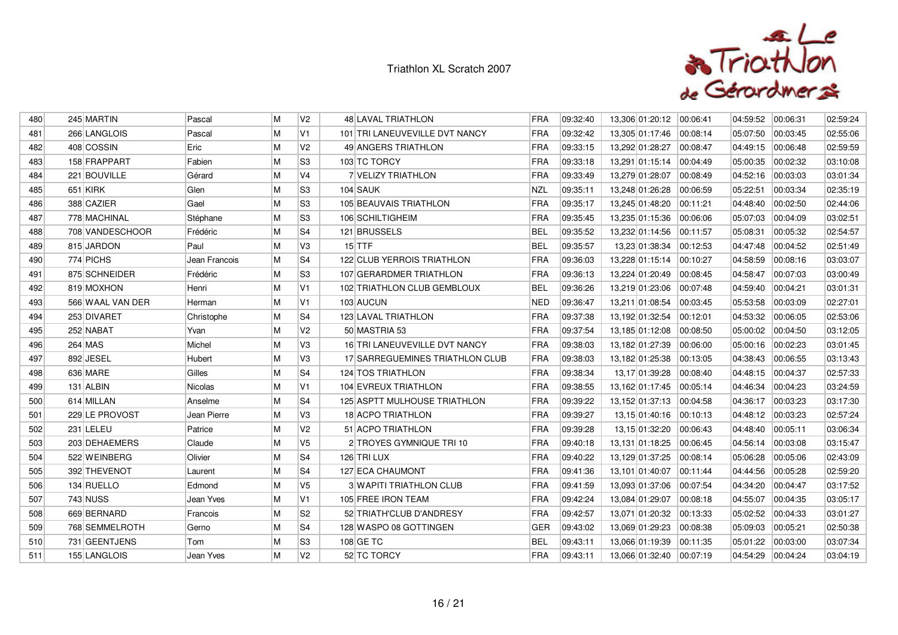Triathlon XL Scratch 2007

| | | | | | | | | | | | | | | | |
|---|---|---|---|---|---|---|---|---|---|---|---|---|---|---|---|
| 480 | 245 | MARTIN | Pascal | M | V2 | 48 | LAVAL TRIATHLON | FRA | 09:32:40 | 13,306 | 01:20:12 | 00:06:41 | 04:59:52 | 00:06:31 | 02:59:24 |
| 481 | 266 | LANGLOIS | Pascal | M | V1 | 101 | TRI LANEUVEVILLE DVT NANCY | FRA | 09:32:42 | 13,305 | 01:17:46 | 00:08:14 | 05:07:50 | 00:03:45 | 02:55:06 |
| 482 | 408 | COSSIN | Eric | M | V2 | 49 | ANGERS TRIATHLON | FRA | 09:33:15 | 13,292 | 01:28:27 | 00:08:47 | 04:49:15 | 00:06:48 | 02:59:59 |
| 483 | 158 | FRAPPART | Fabien | M | S3 | 103 | TC TORCY | FRA | 09:33:18 | 13,291 | 01:15:14 | 00:04:49 | 05:00:35 | 00:02:32 | 03:10:08 |
| 484 | 221 | BOUVILLE | Gérard | M | V4 | 7 | VELIZY TRIATHLON | FRA | 09:33:49 | 13,279 | 01:28:07 | 00:08:49 | 04:52:16 | 00:03:03 | 03:01:34 |
| 485 | 651 | KIRK | Glen | M | S3 | 104 | SAUK | NZL | 09:35:11 | 13,248 | 01:26:28 | 00:06:59 | 05:22:51 | 00:03:34 | 02:35:19 |
| 486 | 388 | CAZIER | Gael | M | S3 | 105 | BEAUVAIS TRIATHLON | FRA | 09:35:17 | 13,245 | 01:48:20 | 00:11:21 | 04:48:40 | 00:02:50 | 02:44:06 |
| 487 | 778 | MACHINAL | Stéphane | M | S3 | 106 | SCHILTIGHEIM | FRA | 09:35:45 | 13,235 | 01:15:36 | 00:06:06 | 05:07:03 | 00:04:09 | 03:02:51 |
| 488 | 708 | VANDESCHOOR | Frédéric | M | S4 | 121 | BRUSSELS | BEL | 09:35:52 | 13,232 | 01:14:56 | 00:11:57 | 05:08:31 | 00:05:32 | 02:54:57 |
| 489 | 815 | JARDON | Paul | M | V3 | 15 | TTF | BEL | 09:35:57 | 13,23 | 01:38:34 | 00:12:53 | 04:47:48 | 00:04:52 | 02:51:49 |
| 490 | 774 | PICHS | Jean Francois | M | S4 | 122 | CLUB YERROIS TRIATHLON | FRA | 09:36:03 | 13,228 | 01:15:14 | 00:10:27 | 04:58:59 | 00:08:16 | 03:03:07 |
| 491 | 875 | SCHNEIDER | Frédéric | M | S3 | 107 | GERARDMER TRIATHLON | FRA | 09:36:13 | 13,224 | 01:20:49 | 00:08:45 | 04:58:47 | 00:07:03 | 03:00:49 |
| 492 | 819 | MOXHON | Henri | M | V1 | 102 | TRIATHLON CLUB GEMBLOUX | BEL | 09:36:26 | 13,219 | 01:23:06 | 00:07:48 | 04:59:40 | 00:04:21 | 03:01:31 |
| 493 | 566 | WAAL VAN DER | Herman | M | V1 | 103 | AUCUN | NED | 09:36:47 | 13,211 | 01:08:54 | 00:03:45 | 05:53:58 | 00:03:09 | 02:27:01 |
| 494 | 253 | DIVARET | Christophe | M | S4 | 123 | LAVAL TRIATHLON | FRA | 09:37:38 | 13,192 | 01:32:54 | 00:12:01 | 04:53:32 | 00:06:05 | 02:53:06 |
| 495 | 252 | NABAT | Yvan | M | V2 | 50 | MASTRIA 53 | FRA | 09:37:54 | 13,185 | 01:12:08 | 00:08:50 | 05:00:02 | 00:04:50 | 03:12:05 |
| 496 | 264 | MAS | Michel | M | V3 | 16 | TRI LANEUVEVILLE DVT NANCY | FRA | 09:38:03 | 13,182 | 01:27:39 | 00:06:00 | 05:00:16 | 00:02:23 | 03:01:45 |
| 497 | 892 | JESEL | Hubert | M | V3 | 17 | SARREGUEMINES TRIATHLON CLUB | FRA | 09:38:03 | 13,182 | 01:25:38 | 00:13:05 | 04:38:43 | 00:06:55 | 03:13:43 |
| 498 | 636 | MARE | Gilles | M | S4 | 124 | TOS TRIATHLON | FRA | 09:38:34 | 13,17 | 01:39:28 | 00:08:40 | 04:48:15 | 00:04:37 | 02:57:33 |
| 499 | 131 | ALBIN | Nicolas | M | V1 | 104 | EVREUX TRIATHLON | FRA | 09:38:55 | 13,162 | 01:17:45 | 00:05:14 | 04:46:34 | 00:04:23 | 03:24:59 |
| 500 | 614 | MILLAN | Anselme | M | S4 | 125 | ASPTT MULHOUSE TRIATHLON | FRA | 09:39:22 | 13,152 | 01:37:13 | 00:04:58 | 04:36:17 | 00:03:23 | 03:17:30 |
| 501 | 229 | LE PROVOST | Jean Pierre | M | V3 | 18 | ACPO TRIATHLON | FRA | 09:39:27 | 13,15 | 01:40:16 | 00:10:13 | 04:48:12 | 00:03:23 | 02:57:24 |
| 502 | 231 | LELEU | Patrice | M | V2 | 51 | ACPO TRIATHLON | FRA | 09:39:28 | 13,15 | 01:32:20 | 00:06:43 | 04:48:40 | 00:05:11 | 03:06:34 |
| 503 | 203 | DEHAEMERS | Claude | M | V5 | 2 | TROYES GYMNIQUE TRI 10 | FRA | 09:40:18 | 13,131 | 01:18:25 | 00:06:45 | 04:56:14 | 00:03:08 | 03:15:47 |
| 504 | 522 | WEINBERG | Olivier | M | S4 | 126 | TRI LUX | FRA | 09:40:22 | 13,129 | 01:37:25 | 00:08:14 | 05:06:28 | 00:05:06 | 02:43:09 |
| 505 | 392 | THEVENOT | Laurent | M | S4 | 127 | ECA CHAUMONT | FRA | 09:41:36 | 13,101 | 01:40:07 | 00:11:44 | 04:44:56 | 00:05:28 | 02:59:20 |
| 506 | 134 | RUELLO | Edmond | M | V5 | 3 | WAPITI TRIATHLON CLUB | FRA | 09:41:59 | 13,093 | 01:37:06 | 00:07:54 | 04:34:20 | 00:04:47 | 03:17:52 |
| 507 | 743 | NUSS | Jean Yves | M | V1 | 105 | FREE IRON TEAM | FRA | 09:42:24 | 13,084 | 01:29:07 | 00:08:18 | 04:55:07 | 00:04:35 | 03:05:17 |
| 508 | 669 | BERNARD | Francois | M | S2 | 52 | TRIATH'CLUB D'ANDRESY | FRA | 09:42:57 | 13,071 | 01:20:32 | 00:13:33 | 05:02:52 | 00:04:33 | 03:01:27 |
| 509 | 768 | SEMMELROTH | Gerno | M | S4 | 128 | WASPO 08 GOTTINGEN | GER | 09:43:02 | 13,069 | 01:29:23 | 00:08:38 | 05:09:03 | 00:05:21 | 02:50:38 |
| 510 | 731 | GEENTJENS | Tom | M | S3 | 108 | GE TC | BEL | 09:43:11 | 13,066 | 01:19:39 | 00:11:35 | 05:01:22 | 00:03:00 | 03:07:34 |
| 511 | 155 | LANGLOIS | Jean Yves | M | V2 | 52 | TC TORCY | FRA | 09:43:11 | 13,066 | 01:32:40 | 00:07:19 | 04:54:29 | 00:04:24 | 03:04:19 |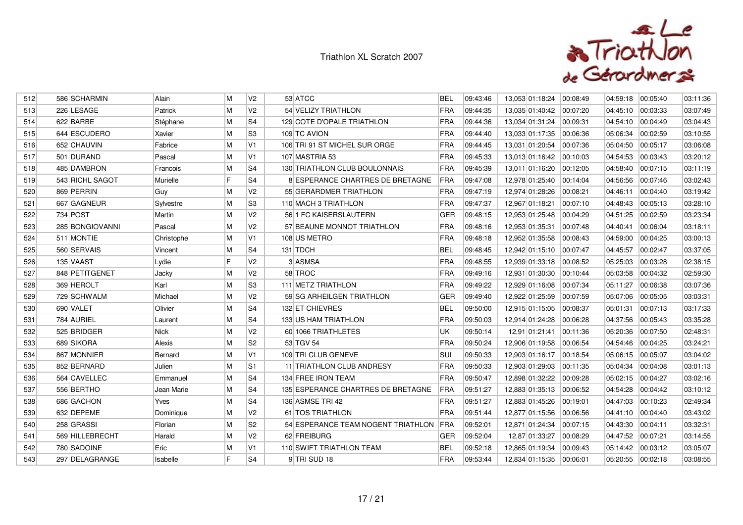# Triathlon XL Scratch 2007

| | | | | | | | | | | | | | | | |
|---|---|---|---|---|---|---|---|---|---|---|---|---|---|---|---|
| 512 | 586 | SCHARMIN | Alain | M | V2 | 53 | ATCC | BEL | 09:43:46 | 13,053 | 01:18:24 | 00:08:49 | 04:59:18 | 00:05:40 | 03:11:36 |
| 513 | 226 | LESAGE | Patrick | M | V2 | 54 | VELIZY TRIATHLON | FRA | 09:44:35 | 13,035 | 01:40:42 | 00:07:20 | 04:45:10 | 00:03:33 | 03:07:49 |
| 514 | 622 | BARBE | Stéphane | M | S4 | 129 | COTE D'OPALE TRIATHLON | FRA | 09:44:36 | 13,034 | 01:31:24 | 00:09:31 | 04:54:10 | 00:04:49 | 03:04:43 |
| 515 | 644 | ESCUDERO | Xavier | M | S3 | 109 | TC AVION | FRA | 09:44:40 | 13,033 | 01:17:35 | 00:06:36 | 05:06:34 | 00:02:59 | 03:10:55 |
| 516 | 652 | CHAUVIN | Fabrice | M | V1 | 106 | TRI 91 ST MICHEL SUR ORGE | FRA | 09:44:45 | 13,031 | 01:20:54 | 00:07:36 | 05:04:50 | 00:05:17 | 03:06:08 |
| 517 | 501 | DURAND | Pascal | M | V1 | 107 | MASTRIA 53 | FRA | 09:45:33 | 13,013 | 01:16:42 | 00:10:03 | 04:54:53 | 00:03:43 | 03:20:12 |
| 518 | 485 | DAMBRON | Francois | M | S4 | 130 | TRIATHLON CLUB BOULONNAIS | FRA | 09:45:39 | 13,011 | 01:16:20 | 00:12:05 | 04:58:40 | 00:07:15 | 03:11:19 |
| 519 | 543 | RICHL SAGOT | Murielle | F | S4 | 8 | ESPERANCE CHARTRES DE BRETAGNE | FRA | 09:47:08 | 12,978 | 01:25:40 | 00:14:04 | 04:56:56 | 00:07:46 | 03:02:43 |
| 520 | 869 | PERRIN | Guy | M | V2 | 55 | GERARDMER TRIATHLON | FRA | 09:47:19 | 12,974 | 01:28:26 | 00:08:21 | 04:46:11 | 00:04:40 | 03:19:42 |
| 521 | 667 | GAGNEUR | Sylvestre | M | S3 | 110 | MACH 3 TRIATHLON | FRA | 09:47:37 | 12,967 | 01:18:21 | 00:07:10 | 04:48:43 | 00:05:13 | 03:28:10 |
| 522 | 734 | POST | Martin | M | V2 | 56 | 1 FC KAISERSLAUTERN | GER | 09:48:15 | 12,953 | 01:25:48 | 00:04:29 | 04:51:25 | 00:02:59 | 03:23:34 |
| 523 | 285 | BONGIOVANNI | Pascal | M | V2 | 57 | BEAUNE MONNOT TRIATHLON | FRA | 09:48:16 | 12,953 | 01:35:31 | 00:07:48 | 04:40:41 | 00:06:04 | 03:18:11 |
| 524 | 511 | MONTIE | Christophe | M | V1 | 108 | US METRO | FRA | 09:48:18 | 12,952 | 01:35:58 | 00:08:43 | 04:59:00 | 00:04:25 | 03:00:13 |
| 525 | 560 | SERVAIS | Vincent | M | S4 | 131 | TDCH | BEL | 09:48:45 | 12,942 | 01:15:10 | 00:07:47 | 04:45:57 | 00:02:47 | 03:37:05 |
| 526 | 135 | VAAST | Lydie | F | V2 | 3 | ASMSA | FRA | 09:48:55 | 12,939 | 01:33:18 | 00:08:52 | 05:25:03 | 00:03:28 | 02:38:15 |
| 527 | 848 | PETITGENET | Jacky | M | V2 | 58 | TROC | FRA | 09:49:16 | 12,931 | 01:30:30 | 00:10:44 | 05:03:58 | 00:04:32 | 02:59:30 |
| 528 | 369 | HEROLT | Karl | M | S3 | 111 | METZ TRIATHLON | FRA | 09:49:22 | 12,929 | 01:16:08 | 00:07:34 | 05:11:27 | 00:06:38 | 03:07:36 |
| 529 | 729 | SCHWALM | Michael | M | V2 | 59 | SG ARHEILGEN TRIATHLON | GER | 09:49:40 | 12,922 | 01:25:59 | 00:07:59 | 05:07:06 | 00:05:05 | 03:03:31 |
| 530 | 690 | VALET | Olivier | M | S4 | 132 | ET CHIEVRES | BEL | 09:50:00 | 12,915 | 01:15:05 | 00:08:37 | 05:01:31 | 00:07:13 | 03:17:33 |
| 531 | 784 | AURIEL | Laurent | M | S4 | 133 | US HAM TRIATHLON | FRA | 09:50:03 | 12,914 | 01:24:28 | 00:06:28 | 04:37:56 | 00:05:43 | 03:35:28 |
| 532 | 525 | BRIDGER | Nick | M | V2 | 60 | 1066 TRIATHLETES | UK | 09:50:14 | 12,91 | 01:21:41 | 00:11:36 | 05:20:36 | 00:07:50 | 02:48:31 |
| 533 | 689 | SIKORA | Alexis | M | S2 | 53 | TGV 54 | FRA | 09:50:24 | 12,906 | 01:19:58 | 00:06:54 | 04:54:46 | 00:04:25 | 03:24:21 |
| 534 | 867 | MONNIER | Bernard | M | V1 | 109 | TRI CLUB GENEVE | SUI | 09:50:33 | 12,903 | 01:16:17 | 00:18:54 | 05:06:15 | 00:05:07 | 03:04:02 |
| 535 | 852 | BERNARD | Julien | M | S1 | 11 | TRIATHLON CLUB ANDRESY | FRA | 09:50:33 | 12,903 | 01:29:03 | 00:11:35 | 05:04:34 | 00:04:08 | 03:01:13 |
| 536 | 564 | CAVELLEC | Emmanuel | M | S4 | 134 | FREE IRON TEAM | FRA | 09:50:47 | 12,898 | 01:32:22 | 00:09:28 | 05:02:15 | 00:04:27 | 03:02:16 |
| 537 | 556 | BERTHO | Jean Marie | M | S4 | 135 | ESPERANCE CHARTRES DE BRETAGNE | FRA | 09:51:27 | 12,883 | 01:35:13 | 00:06:52 | 04:54:28 | 00:04:42 | 03:10:12 |
| 538 | 686 | GACHON | Yves | M | S4 | 136 | ASMSE TRI 42 | FRA | 09:51:27 | 12,883 | 01:45:26 | 00:19:01 | 04:47:03 | 00:10:23 | 02:49:34 |
| 539 | 632 | DEPEME | Dominique | M | V2 | 61 | TOS TRIATHLON | FRA | 09:51:44 | 12,877 | 01:15:56 | 00:06:56 | 04:41:10 | 00:04:40 | 03:43:02 |
| 540 | 258 | GRASSI | Florian | M | S2 | 54 | ESPERANCE TEAM NOGENT TRIATHLON | FRA | 09:52:01 | 12,871 | 01:24:34 | 00:07:15 | 04:43:30 | 00:04:11 | 03:32:31 |
| 541 | 569 | HILLEBRECHT | Harald | M | V2 | 62 | FREIBURG | GER | 09:52:04 | 12,87 | 01:33:27 | 00:08:29 | 04:47:52 | 00:07:21 | 03:14:55 |
| 542 | 780 | SADOINE | Eric | M | V1 | 110 | SWIFT TRIATHLON TEAM | BEL | 09:52:18 | 12,865 | 01:19:34 | 00:09:43 | 05:14:42 | 00:03:12 | 03:05:07 |
| 543 | 297 | DELAGRANGE | Isabelle | F | S4 | 9 | TRI SUD 18 | FRA | 09:53:44 | 12,834 | 01:15:35 | 00:06:01 | 05:20:55 | 00:02:18 | 03:08:55 |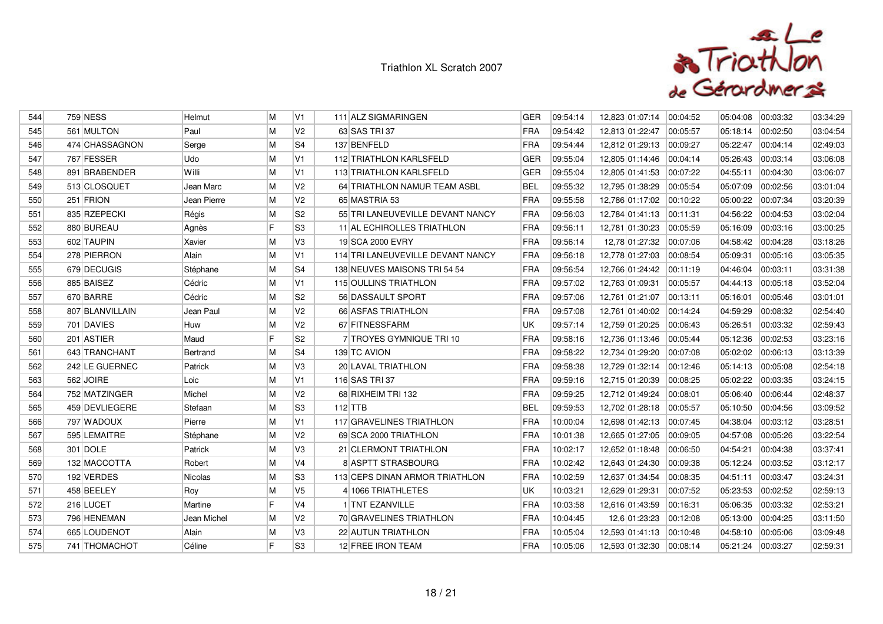# Triathlon XL Scratch 2007

| 544 | 759 | NESS | Helmut | M | V1 | 111 | ALZ SIGMARINGEN | GER | 09:54:14 | 12,823 | 01:07:14 | 00:04:52 | 05:04:08 | 00:03:32 | 03:34:29 |
|---|---|---|---|---|---|---|---|---|---|---|---|---|---|---|---|
| 545 | 561 | MULTON | Paul | M | V2 | 63 | SAS TRI 37 | FRA | 09:54:42 | 12,813 | 01:22:47 | 00:05:57 | 05:18:14 | 00:02:50 | 03:04:54 |
| 546 | 474 | CHASSAGNON | Serge | M | S4 | 137 | BENFELD | FRA | 09:54:44 | 12,812 | 01:29:13 | 00:09:27 | 05:22:47 | 00:04:14 | 02:49:03 |
| 547 | 767 | FESSER | Udo | M | V1 | 112 | TRIATHLON KARLSFELD | GER | 09:55:04 | 12,805 | 01:14:46 | 00:04:14 | 05:26:43 | 00:03:14 | 03:06:08 |
| 548 | 891 | BRABENDER | Willi | M | V1 | 113 | TRIATHLON KARLSFELD | GER | 09:55:04 | 12,805 | 01:41:53 | 00:07:22 | 04:55:11 | 00:04:30 | 03:06:07 |
| 549 | 513 | CLOSQUET | Jean Marc | M | V2 | 64 | TRIATHLON NAMUR TEAM ASBL | BEL | 09:55:32 | 12,795 | 01:38:29 | 00:05:54 | 05:07:09 | 00:02:56 | 03:01:04 |
| 550 | 251 | FRION | Jean Pierre | M | V2 | 65 | MASTRIA 53 | FRA | 09:55:58 | 12,786 | 01:17:02 | 00:10:22 | 05:00:22 | 00:07:34 | 03:20:39 |
| 551 | 835 | RZEPECKI | Régis | M | S2 | 55 | TRI LANEUVEVILLE DEVANT NANCY | FRA | 09:56:03 | 12,784 | 01:41:13 | 00:11:31 | 04:56:22 | 00:04:53 | 03:02:04 |
| 552 | 880 | BUREAU | Agnès | F | S3 | 11 | AL ECHIROLLES TRIATHLON | FRA | 09:56:11 | 12,781 | 01:30:23 | 00:05:59 | 05:16:09 | 00:03:16 | 03:00:25 |
| 553 | 602 | TAUPIN | Xavier | M | V3 | 19 | SCA 2000 EVRY | FRA | 09:56:14 | 12,78 | 01:27:32 | 00:07:06 | 04:58:42 | 00:04:28 | 03:18:26 |
| 554 | 278 | PIERRON | Alain | M | V1 | 114 | TRI LANEUVEVILLE DEVANT NANCY | FRA | 09:56:18 | 12,778 | 01:27:03 | 00:08:54 | 05:09:31 | 00:05:16 | 03:05:35 |
| 555 | 679 | DECUGIS | Stéphane | M | S4 | 138 | NEUVES MAISONS TRI 54 54 | FRA | 09:56:54 | 12,766 | 01:24:42 | 00:11:19 | 04:46:04 | 00:03:11 | 03:31:38 |
| 556 | 885 | BAISEZ | Cédric | M | V1 | 115 | OULLINS TRIATHLON | FRA | 09:57:02 | 12,763 | 01:09:31 | 00:05:57 | 04:44:13 | 00:05:18 | 03:52:04 |
| 557 | 670 | BARRE | Cédric | M | S2 | 56 | DASSAULT SPORT | FRA | 09:57:06 | 12,761 | 01:21:07 | 00:13:11 | 05:16:01 | 00:05:46 | 03:01:01 |
| 558 | 807 | BLANVILLAIN | Jean Paul | M | V2 | 66 | ASFAS TRIATHLON | FRA | 09:57:08 | 12,761 | 01:40:02 | 00:14:24 | 04:59:29 | 00:08:32 | 02:54:40 |
| 559 | 701 | DAVIES | Huw | M | V2 | 67 | FITNESSFARM | UK | 09:57:14 | 12,759 | 01:20:25 | 00:06:43 | 05:26:51 | 00:03:32 | 02:59:43 |
| 560 | 201 | ASTIER | Maud | F | S2 | 7 | TROYES GYMNIQUE TRI 10 | FRA | 09:58:16 | 12,736 | 01:13:46 | 00:05:44 | 05:12:36 | 00:02:53 | 03:23:16 |
| 561 | 643 | TRANCHANT | Bertrand | M | S4 | 139 | TC AVION | FRA | 09:58:22 | 12,734 | 01:29:20 | 00:07:08 | 05:02:02 | 00:06:13 | 03:13:39 |
| 562 | 242 | LE GUERNEC | Patrick | M | V3 | 20 | LAVAL TRIATHLON | FRA | 09:58:38 | 12,729 | 01:32:14 | 00:12:46 | 05:14:13 | 00:05:08 | 02:54:18 |
| 563 | 562 | JOIRE | Loic | M | V1 | 116 | SAS TRI 37 | FRA | 09:59:16 | 12,715 | 01:20:39 | 00:08:25 | 05:02:22 | 00:03:35 | 03:24:15 |
| 564 | 752 | MATZINGER | Michel | M | V2 | 68 | RIXHEIM TRI 132 | FRA | 09:59:25 | 12,712 | 01:49:24 | 00:08:01 | 05:06:40 | 00:06:44 | 02:48:37 |
| 565 | 459 | DEVLIEGERE | Stefaan | M | S3 | 112 | TTB | BEL | 09:59:53 | 12,702 | 01:28:18 | 00:05:57 | 05:10:50 | 00:04:56 | 03:09:52 |
| 566 | 797 | WADOUX | Pierre | M | V1 | 117 | GRAVELINES TRIATHLON | FRA | 10:00:04 | 12,698 | 01:42:13 | 00:07:45 | 04:38:04 | 00:03:12 | 03:28:51 |
| 567 | 595 | LEMAITRE | Stéphane | M | V2 | 69 | SCA 2000 TRIATHLON | FRA | 10:01:38 | 12,665 | 01:27:05 | 00:09:05 | 04:57:08 | 00:05:26 | 03:22:54 |
| 568 | 301 | DOLE | Patrick | M | V3 | 21 | CLERMONT TRIATHLON | FRA | 10:02:17 | 12,652 | 01:18:48 | 00:06:50 | 04:54:21 | 00:04:38 | 03:37:41 |
| 569 | 132 | MACCOTTA | Robert | M | V4 | 8 | ASPTT STRASBOURG | FRA | 10:02:42 | 12,643 | 01:24:30 | 00:09:38 | 05:12:24 | 00:03:52 | 03:12:17 |
| 570 | 192 | VERDES | Nicolas | M | S3 | 113 | CEPS DINAN ARMOR TRIATHLON | FRA | 10:02:59 | 12,637 | 01:34:54 | 00:08:35 | 04:51:11 | 00:03:47 | 03:24:31 |
| 571 | 458 | BEELEY | Roy | M | V5 | 4 | 1066 TRIATHLETES | UK | 10:03:21 | 12,629 | 01:29:31 | 00:07:52 | 05:23:53 | 00:02:52 | 02:59:13 |
| 572 | 216 | LUCET | Martine | F | V4 | 1 | TNT EZANVILLE | FRA | 10:03:58 | 12,616 | 01:43:59 | 00:16:31 | 05:06:35 | 00:03:32 | 02:53:21 |
| 573 | 796 | HENEMAN | Jean Michel | M | V2 | 70 | GRAVELINES TRIATHLON | FRA | 10:04:45 | 12,6 | 01:23:23 | 00:12:08 | 05:13:00 | 00:04:25 | 03:11:50 |
| 574 | 665 | LOUDENOT | Alain | M | V3 | 22 | AUTUN TRIATHLON | FRA | 10:05:04 | 12,593 | 01:41:13 | 00:10:48 | 04:58:10 | 00:05:06 | 03:09:48 |
| 575 | 741 | THOMACHOT | Céline | F | S3 | 12 | FREE IRON TEAM | FRA | 10:05:06 | 12,593 | 01:32:30 | 00:08:14 | 05:21:24 | 00:03:27 | 02:59:31 |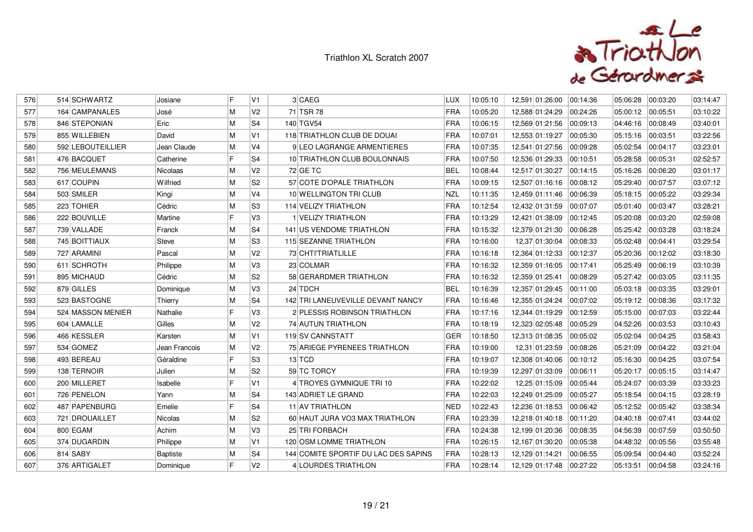# Triathlon XL Scratch 2007

| | | | | | | | | | | | | | | | |
|---|---|---|---|---|---|---|---|---|---|---|---|---|---|---|---|
| 576 | 514 | SCHWARTZ | Josiane | F | V1 | 3 | CAEG | LUX | 10:05:10 | 12,591 | 01:26:00 | 00:14:36 | 05:06:28 | 00:03:20 | 03:14:47 |
| 577 | 164 | CAMPANALES | José | M | V2 | 71 | TSR 78 | FRA | 10:05:20 | 12,588 | 01:24:29 | 00:24:26 | 05:00:12 | 00:05:51 | 03:10:22 |
| 578 | 846 | STEPONIAN | Eric | M | S4 | 140 | TGV54 | FRA | 10:06:15 | 12,569 | 01:21:56 | 00:09:13 | 04:46:16 | 00:08:49 | 03:40:01 |
| 579 | 855 | WILLEBIEN | David | M | V1 | 118 | TRIATHLON CLUB DE DOUAI | FRA | 10:07:01 | 12,553 | 01:19:27 | 00:05:30 | 05:15:16 | 00:03:51 | 03:22:56 |
| 580 | 592 | LEBOUTEILLIER | Jean Claude | M | V4 | 9 | LEO LAGRANGE ARMENTIERES | FRA | 10:07:35 | 12,541 | 01:27:56 | 00:09:28 | 05:02:54 | 00:04:17 | 03:23:01 |
| 581 | 476 | BACQUET | Catherine | F | S4 | 10 | TRIATHLON CLUB BOULONNAIS | FRA | 10:07:50 | 12,536 | 01:29:33 | 00:10:51 | 05:28:58 | 00:05:31 | 02:52:57 |
| 582 | 756 | MEULEMANS | Nicolaas | M | V2 | 72 | GE TC | BEL | 10:08:44 | 12,517 | 01:30:27 | 00:14:15 | 05:16:26 | 00:06:20 | 03:01:17 |
| 583 | 617 | COUPIN | Wilfried | M | S2 | 57 | COTE D'OPALE TRIATHLON | FRA | 10:09:15 | 12,507 | 01:16:16 | 00:08:12 | 05:29:40 | 00:07:57 | 03:07:12 |
| 584 | 503 | SMILER | Kingi | M | V4 | 10 | WELLINGTON TRI CLUB | NZL | 10:11:35 | 12,459 | 01:11:46 | 00:06:39 | 05:18:15 | 00:05:22 | 03:29:34 |
| 585 | 223 | TOHIER | Cédric | M | S3 | 114 | VELIZY TRIATHLON | FRA | 10:12:54 | 12,432 | 01:31:59 | 00:07:07 | 05:01:40 | 00:03:47 | 03:28:21 |
| 586 | 222 | BOUVILLE | Martine | F | V3 | 1 | VELIZY TRIATHLON | FRA | 10:13:29 | 12,421 | 01:38:09 | 00:12:45 | 05:20:08 | 00:03:20 | 02:59:08 |
| 587 | 739 | VALLADE | Franck | M | S4 | 141 | US VENDOME TRIATHLON | FRA | 10:15:32 | 12,379 | 01:21:30 | 00:06:28 | 05:25:42 | 00:03:28 | 03:18:24 |
| 588 | 745 | BOITTIAUX | Steve | M | S3 | 115 | SEZANNE TRIATHLON | FRA | 10:16:00 | 12,37 | 01:30:04 | 00:08:33 | 05:02:48 | 00:04:41 | 03:29:54 |
| 589 | 727 | ARAMINI | Pascal | M | V2 | 73 | CHTI'TRIATLILLE | FRA | 10:16:18 | 12,364 | 01:12:33 | 00:12:37 | 05:20:36 | 00:12:02 | 03:18:30 |
| 590 | 611 | SCHROTH | Philippe | M | V3 | 23 | COLMAR | FRA | 10:16:32 | 12,359 | 01:16:05 | 00:17:41 | 05:25:49 | 00:06:19 | 03:10:39 |
| 591 | 895 | MICHAUD | Cédric | M | S2 | 58 | GERARDMER TRIATHLON | FRA | 10:16:32 | 12,359 | 01:25:41 | 00:08:29 | 05:27:42 | 00:03:05 | 03:11:35 |
| 592 | 879 | GILLES | Dominique | M | V3 | 24 | TDCH | BEL | 10:16:39 | 12,357 | 01:29:45 | 00:11:00 | 05:03:18 | 00:03:35 | 03:29:01 |
| 593 | 523 | BASTOGNE | Thierry | M | S4 | 142 | TRI LANEUVEVILLE DEVANT NANCY | FRA | 10:16:46 | 12,355 | 01:24:24 | 00:07:02 | 05:19:12 | 00:08:36 | 03:17:32 |
| 594 | 524 | MASSON MENIER | Nathalie | F | V3 | 2 | PLESSIS ROBINSON TRIATHLON | FRA | 10:17:16 | 12,344 | 01:19:29 | 00:12:59 | 05:15:00 | 00:07:03 | 03:22:44 |
| 595 | 604 | LAMALLE | Gilles | M | V2 | 74 | AUTUN TRIATHLON | FRA | 10:18:19 | 12,323 | 02:05:48 | 00:05:29 | 04:52:26 | 00:03:53 | 03:10:43 |
| 596 | 466 | KESSLER | Karsten | M | V1 | 119 | SV CANNSTATT | GER | 10:18:50 | 12,313 | 01:08:35 | 00:05:02 | 05:02:04 | 00:04:25 | 03:58:43 |
| 597 | 534 | GOMEZ | Jean Francois | M | V2 | 75 | ARIEGE PYRENEES TRIATHLON | FRA | 10:19:00 | 12,31 | 01:23:59 | 00:08:26 | 05:21:09 | 00:04:22 | 03:21:04 |
| 598 | 493 | BEREAU | Géraldine | F | S3 | 13 | TCD | FRA | 10:19:07 | 12,308 | 01:40:06 | 00:10:12 | 05:16:30 | 00:04:25 | 03:07:54 |
| 599 | 138 | TERNOIR | Julien | M | S2 | 59 | TC TORCY | FRA | 10:19:39 | 12,297 | 01:33:09 | 00:06:11 | 05:20:17 | 00:05:15 | 03:14:47 |
| 600 | 200 | MILLERET | Isabelle | F | V1 | 4 | TROYES GYMNIQUE TRI 10 | FRA | 10:22:02 | 12,25 | 01:15:09 | 00:05:44 | 05:24:07 | 00:03:39 | 03:33:23 |
| 601 | 726 | PENELON | Yann | M | S4 | 143 | ADRIET LE GRAND | FRA | 10:22:03 | 12,249 | 01:25:09 | 00:05:27 | 05:18:54 | 00:04:15 | 03:28:19 |
| 602 | 487 | PAPENBURG | Emelie | F | S4 | 11 | AV TRIATHLON | NED | 10:22:43 | 12,236 | 01:18:53 | 00:06:42 | 05:12:52 | 00:05:42 | 03:38:34 |
| 603 | 721 | DROUAILLET | Nicolas | M | S2 | 60 | HAUT JURA VO3 MAX TRIATHLON | FRA | 10:23:39 | 12,218 | 01:40:18 | 00:11:20 | 04:40:18 | 00:07:41 | 03:44:02 |
| 604 | 800 | EGAM | Achim | M | V3 | 25 | TRI FORBACH | FRA | 10:24:38 | 12,199 | 01:20:36 | 00:08:35 | 04:56:39 | 00:07:59 | 03:50:50 |
| 605 | 374 | DUGARDIN | Philippe | M | V1 | 120 | OSM LOMME TRIATHLON | FRA | 10:26:15 | 12,167 | 01:30:20 | 00:05:38 | 04:48:32 | 00:05:56 | 03:55:48 |
| 606 | 814 | SABY | Baptiste | M | S4 | 144 | COMITE SPORTIF DU LAC DES SAPINS | FRA | 10:28:13 | 12,129 | 01:14:21 | 00:06:55 | 05:09:54 | 00:04:40 | 03:52:24 |
| 607 | 376 | ARTIGALET | Dominique | F | V2 | 4 | LOURDES TRIATHLON | FRA | 10:28:14 | 12,129 | 01:17:48 | 00:27:22 | 05:13:51 | 00:04:58 | 03:24:16 |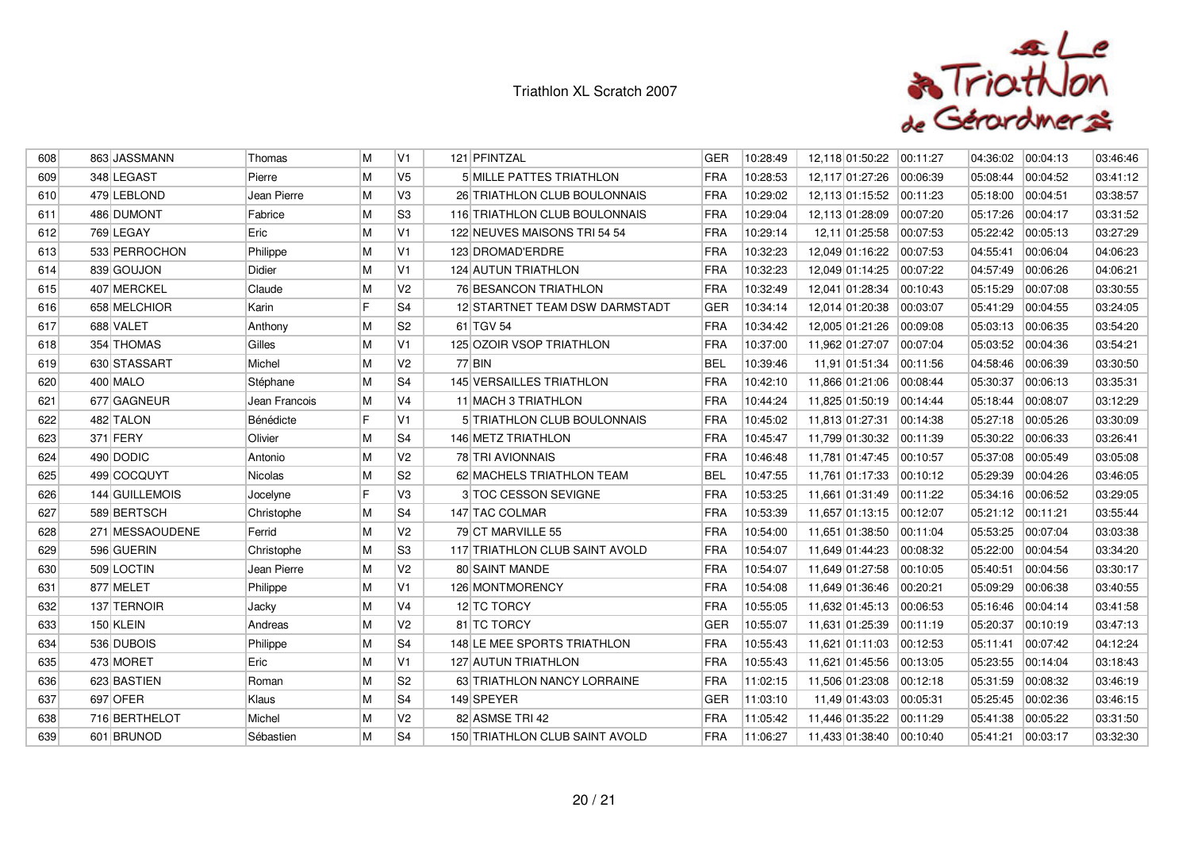# Triathlon XL Scratch 2007

| | | | | | | | | | | | | | | | |
|---|---|---|---|---|---|---|---|---|---|---|---|---|---|---|---|
| 608 | 863 | JASSMANN | Thomas | M | V1 | 121 | PFINTZAL | GER | 10:28:49 | 12,118 | 01:50:22 | 00:11:27 | 04:36:02 | 00:04:13 | 03:46:46 |
| 609 | 348 | LEGAST | Pierre | M | V5 | 5 | MILLE PATTES TRIATHLON | FRA | 10:28:53 | 12,117 | 01:27:26 | 00:06:39 | 05:08:44 | 00:04:52 | 03:41:12 |
| 610 | 479 | LEBLOND | Jean Pierre | M | V3 | 26 | TRIATHLON CLUB BOULONNAIS | FRA | 10:29:02 | 12,113 | 01:15:52 | 00:11:23 | 05:18:00 | 00:04:51 | 03:38:57 |
| 611 | 486 | DUMONT | Fabrice | M | S3 | 116 | TRIATHLON CLUB BOULONNAIS | FRA | 10:29:04 | 12,113 | 01:28:09 | 00:07:20 | 05:17:26 | 00:04:17 | 03:31:52 |
| 612 | 769 | LEGAY | Eric | M | V1 | 122 | NEUVES MAISONS TRI 54 54 | FRA | 10:29:14 | 12,11 | 01:25:58 | 00:07:53 | 05:22:42 | 00:05:13 | 03:27:29 |
| 613 | 533 | PERROCHON | Philippe | M | V1 | 123 | DROMAD'ERDRE | FRA | 10:32:23 | 12,049 | 01:16:22 | 00:07:53 | 04:55:41 | 00:06:04 | 04:06:23 |
| 614 | 839 | GOUJON | Didier | M | V1 | 124 | AUTUN TRIATHLON | FRA | 10:32:23 | 12,049 | 01:14:25 | 00:07:22 | 04:57:49 | 00:06:26 | 04:06:21 |
| 615 | 407 | MERCKEL | Claude | M | V2 | 76 | BESANCON TRIATHLON | FRA | 10:32:49 | 12,041 | 01:28:34 | 00:10:43 | 05:15:29 | 00:07:08 | 03:30:55 |
| 616 | 658 | MELCHIOR | Karin | F | S4 | 12 | STARTNET TEAM DSW DARMSTADT | GER | 10:34:14 | 12,014 | 01:20:38 | 00:03:07 | 05:41:29 | 00:04:55 | 03:24:05 |
| 617 | 688 | VALET | Anthony | M | S2 | 61 | TGV 54 | FRA | 10:34:42 | 12,005 | 01:21:26 | 00:09:08 | 05:03:13 | 00:06:35 | 03:54:20 |
| 618 | 354 | THOMAS | Gilles | M | V1 | 125 | OZOIR VSOP TRIATHLON | FRA | 10:37:00 | 11,962 | 01:27:07 | 00:07:04 | 05:03:52 | 00:04:36 | 03:54:21 |
| 619 | 630 | STASSART | Michel | M | V2 | 77 | BIN | BEL | 10:39:46 | 11,91 | 01:51:34 | 00:11:56 | 04:58:46 | 00:06:39 | 03:30:50 |
| 620 | 400 | MALO | Stéphane | M | S4 | 145 | VERSAILLES TRIATHLON | FRA | 10:42:10 | 11,866 | 01:21:06 | 00:08:44 | 05:30:37 | 00:06:13 | 03:35:31 |
| 621 | 677 | GAGNEUR | Jean Francois | M | V4 | 11 | MACH 3 TRIATHLON | FRA | 10:44:24 | 11,825 | 01:50:19 | 00:14:44 | 05:18:44 | 00:08:07 | 03:12:29 |
| 622 | 482 | TALON | Bénédicte | F | V1 | 5 | TRIATHLON CLUB BOULONNAIS | FRA | 10:45:02 | 11,813 | 01:27:31 | 00:14:38 | 05:27:18 | 00:05:26 | 03:30:09 |
| 623 | 371 | FERY | Olivier | M | S4 | 146 | METZ TRIATHLON | FRA | 10:45:47 | 11,799 | 01:30:32 | 00:11:39 | 05:30:22 | 00:06:33 | 03:26:41 |
| 624 | 490 | DODIC | Antonio | M | V2 | 78 | TRI AVIONNAIS | FRA | 10:46:48 | 11,781 | 01:47:45 | 00:10:57 | 05:37:08 | 00:05:49 | 03:05:08 |
| 625 | 499 | COCQUYT | Nicolas | M | S2 | 62 | MACHELS TRIATHLON TEAM | BEL | 10:47:55 | 11,761 | 01:17:33 | 00:10:12 | 05:29:39 | 00:04:26 | 03:46:05 |
| 626 | 144 | GUILLEMOIS | Jocelyne | F | V3 | 3 | TOC CESSON SEVIGNE | FRA | 10:53:25 | 11,661 | 01:31:49 | 00:11:22 | 05:34:16 | 00:06:52 | 03:29:05 |
| 627 | 589 | BERTSCH | Christophe | M | S4 | 147 | TAC COLMAR | FRA | 10:53:39 | 11,657 | 01:13:15 | 00:12:07 | 05:21:12 | 00:11:21 | 03:55:44 |
| 628 | 271 | MESSAOUDENE | Ferrid | M | V2 | 79 | CT MARVILLE 55 | FRA | 10:54:00 | 11,651 | 01:38:50 | 00:11:04 | 05:53:25 | 00:07:04 | 03:03:38 |
| 629 | 596 | GUERIN | Christophe | M | S3 | 117 | TRIATHLON CLUB SAINT AVOLD | FRA | 10:54:07 | 11,649 | 01:44:23 | 00:08:32 | 05:22:00 | 00:04:54 | 03:34:20 |
| 630 | 509 | LOCTIN | Jean Pierre | M | V2 | 80 | SAINT MANDE | FRA | 10:54:07 | 11,649 | 01:27:58 | 00:10:05 | 05:40:51 | 00:04:56 | 03:30:17 |
| 631 | 877 | MELET | Philippe | M | V1 | 126 | MONTMORENCY | FRA | 10:54:08 | 11,649 | 01:36:46 | 00:20:21 | 05:09:29 | 00:06:38 | 03:40:55 |
| 632 | 137 | TERNOIR | Jacky | M | V4 | 12 | TC TORCY | FRA | 10:55:05 | 11,632 | 01:45:13 | 00:06:53 | 05:16:46 | 00:04:14 | 03:41:58 |
| 633 | 150 | KLEIN | Andreas | M | V2 | 81 | TC TORCY | GER | 10:55:07 | 11,631 | 01:25:39 | 00:11:19 | 05:20:37 | 00:10:19 | 03:47:13 |
| 634 | 536 | DUBOIS | Philippe | M | S4 | 148 | LE MEE SPORTS TRIATHLON | FRA | 10:55:43 | 11,621 | 01:11:03 | 00:12:53 | 05:11:41 | 00:07:42 | 04:12:24 |
| 635 | 473 | MORET | Eric | M | V1 | 127 | AUTUN TRIATHLON | FRA | 10:55:43 | 11,621 | 01:45:56 | 00:13:05 | 05:23:55 | 00:14:04 | 03:18:43 |
| 636 | 623 | BASTIEN | Roman | M | S2 | 63 | TRIATHLON NANCY LORRAINE | FRA | 11:02:15 | 11,506 | 01:23:08 | 00:12:18 | 05:31:59 | 00:08:32 | 03:46:19 |
| 637 | 697 | OFER | Klaus | M | S4 | 149 | SPEYER | GER | 11:03:10 | 11,49 | 01:43:03 | 00:05:31 | 05:25:45 | 00:02:36 | 03:46:15 |
| 638 | 716 | BERTHELOT | Michel | M | V2 | 82 | ASMSE TRI 42 | FRA | 11:05:42 | 11,446 | 01:35:22 | 00:11:29 | 05:41:38 | 00:05:22 | 03:31:50 |
| 639 | 601 | BRUNOD | Sébastien | M | S4 | 150 | TRIATHLON CLUB SAINT AVOLD | FRA | 11:06:27 | 11,433 | 01:38:40 | 00:10:40 | 05:41:21 | 00:03:17 | 03:32:30 |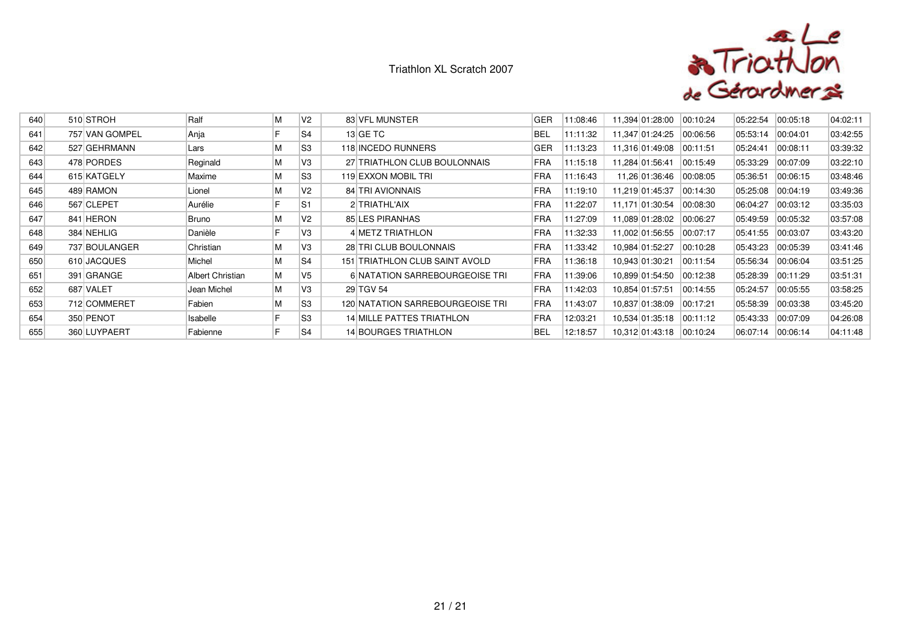Triathlon XL Scratch 2007

| | | | | | | | | | | | | | | |
|---|---|---|---|---|---|---|---|---|---|---|---|---|---|---|
| 640 | 510 | STROH | Ralf | M | V2 | 83 | VFL MUNSTER | GER | 11:08:46 | 11,394 | 01:28:00 | 00:10:24 | 05:22:54 | 00:05:18 | 04:02:11 |
| 641 | 757 | VAN GOMPEL | Anja | F | S4 | 13 | GE TC | BEL | 11:11:32 | 11,347 | 01:24:25 | 00:06:56 | 05:53:14 | 00:04:01 | 03:42:55 |
| 642 | 527 | GEHRMANN | Lars | M | S3 | 118 | INCEDO RUNNERS | GER | 11:13:23 | 11,316 | 01:49:08 | 00:11:51 | 05:24:41 | 00:08:11 | 03:39:32 |
| 643 | 478 | PORDES | Reginald | M | V3 | 27 | TRIATHLON CLUB BOULONNAIS | FRA | 11:15:18 | 11,284 | 01:56:41 | 00:15:49 | 05:33:29 | 00:07:09 | 03:22:10 |
| 644 | 615 | KATGELY | Maxime | M | S3 | 119 | EXXON MOBIL TRI | FRA | 11:16:43 | 11,26 | 01:36:46 | 00:08:05 | 05:36:51 | 00:06:15 | 03:48:46 |
| 645 | 489 | RAMON | Lionel | M | V2 | 84 | TRI AVIONNAIS | FRA | 11:19:10 | 11,219 | 01:45:37 | 00:14:30 | 05:25:08 | 00:04:19 | 03:49:36 |
| 646 | 567 | CLEPET | Aurélie | F | S1 | 2 | TRIATHL'AIX | FRA | 11:22:07 | 11,171 | 01:30:54 | 00:08:30 | 06:04:27 | 00:03:12 | 03:35:03 |
| 647 | 841 | HERON | Bruno | M | V2 | 85 | LES PIRANHAS | FRA | 11:27:09 | 11,089 | 01:28:02 | 00:06:27 | 05:49:59 | 00:05:32 | 03:57:08 |
| 648 | 384 | NEHLIG | Danièle | F | V3 | 4 | METZ TRIATHLON | FRA | 11:32:33 | 11,002 | 01:56:55 | 00:07:17 | 05:41:55 | 00:03:07 | 03:43:20 |
| 649 | 737 | BOULANGER | Christian | M | V3 | 28 | TRI CLUB BOULONNAIS | FRA | 11:33:42 | 10,984 | 01:52:27 | 00:10:28 | 05:43:23 | 00:05:39 | 03:41:46 |
| 650 | 610 | JACQUES | Michel | M | S4 | 151 | TRIATHLON CLUB SAINT AVOLD | FRA | 11:36:18 | 10,943 | 01:30:21 | 00:11:54 | 05:56:34 | 00:06:04 | 03:51:25 |
| 651 | 391 | GRANGE | Albert Christian | M | V5 | 6 | NATATION SARREBOURGEOISE TRI | FRA | 11:39:06 | 10,899 | 01:54:50 | 00:12:38 | 05:28:39 | 00:11:29 | 03:51:31 |
| 652 | 687 | VALET | Jean Michel | M | V3 | 29 | TGV 54 | FRA | 11:42:03 | 10,854 | 01:57:51 | 00:14:55 | 05:24:57 | 00:05:55 | 03:58:25 |
| 653 | 712 | COMMERET | Fabien | M | S3 | 120 | NATATION SARREBOURGEOISE TRI | FRA | 11:43:07 | 10,837 | 01:38:09 | 00:17:21 | 05:58:39 | 00:03:38 | 03:45:20 |
| 654 | 350 | PENOT | Isabelle | F | S3 | 14 | MILLE PATTES TRIATHLON | FRA | 12:03:21 | 10,534 | 01:35:18 | 00:11:12 | 05:43:33 | 00:07:09 | 04:26:08 |
| 655 | 360 | LUYPAERT | Fabienne | F | S4 | 14 | BOURGES TRIATHLON | BEL | 12:18:57 | 10,312 | 01:43:18 | 00:10:24 | 06:07:14 | 00:06:14 | 04:11:48 |